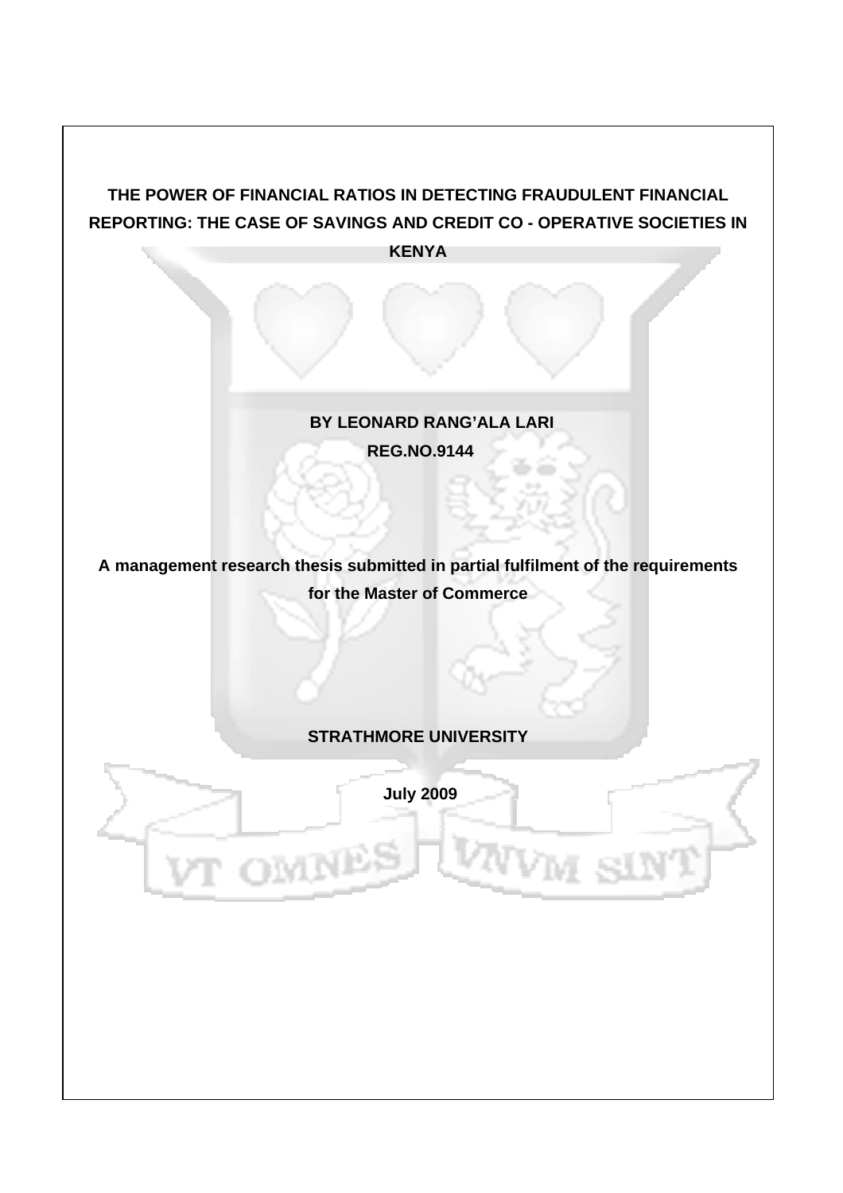# THE POWER OF FINANCIAL RATIOS IN DETECTING FRAUDULENT FINANCIAL REPORTING: THE CASE OF SAVINGS AND CREDIT CO - OPERATIVE SOCIETIES IN KENYA

**BY LEONARD RANG'ALA LARI**

**REG.NO.9144**

**A management research thesis submitted in partial fulfilment of the requirements for the Master of Commerce**

**STRATHMORE UNIVERSITY**

**July 2009**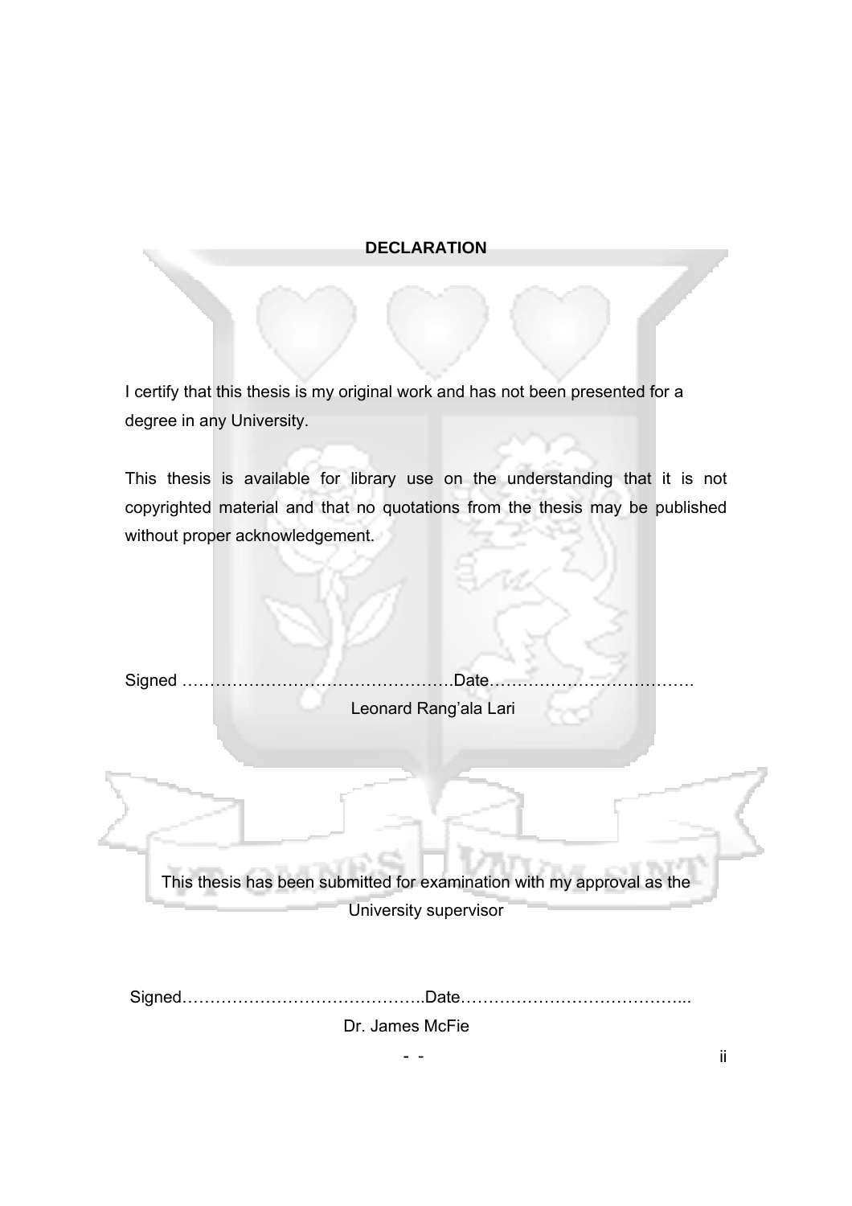# DECLARATION

I certify that this thesis is my original work and has not been presented for a degree in any University.

This thesis is available for library use on the understanding that it is not copyrighted material and that no quotations from the thesis may be published without proper acknowledgement.

Signed …………………………………………….Date……………………………….

Leonard Rang'ala Lari

This thesis has been submitted for examination with my approval as the University supervisor

Signed……………………………………..Date…………………………………...

Dr. James McFie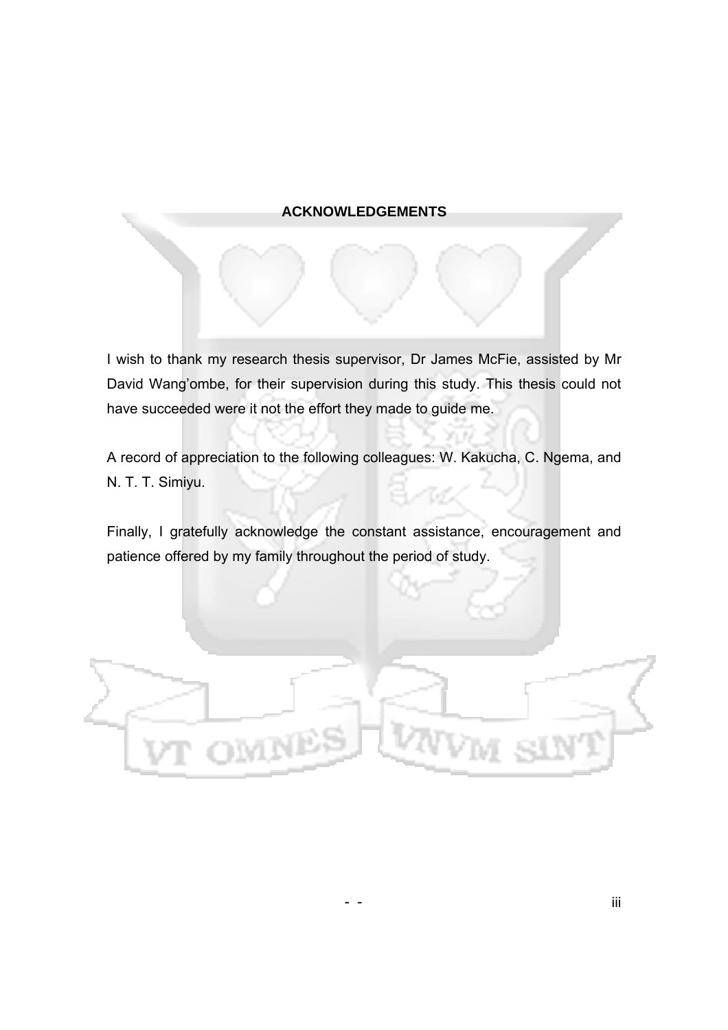## ACKNOWLEDGEMENTS

I wish to thank my research thesis supervisor, Dr James McFie, assisted by Mr David Wang'ombe, for their supervision during this study. This thesis could not have succeeded were it not the effort they made to guide me.

A record of appreciation to the following colleagues: W. Kakucha, C. Ngema, and N. T. T. Simiyu.

Finally, I gratefully acknowledge the constant assistance, encouragement and patience offered by my family throughout the period of study.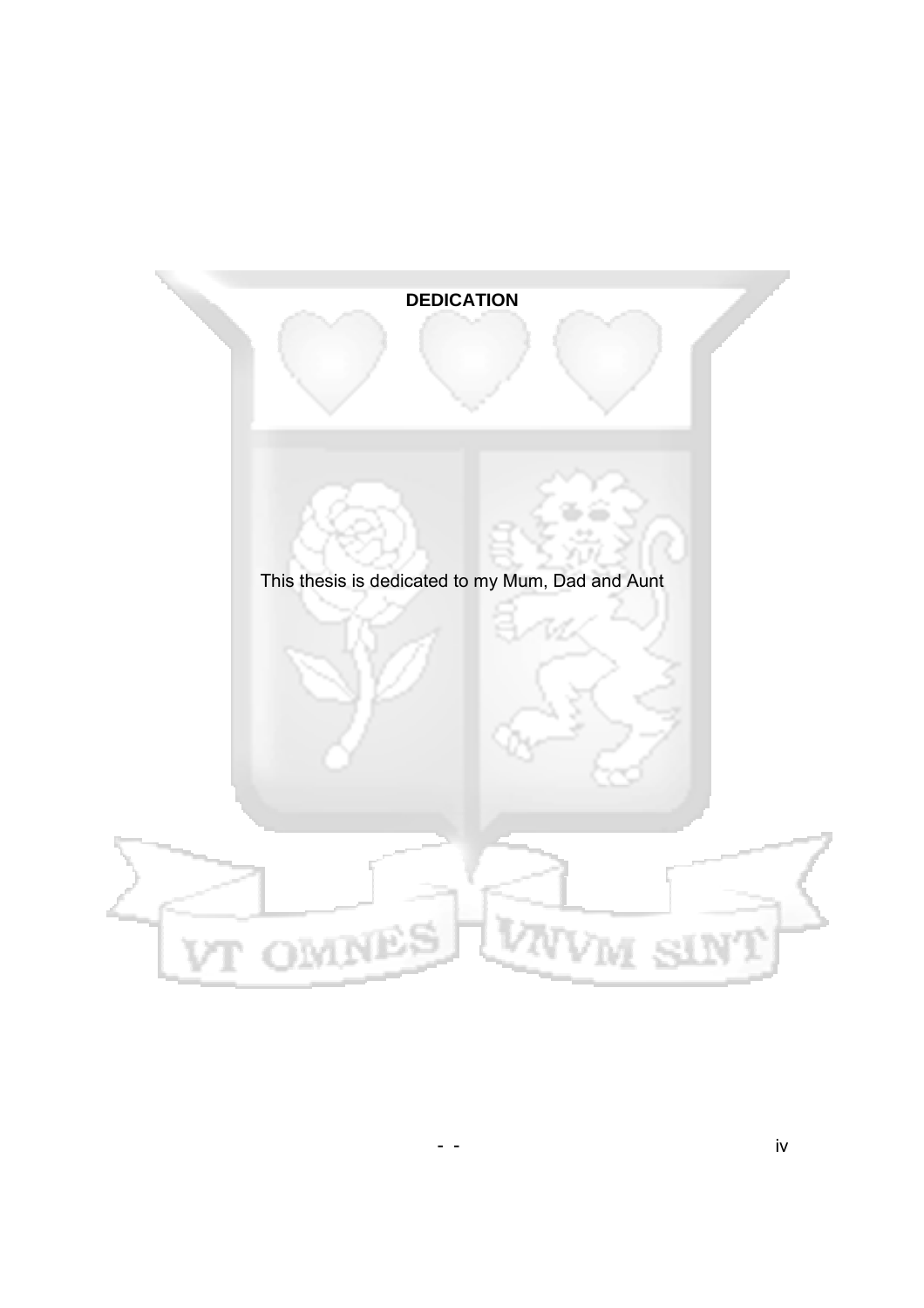# DEDICATION

This thesis is dedicated to my Mum, Dad and Aunt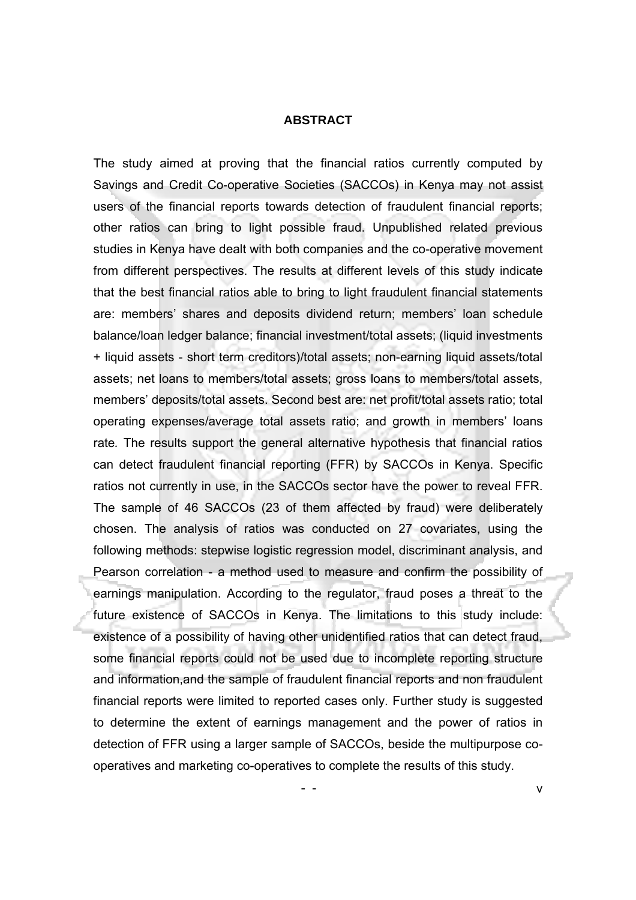# ABSTRACT

The study aimed at proving that the financial ratios currently computed by Savings and Credit Co-operative Societies (SACCOs) in Kenya may not assist users of the financial reports towards detection of fraudulent financial reports; other ratios can bring to light possible fraud. Unpublished related previous studies in Kenya have dealt with both companies and the co-operative movement from different perspectives. The results at different levels of this study indicate that the best financial ratios able to bring to light fraudulent financial statements are: members' shares and deposits dividend return; members' loan schedule balance/loan ledger balance; financial investment/total assets; (liquid investments + liquid assets - short term creditors)/total assets; non-earning liquid assets/total assets; net loans to members/total assets; gross loans to members/total assets, members' deposits/total assets. Second best are: net profit/total assets ratio; total operating expenses/average total assets ratio; and growth in members' loans rate*.* The results support the general alternative hypothesis that financial ratios can detect fraudulent financial reporting (FFR) by SACCOs in Kenya. Specific ratios not currently in use, in the SACCOs sector have the power to reveal FFR. The sample of 46 SACCOs (23 of them affected by fraud) were deliberately chosen. The analysis of ratios was conducted on 27 covariates, using the following methods: stepwise logistic regression model, discriminant analysis, and Pearson correlation - a method used to measure and confirm the possibility of earnings manipulation. According to the regulator, fraud poses a threat to the future existence of SACCOs in Kenya. The limitations to this study include: existence of a possibility of having other unidentified ratios that can detect fraud, some financial reports could not be used due to incomplete reporting structure and information,and the sample of fraudulent financial reports and non fraudulent financial reports were limited to reported cases only. Further study is suggested to determine the extent of earnings management and the power of ratios in detection of FFR using a larger sample of SACCOs, beside the multipurpose co-operatives and marketing co-operatives to complete the results of this study.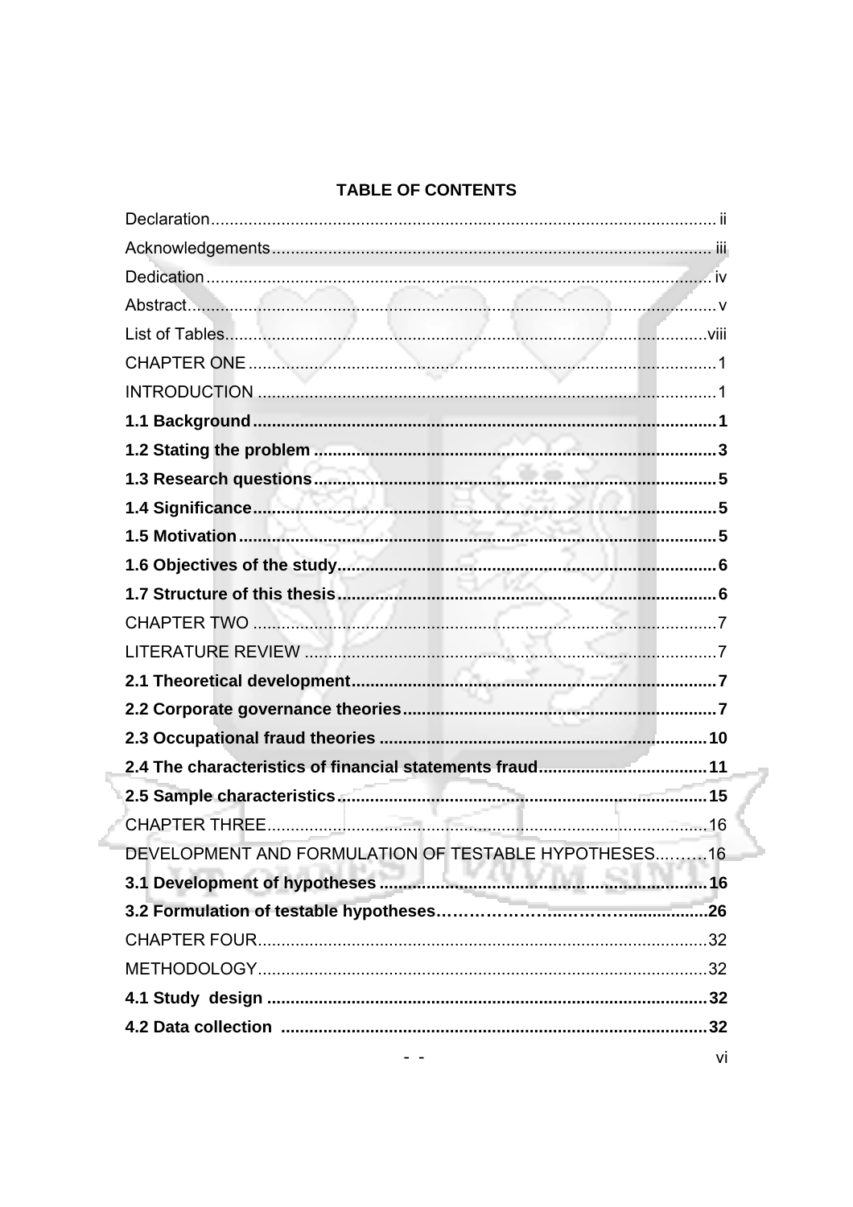# TABLE OF CONTENTS

Declaration ........................................................................................................ ii

Acknowledgements ........................................................................................... iii

Dedication .......................................................................................................... iv

Abstract ............................................................................................................... v

List of Tables ..................................................................................................... viii

CHAPTER ONE .................................................................................................. 1

INTRODUCTION ................................................................................................ 1

**1.1 Background ................................................................................................ 1**

**1.2 Stating the problem .................................................................................... 3**

**1.3 Research questions .................................................................................... 5**

**1.4 Significance ................................................................................................. 5**

**1.5 Motivation ................................................................................................... 5**

**1.6 Objectives of the study ............................................................................... 6**

**1.7 Structure of this thesis ................................................................................ 6**

CHAPTER TWO ................................................................................................. 7

LITERATURE REVIEW ...................................................................................... 7

**2.1 Theoretical development ............................................................................. 7**

**2.2 Corporate governance theories .................................................................. 7**

**2.3 Occupational fraud theories ...................................................................... 10**

**2.4 The characteristics of financial statements fraud ..................................... 11**

**2.5 Sample characteristics .............................................................................. 15**

CHAPTER THREE ............................................................................................ 16

DEVELOPMENT AND FORMULATION OF TESTABLE HYPOTHESES .......... 16

**3.1 Development of hypotheses ..................................................................... 16**

**3.2 Formulation of testable hypotheses ......................................................... 26**

CHAPTER FOUR ............................................................................................... 32

METHODOLOGY ............................................................................................... 32

**4.1 Study design .............................................................................................. 32**

**4.2 Data collection ........................................................................................... 32**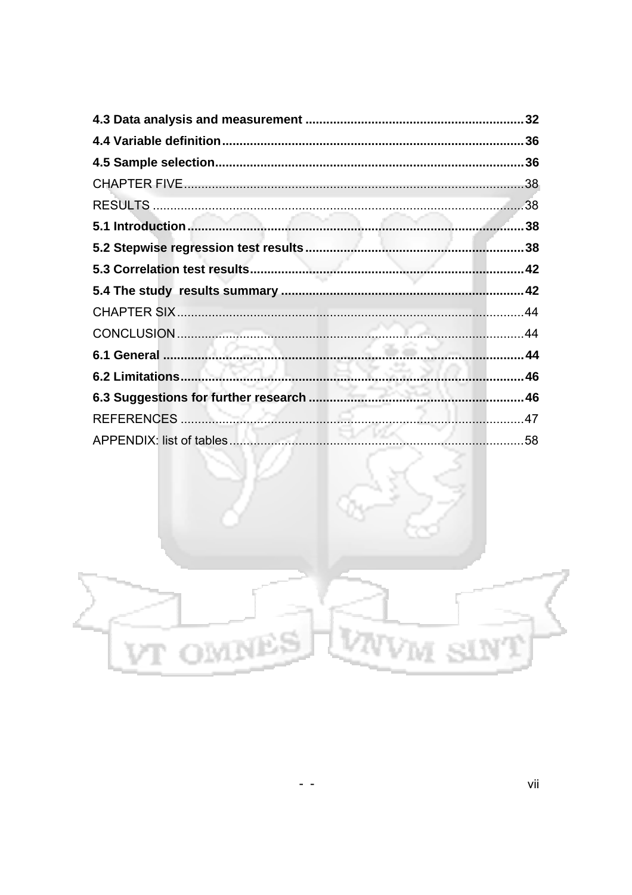**4.3 Data analysis and measurement** ............................................................... **32**

**4.4 Variable definition** ...................................................................................... **36**

**4.5 Sample selection** ......................................................................................... **36**

CHAPTER FIVE ................................................................................................. 38

RESULTS ......................................................................................................... 38

**5.1 Introduction** ............................................................................................... **38**

**5.2 Stepwise regression test results** ............................................................... **38**

**5.3 Correlation test results** .............................................................................. **42**

**5.4 The study results summary** ...................................................................... **42**

CHAPTER SIX ................................................................................................... 44

CONCLUSION ................................................................................................... 44

**6.1 General** ....................................................................................................... **44**

**6.2 Limitations** .................................................................................................. **46**

**6.3 Suggestions for further research** .............................................................. **46**

REFERENCES .................................................................................................. 47

APPENDIX: list of tables ..................................................................................... 58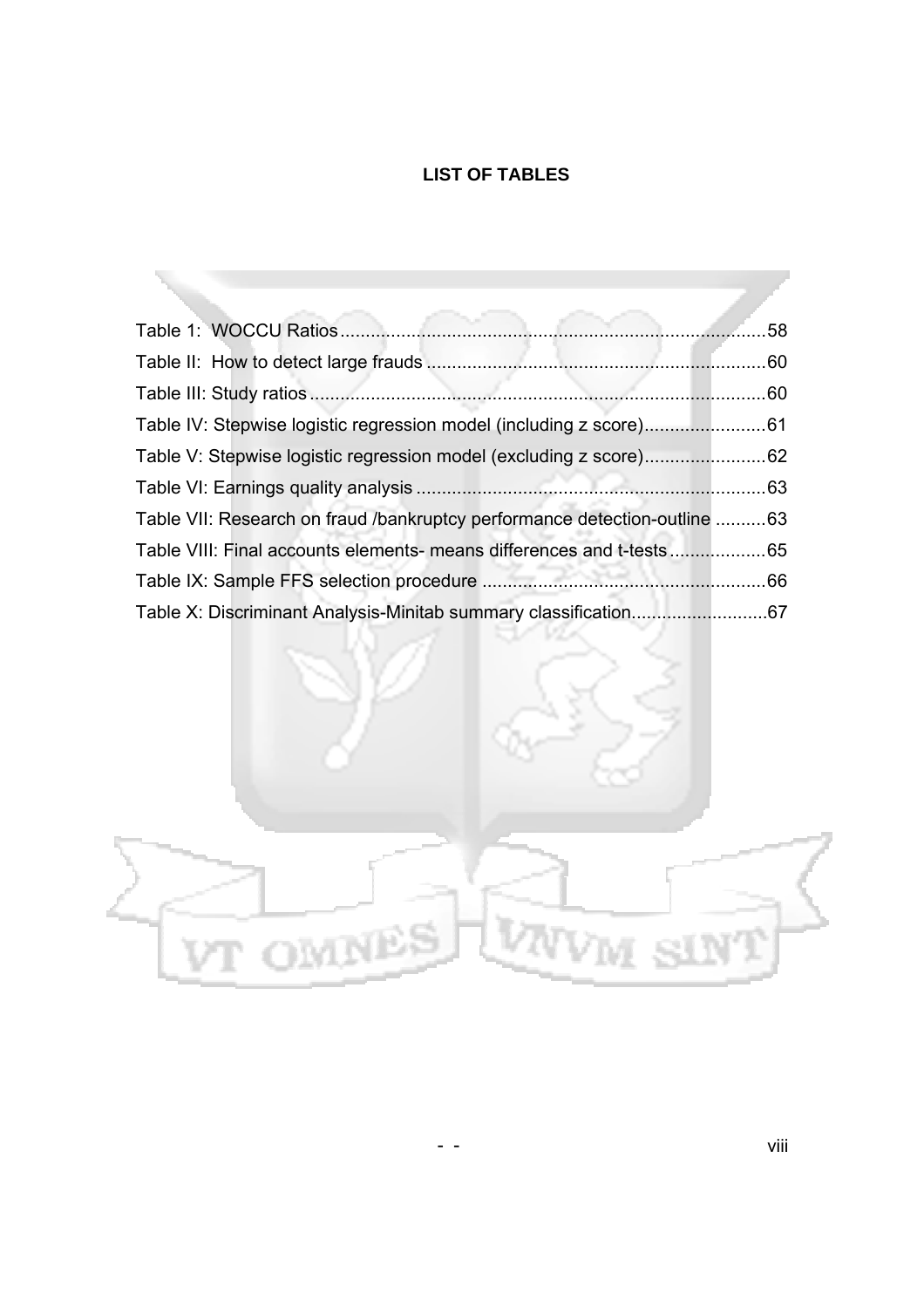# LIST OF TABLES

Table 1: WOCCU Ratios....................................................................................58
Table II: How to detect large frauds ...................................................................60
Table III: Study ratios .........................................................................................60
Table IV: Stepwise logistic regression model (including z score)........................61
Table V: Stepwise logistic regression model (excluding z score)........................62
Table VI: Earnings quality analysis .....................................................................63
Table VII: Research on fraud /bankruptcy performance detection-outline ..........63
Table VIII: Final accounts elements- means differences and t-tests...................65
Table IX: Sample FFS selection procedure ........................................................66
Table X: Discriminant Analysis-Minitab summary classification...........................67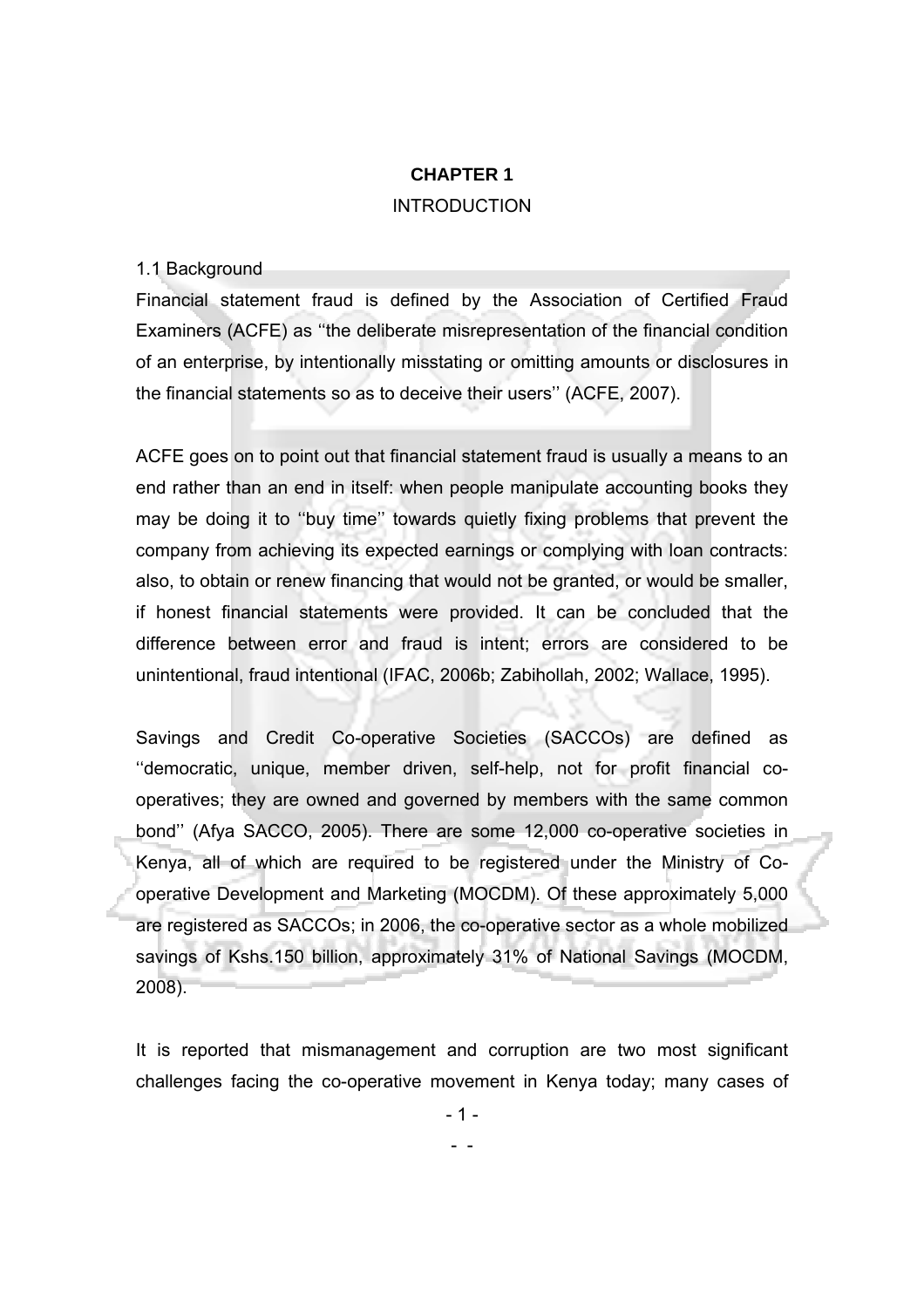# CHAPTER 1

## INTRODUCTION

### 1.1 Background

Financial statement fraud is defined by the Association of Certified Fraud Examiners (ACFE) as ''the deliberate misrepresentation of the financial condition of an enterprise, by intentionally misstating or omitting amounts or disclosures in the financial statements so as to deceive their users'' (ACFE, 2007).

ACFE goes on to point out that financial statement fraud is usually a means to an end rather than an end in itself: when people manipulate accounting books they may be doing it to ''buy time'' towards quietly fixing problems that prevent the company from achieving its expected earnings or complying with loan contracts: also, to obtain or renew financing that would not be granted, or would be smaller, if honest financial statements were provided. It can be concluded that the difference between error and fraud is intent; errors are considered to be unintentional, fraud intentional (IFAC, 2006b; Zabihollah, 2002; Wallace, 1995).

Savings and Credit Co-operative Societies (SACCOs) are defined as ''democratic, unique, member driven, self-help, not for profit financial co-operatives; they are owned and governed by members with the same common bond'' (Afya SACCO, 2005). There are some 12,000 co-operative societies in Kenya, all of which are required to be registered under the Ministry of Co-operative Development and Marketing (MOCDM). Of these approximately 5,000 are registered as SACCOs; in 2006, the co-operative sector as a whole mobilized savings of Kshs.150 billion, approximately 31% of National Savings (MOCDM, 2008).

It is reported that mismanagement and corruption are two most significant challenges facing the co-operative movement in Kenya today; many cases of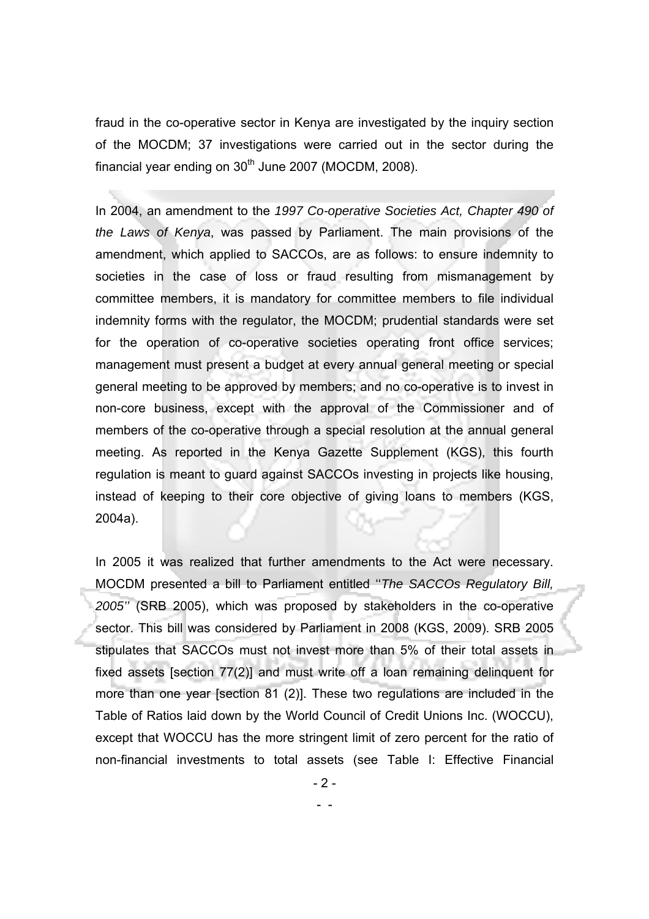fraud in the co-operative sector in Kenya are investigated by the inquiry section of the MOCDM; 37 investigations were carried out in the sector during the financial year ending on 30th June 2007 (MOCDM, 2008).

In 2004, an amendment to the *1997 Co-operative Societies Act, Chapter 490 of the Laws of Kenya*, was passed by Parliament. The main provisions of the amendment, which applied to SACCOs, are as follows: to ensure indemnity to societies in the case of loss or fraud resulting from mismanagement by committee members, it is mandatory for committee members to file individual indemnity forms with the regulator, the MOCDM; prudential standards were set for the operation of co-operative societies operating front office services; management must present a budget at every annual general meeting or special general meeting to be approved by members; and no co-operative is to invest in non-core business, except with the approval of the Commissioner and of members of the co-operative through a special resolution at the annual general meeting. As reported in the Kenya Gazette Supplement (KGS), this fourth regulation is meant to guard against SACCOs investing in projects like housing, instead of keeping to their core objective of giving loans to members (KGS, 2004a).

In 2005 it was realized that further amendments to the Act were necessary. MOCDM presented a bill to Parliament entitled ''*The SACCOs Regulatory Bill, 2005''* (SRB 2005), which was proposed by stakeholders in the co-operative sector. This bill was considered by Parliament in 2008 (KGS, 2009). SRB 2005 stipulates that SACCOs must not invest more than 5% of their total assets in fixed assets [section 77(2)] and must write off a loan remaining delinquent for more than one year [section 81 (2)]. These two regulations are included in the Table of Ratios laid down by the World Council of Credit Unions Inc. (WOCCU), except that WOCCU has the more stringent limit of zero percent for the ratio of non-financial investments to total assets (see Table I: Effective Financial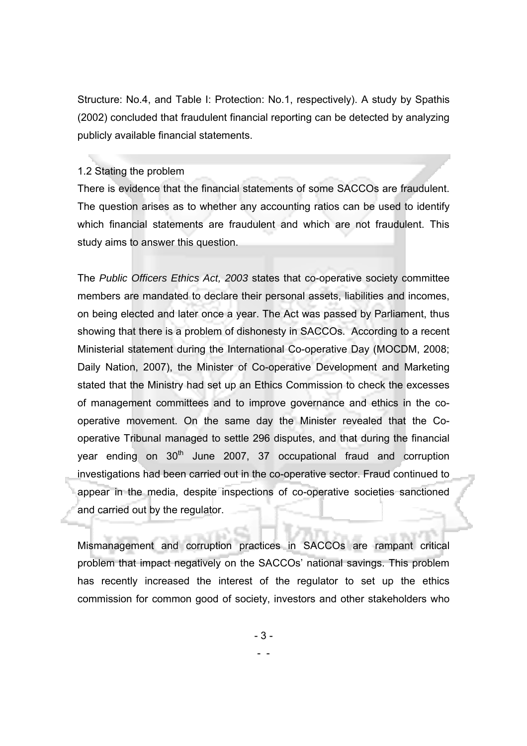Structure: No.4, and Table I: Protection: No.1, respectively). A study by Spathis (2002) concluded that fraudulent financial reporting can be detected by analyzing publicly available financial statements.

## 1.2 Stating the problem

There is evidence that the financial statements of some SACCOs are fraudulent. The question arises as to whether any accounting ratios can be used to identify which financial statements are fraudulent and which are not fraudulent. This study aims to answer this question.

The *Public Officers Ethics Act, 2003* states that co-operative society committee members are mandated to declare their personal assets, liabilities and incomes, on being elected and later once a year. The Act was passed by Parliament, thus showing that there is a problem of dishonesty in SACCOs. According to a recent Ministerial statement during the International Co-operative Day (MOCDM, 2008; Daily Nation, 2007), the Minister of Co-operative Development and Marketing stated that the Ministry had set up an Ethics Commission to check the excesses of management committees and to improve governance and ethics in the co-operative movement. On the same day the Minister revealed that the Co-operative Tribunal managed to settle 296 disputes, and that during the financial year ending on 30th June 2007, 37 occupational fraud and corruption investigations had been carried out in the co-operative sector. Fraud continued to appear in the media, despite inspections of co-operative societies sanctioned and carried out by the regulator.

Mismanagement and corruption practices in SACCOs are rampant critical problem that impact negatively on the SACCOs' national savings. This problem has recently increased the interest of the regulator to set up the ethics commission for common good of society, investors and other stakeholders who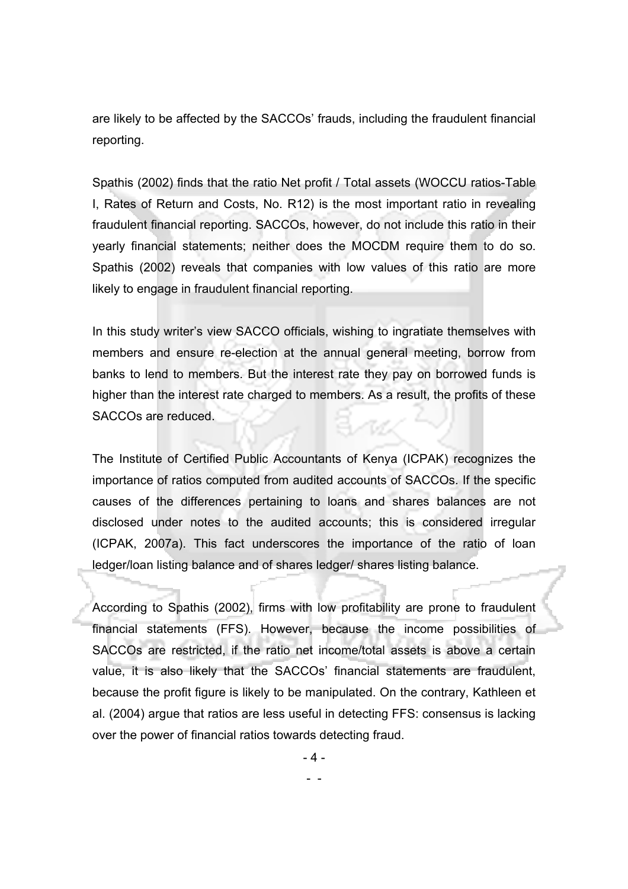are likely to be affected by the SACCOs' frauds, including the fraudulent financial reporting.

Spathis (2002) finds that the ratio Net profit / Total assets (WOCCU ratios-Table I, Rates of Return and Costs, No. R12) is the most important ratio in revealing fraudulent financial reporting. SACCOs, however, do not include this ratio in their yearly financial statements; neither does the MOCDM require them to do so. Spathis (2002) reveals that companies with low values of this ratio are more likely to engage in fraudulent financial reporting.

In this study writer's view SACCO officials, wishing to ingratiate themselves with members and ensure re-election at the annual general meeting, borrow from banks to lend to members. But the interest rate they pay on borrowed funds is higher than the interest rate charged to members. As a result, the profits of these SACCOs are reduced.

The Institute of Certified Public Accountants of Kenya (ICPAK) recognizes the importance of ratios computed from audited accounts of SACCOs. If the specific causes of the differences pertaining to loans and shares balances are not disclosed under notes to the audited accounts; this is considered irregular (ICPAK, 2007a). This fact underscores the importance of the ratio of loan ledger/loan listing balance and of shares ledger/ shares listing balance.

According to Spathis (2002), firms with low profitability are prone to fraudulent financial statements (FFS). However, because the income possibilities of SACCOs are restricted, if the ratio net income/total assets is above a certain value, it is also likely that the SACCOs' financial statements are fraudulent, because the profit figure is likely to be manipulated. On the contrary, Kathleen et al. (2004) argue that ratios are less useful in detecting FFS: consensus is lacking over the power of financial ratios towards detecting fraud.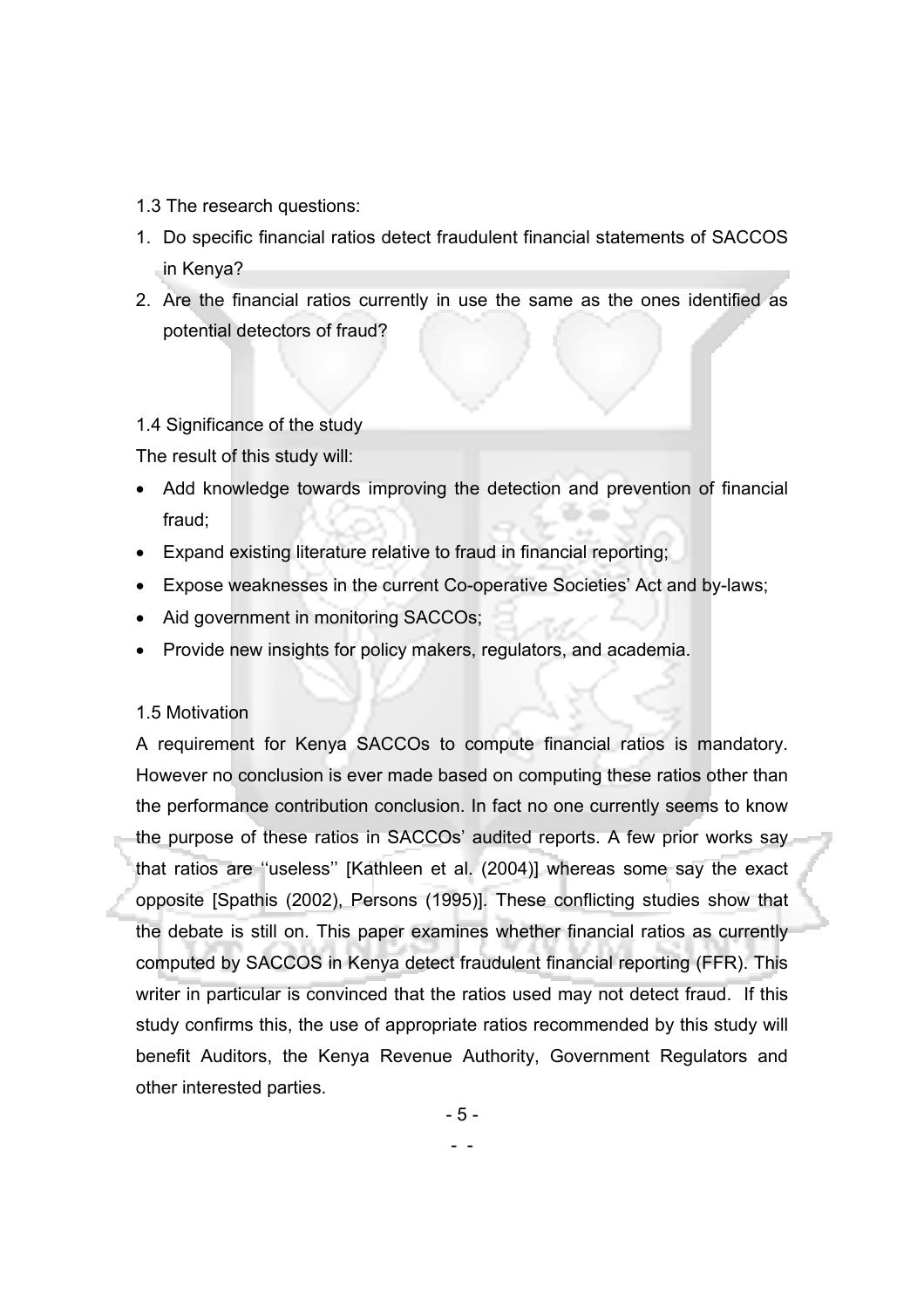## 1.3 The research questions:

1. Do specific financial ratios detect fraudulent financial statements of SACCOS in Kenya?
2. Are the financial ratios currently in use the same as the ones identified as potential detectors of fraud?

## 1.4 Significance of the study

The result of this study will:

- Add knowledge towards improving the detection and prevention of financial fraud;
- Expand existing literature relative to fraud in financial reporting;
- Expose weaknesses in the current Co-operative Societies' Act and by-laws;
- Aid government in monitoring SACCOs;
- Provide new insights for policy makers, regulators, and academia.

## 1.5 Motivation

A requirement for Kenya SACCOs to compute financial ratios is mandatory. However no conclusion is ever made based on computing these ratios other than the performance contribution conclusion. In fact no one currently seems to know the purpose of these ratios in SACCOs' audited reports. A few prior works say that ratios are ''useless'' [Kathleen et al. (2004)] whereas some say the exact opposite [Spathis (2002), Persons (1995)]. These conflicting studies show that the debate is still on. This paper examines whether financial ratios as currently computed by SACCOS in Kenya detect fraudulent financial reporting (FFR). This writer in particular is convinced that the ratios used may not detect fraud. If this study confirms this, the use of appropriate ratios recommended by this study will benefit Auditors, the Kenya Revenue Authority, Government Regulators and other interested parties.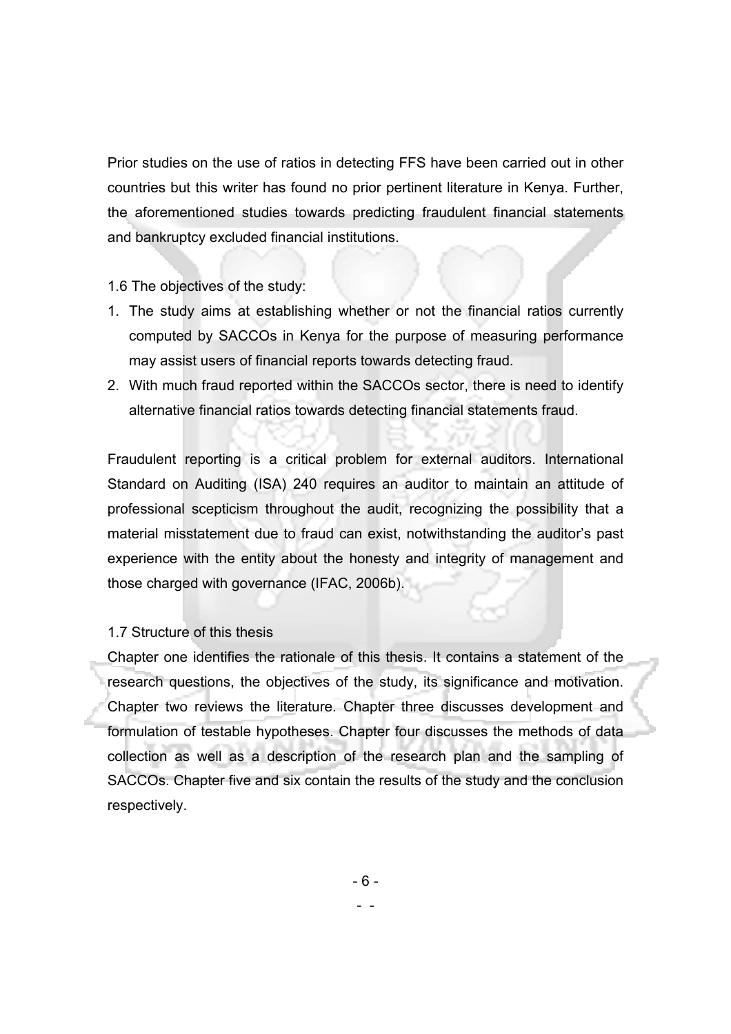Prior studies on the use of ratios in detecting FFS have been carried out in other countries but this writer has found no prior pertinent literature in Kenya. Further, the aforementioned studies towards predicting fraudulent financial statements and bankruptcy excluded financial institutions.

### 1.6 The objectives of the study:

1. The study aims at establishing whether or not the financial ratios currently computed by SACCOs in Kenya for the purpose of measuring performance may assist users of financial reports towards detecting fraud.
2. With much fraud reported within the SACCOs sector, there is need to identify alternative financial ratios towards detecting financial statements fraud.

Fraudulent reporting is a critical problem for external auditors. International Standard on Auditing (ISA) 240 requires an auditor to maintain an attitude of professional scepticism throughout the audit, recognizing the possibility that a material misstatement due to fraud can exist, notwithstanding the auditor's past experience with the entity about the honesty and integrity of management and those charged with governance (IFAC, 2006b).

### 1.7 Structure of this thesis

Chapter one identifies the rationale of this thesis. It contains a statement of the research questions, the objectives of the study, its significance and motivation. Chapter two reviews the literature. Chapter three discusses development and formulation of testable hypotheses. Chapter four discusses the methods of data collection as well as a description of the research plan and the sampling of SACCOs. Chapter five and six contain the results of the study and the conclusion respectively.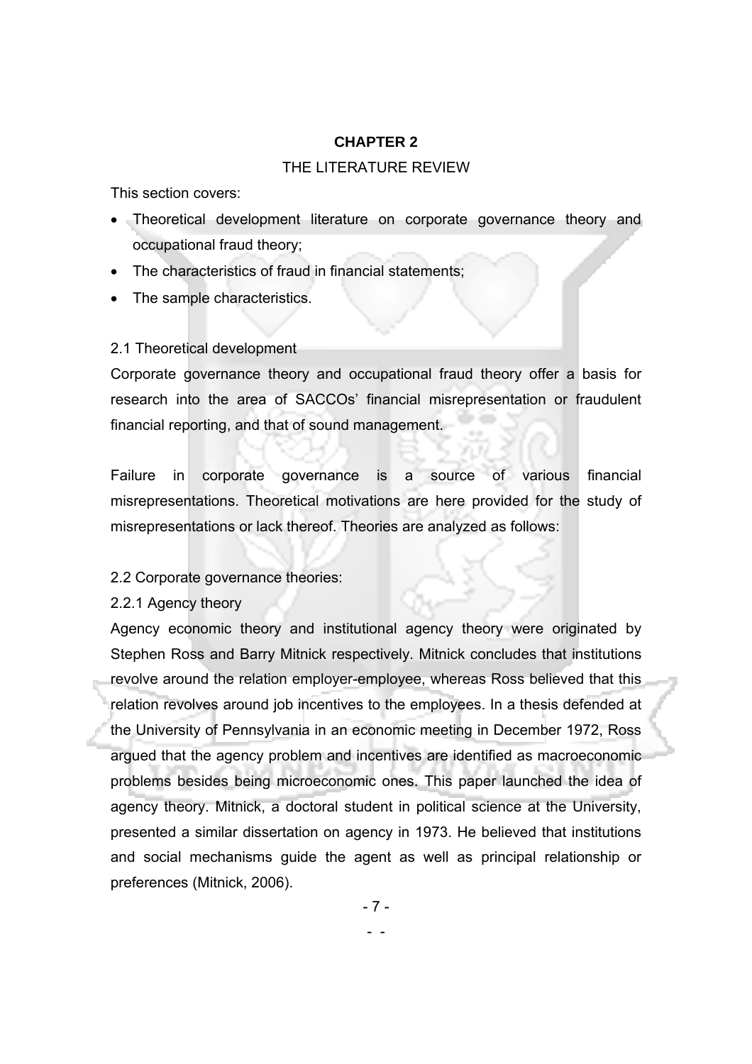# CHAPTER 2

## THE LITERATURE REVIEW

This section covers:

- Theoretical development literature on corporate governance theory and occupational fraud theory;
- The characteristics of fraud in financial statements;
- The sample characteristics.

### 2.1 Theoretical development

Corporate governance theory and occupational fraud theory offer a basis for research into the area of SACCOs' financial misrepresentation or fraudulent financial reporting, and that of sound management.

Failure in corporate governance is a source of various financial misrepresentations. Theoretical motivations are here provided for the study of misrepresentations or lack thereof. Theories are analyzed as follows:

### 2.2 Corporate governance theories:

#### 2.2.1 Agency theory

Agency economic theory and institutional agency theory were originated by Stephen Ross and Barry Mitnick respectively. Mitnick concludes that institutions revolve around the relation employer-employee, whereas Ross believed that this relation revolves around job incentives to the employees. In a thesis defended at the University of Pennsylvania in an economic meeting in December 1972, Ross argued that the agency problem and incentives are identified as macroeconomic problems besides being microeconomic ones. This paper launched the idea of agency theory. Mitnick, a doctoral student in political science at the University, presented a similar dissertation on agency in 1973. He believed that institutions and social mechanisms guide the agent as well as principal relationship or preferences (Mitnick, 2006).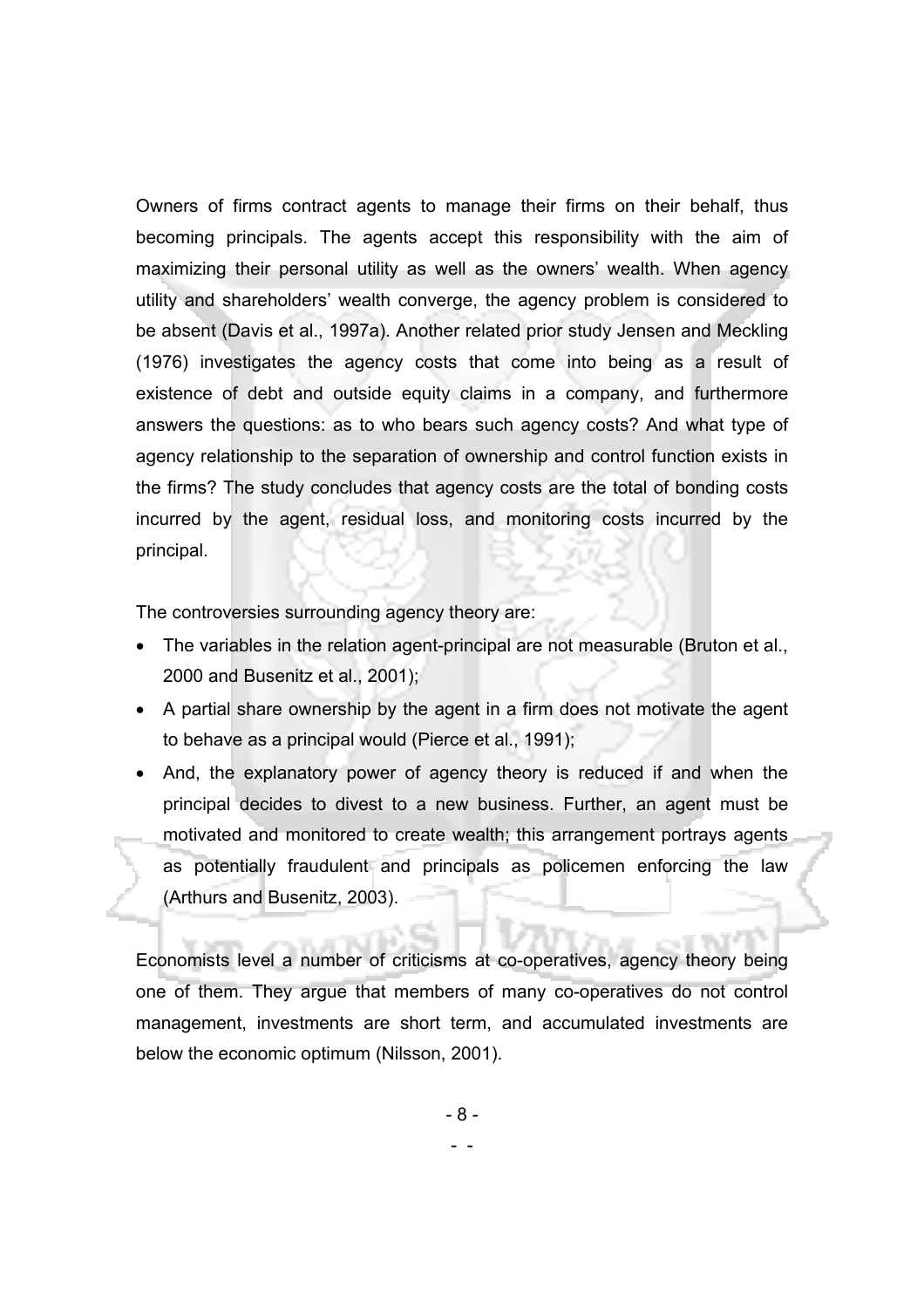Owners of firms contract agents to manage their firms on their behalf, thus becoming principals. The agents accept this responsibility with the aim of maximizing their personal utility as well as the owners' wealth. When agency utility and shareholders' wealth converge, the agency problem is considered to be absent (Davis et al., 1997a). Another related prior study Jensen and Meckling (1976) investigates the agency costs that come into being as a result of existence of debt and outside equity claims in a company, and furthermore answers the questions: as to who bears such agency costs? And what type of agency relationship to the separation of ownership and control function exists in the firms? The study concludes that agency costs are the total of bonding costs incurred by the agent, residual loss, and monitoring costs incurred by the principal.

The controversies surrounding agency theory are:

- The variables in the relation agent-principal are not measurable (Bruton et al., 2000 and Busenitz et al., 2001);
- A partial share ownership by the agent in a firm does not motivate the agent to behave as a principal would (Pierce et al., 1991);
- And, the explanatory power of agency theory is reduced if and when the principal decides to divest to a new business. Further, an agent must be motivated and monitored to create wealth; this arrangement portrays agents as potentially fraudulent and principals as policemen enforcing the law (Arthurs and Busenitz, 2003).

Economists level a number of criticisms at co-operatives, agency theory being one of them. They argue that members of many co-operatives do not control management, investments are short term, and accumulated investments are below the economic optimum (Nilsson, 2001).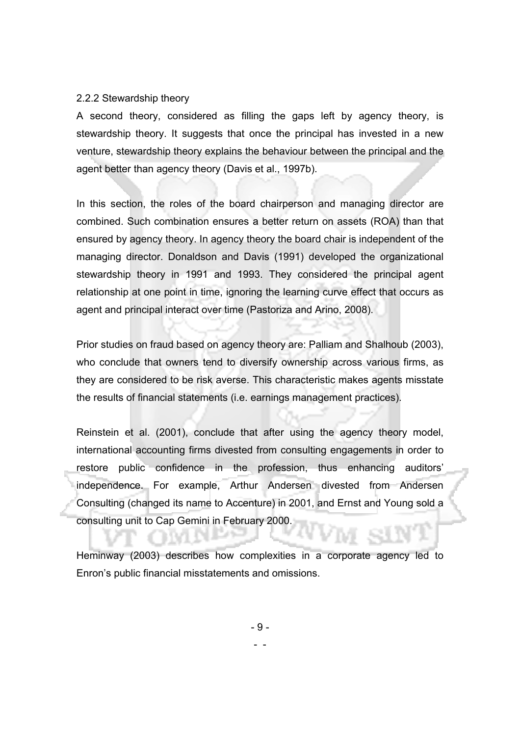### 2.2.2 Stewardship theory

A second theory, considered as filling the gaps left by agency theory, is stewardship theory. It suggests that once the principal has invested in a new venture, stewardship theory explains the behaviour between the principal and the agent better than agency theory (Davis et al., 1997b).

In this section, the roles of the board chairperson and managing director are combined. Such combination ensures a better return on assets (ROA) than that ensured by agency theory. In agency theory the board chair is independent of the managing director. Donaldson and Davis (1991) developed the organizational stewardship theory in 1991 and 1993. They considered the principal agent relationship at one point in time, ignoring the learning curve effect that occurs as agent and principal interact over time (Pastoriza and Arino, 2008).

Prior studies on fraud based on agency theory are: Palliam and Shalhoub (2003), who conclude that owners tend to diversify ownership across various firms, as they are considered to be risk averse. This characteristic makes agents misstate the results of financial statements (i.e. earnings management practices).

Reinstein et al. (2001), conclude that after using the agency theory model, international accounting firms divested from consulting engagements in order to restore public confidence in the profession, thus enhancing auditors' independence. For example, Arthur Andersen divested from Andersen Consulting (changed its name to Accenture) in 2001, and Ernst and Young sold a consulting unit to Cap Gemini in February 2000.

Heminway (2003) describes how complexities in a corporate agency led to Enron's public financial misstatements and omissions.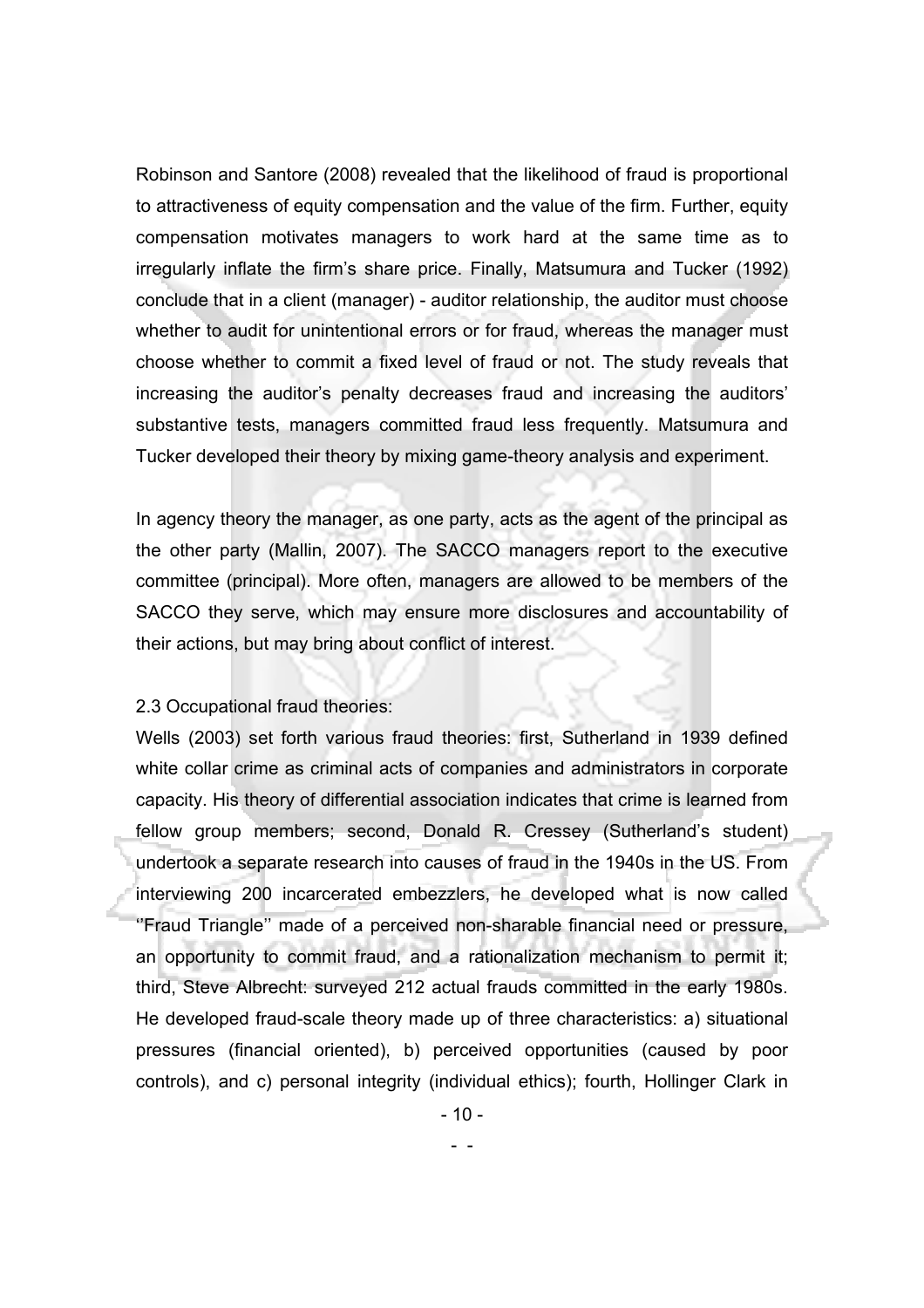Robinson and Santore (2008) revealed that the likelihood of fraud is proportional to attractiveness of equity compensation and the value of the firm. Further, equity compensation motivates managers to work hard at the same time as to irregularly inflate the firm's share price. Finally, Matsumura and Tucker (1992) conclude that in a client (manager) - auditor relationship, the auditor must choose whether to audit for unintentional errors or for fraud, whereas the manager must choose whether to commit a fixed level of fraud or not. The study reveals that increasing the auditor's penalty decreases fraud and increasing the auditors' substantive tests, managers committed fraud less frequently. Matsumura and Tucker developed their theory by mixing game-theory analysis and experiment.

In agency theory the manager, as one party, acts as the agent of the principal as the other party (Mallin, 2007). The SACCO managers report to the executive committee (principal). More often, managers are allowed to be members of the SACCO they serve, which may ensure more disclosures and accountability of their actions, but may bring about conflict of interest.

2.3 Occupational fraud theories:

Wells (2003) set forth various fraud theories: first, Sutherland in 1939 defined white collar crime as criminal acts of companies and administrators in corporate capacity. His theory of differential association indicates that crime is learned from fellow group members; second, Donald R. Cressey (Sutherland's student) undertook a separate research into causes of fraud in the 1940s in the US. From interviewing 200 incarcerated embezzlers, he developed what is now called ''Fraud Triangle'' made of a perceived non-sharable financial need or pressure, an opportunity to commit fraud, and a rationalization mechanism to permit it; third, Steve Albrecht: surveyed 212 actual frauds committed in the early 1980s. He developed fraud-scale theory made up of three characteristics: a) situational pressures (financial oriented), b) perceived opportunities (caused by poor controls), and c) personal integrity (individual ethics); fourth, Hollinger Clark in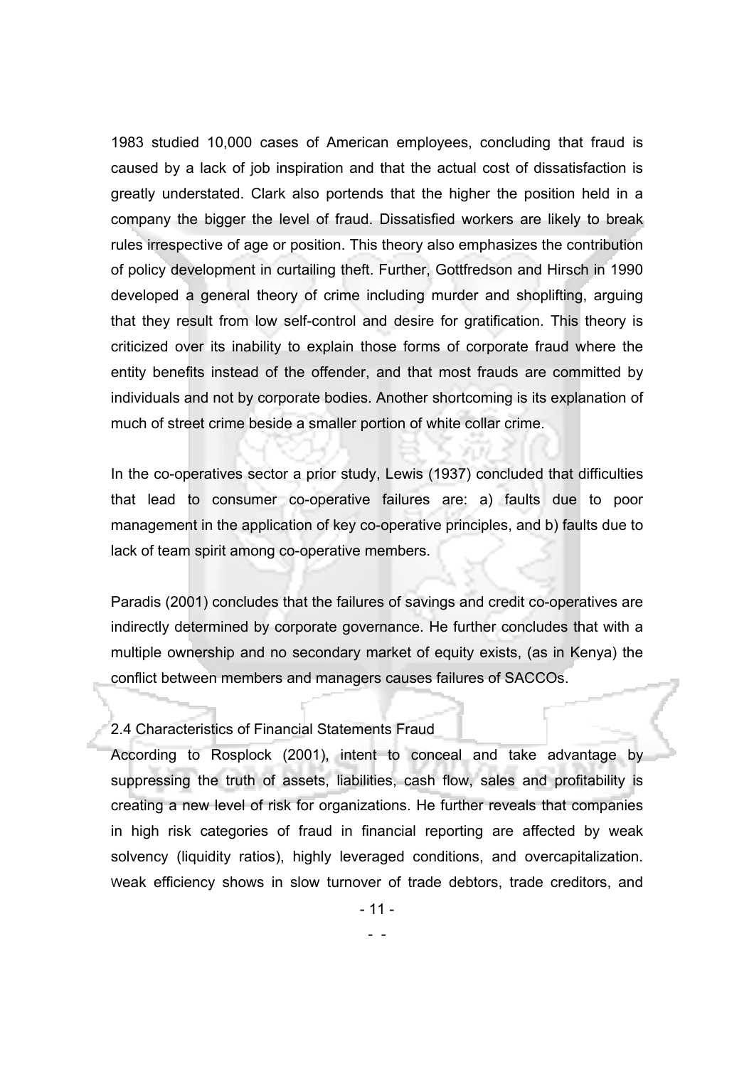1983 studied 10,000 cases of American employees, concluding that fraud is caused by a lack of job inspiration and that the actual cost of dissatisfaction is greatly understated. Clark also portends that the higher the position held in a company the bigger the level of fraud. Dissatisfied workers are likely to break rules irrespective of age or position. This theory also emphasizes the contribution of policy development in curtailing theft. Further, Gottfredson and Hirsch in 1990 developed a general theory of crime including murder and shoplifting, arguing that they result from low self-control and desire for gratification. This theory is criticized over its inability to explain those forms of corporate fraud where the entity benefits instead of the offender, and that most frauds are committed by individuals and not by corporate bodies. Another shortcoming is its explanation of much of street crime beside a smaller portion of white collar crime.

In the co-operatives sector a prior study, Lewis (1937) concluded that difficulties that lead to consumer co-operative failures are: a) faults due to poor management in the application of key co-operative principles, and b) faults due to lack of team spirit among co-operative members.

Paradis (2001) concludes that the failures of savings and credit co-operatives are indirectly determined by corporate governance. He further concludes that with a multiple ownership and no secondary market of equity exists, (as in Kenya) the conflict between members and managers causes failures of SACCOs.

## 2.4 Characteristics of Financial Statements Fraud

According to Rosplock (2001), intent to conceal and take advantage by suppressing the truth of assets, liabilities, cash flow, sales and profitability is creating a new level of risk for organizations. He further reveals that companies in high risk categories of fraud in financial reporting are affected by weak solvency (liquidity ratios), highly leveraged conditions, and overcapitalization. Weak efficiency shows in slow turnover of trade debtors, trade creditors, and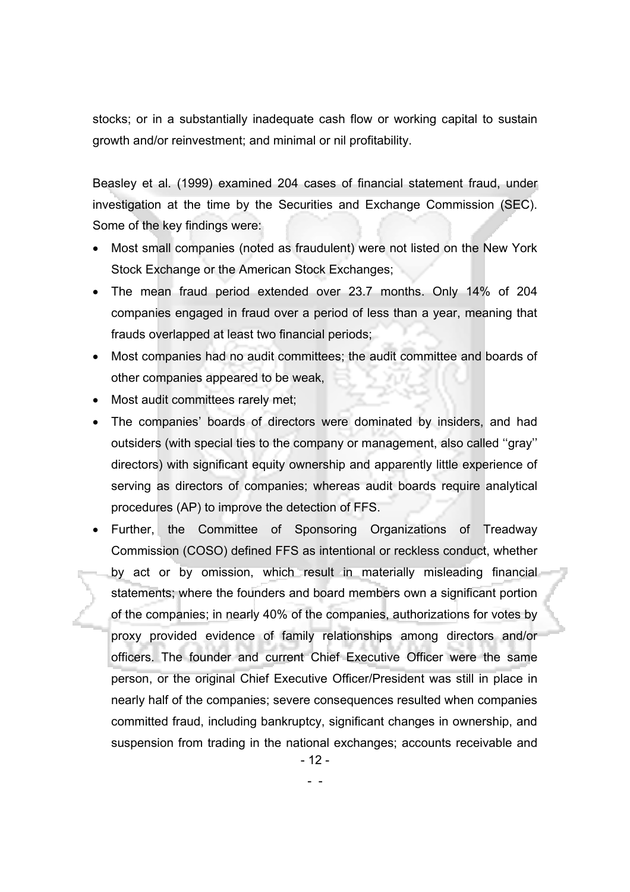stocks; or in a substantially inadequate cash flow or working capital to sustain growth and/or reinvestment; and minimal or nil profitability.

Beasley et al. (1999) examined 204 cases of financial statement fraud, under investigation at the time by the Securities and Exchange Commission (SEC). Some of the key findings were:

- Most small companies (noted as fraudulent) were not listed on the New York Stock Exchange or the American Stock Exchanges;
- The mean fraud period extended over 23.7 months. Only 14% of 204 companies engaged in fraud over a period of less than a year, meaning that frauds overlapped at least two financial periods;
- Most companies had no audit committees; the audit committee and boards of other companies appeared to be weak,
- Most audit committees rarely met;
- The companies' boards of directors were dominated by insiders, and had outsiders (with special ties to the company or management, also called ''gray'' directors) with significant equity ownership and apparently little experience of serving as directors of companies; whereas audit boards require analytical procedures (AP) to improve the detection of FFS.
- Further, the Committee of Sponsoring Organizations of Treadway Commission (COSO) defined FFS as intentional or reckless conduct, whether by act or by omission, which result in materially misleading financial statements; where the founders and board members own a significant portion of the companies; in nearly 40% of the companies, authorizations for votes by proxy provided evidence of family relationships among directors and/or officers. The founder and current Chief Executive Officer were the same person, or the original Chief Executive Officer/President was still in place in nearly half of the companies; severe consequences resulted when companies committed fraud, including bankruptcy, significant changes in ownership, and suspension from trading in the national exchanges; accounts receivable and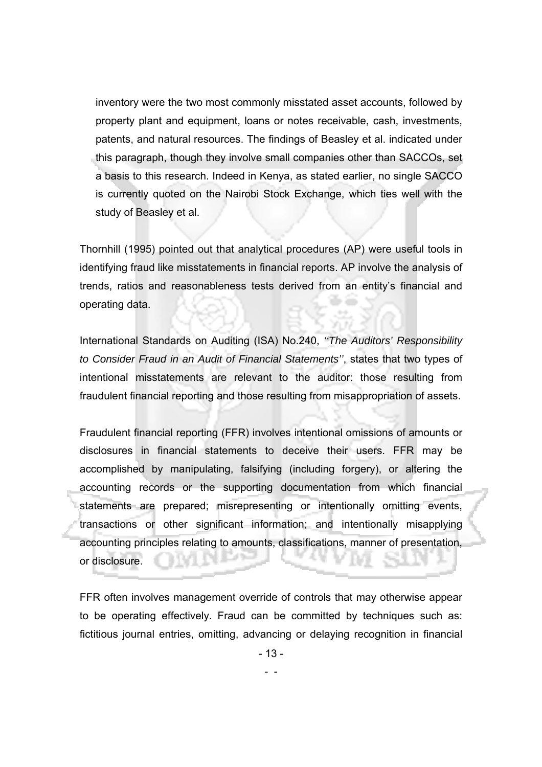inventory were the two most commonly misstated asset accounts, followed by property plant and equipment, loans or notes receivable, cash, investments, patents, and natural resources. The findings of Beasley et al. indicated under this paragraph, though they involve small companies other than SACCOs, set a basis to this research. Indeed in Kenya, as stated earlier, no single SACCO is currently quoted on the Nairobi Stock Exchange, which ties well with the study of Beasley et al.

Thornhill (1995) pointed out that analytical procedures (AP) were useful tools in identifying fraud like misstatements in financial reports. AP involve the analysis of trends, ratios and reasonableness tests derived from an entity's financial and operating data.

International Standards on Auditing (ISA) No.240, *''The Auditors' Responsibility to Consider Fraud in an Audit of Financial Statements''*, states that two types of intentional misstatements are relevant to the auditor: those resulting from fraudulent financial reporting and those resulting from misappropriation of assets.

Fraudulent financial reporting (FFR) involves intentional omissions of amounts or disclosures in financial statements to deceive their users. FFR may be accomplished by manipulating, falsifying (including forgery), or altering the accounting records or the supporting documentation from which financial statements are prepared; misrepresenting or intentionally omitting events, transactions or other significant information; and intentionally misapplying accounting principles relating to amounts, classifications, manner of presentation, or disclosure.

FFR often involves management override of controls that may otherwise appear to be operating effectively. Fraud can be committed by techniques such as: fictitious journal entries, omitting, advancing or delaying recognition in financial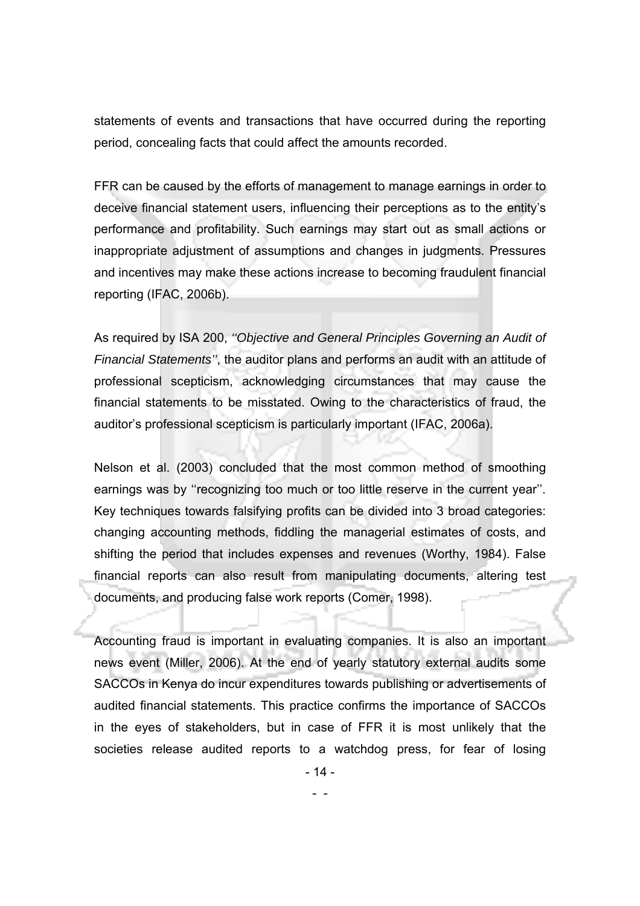statements of events and transactions that have occurred during the reporting period, concealing facts that could affect the amounts recorded.

FFR can be caused by the efforts of management to manage earnings in order to deceive financial statement users, influencing their perceptions as to the entity's performance and profitability. Such earnings may start out as small actions or inappropriate adjustment of assumptions and changes in judgments. Pressures and incentives may make these actions increase to becoming fraudulent financial reporting (IFAC, 2006b).

As required by ISA 200, *''Objective and General Principles Governing an Audit of Financial Statements''*, the auditor plans and performs an audit with an attitude of professional scepticism, acknowledging circumstances that may cause the financial statements to be misstated. Owing to the characteristics of fraud, the auditor's professional scepticism is particularly important (IFAC, 2006a).

Nelson et al. (2003) concluded that the most common method of smoothing earnings was by ''recognizing too much or too little reserve in the current year''. Key techniques towards falsifying profits can be divided into 3 broad categories: changing accounting methods, fiddling the managerial estimates of costs, and shifting the period that includes expenses and revenues (Worthy, 1984). False financial reports can also result from manipulating documents, altering test documents, and producing false work reports (Comer, 1998).

Accounting fraud is important in evaluating companies. It is also an important news event (Miller, 2006). At the end of yearly statutory external audits some SACCOs in Kenya do incur expenditures towards publishing or advertisements of audited financial statements. This practice confirms the importance of SACCOs in the eyes of stakeholders, but in case of FFR it is most unlikely that the societies release audited reports to a watchdog press, for fear of losing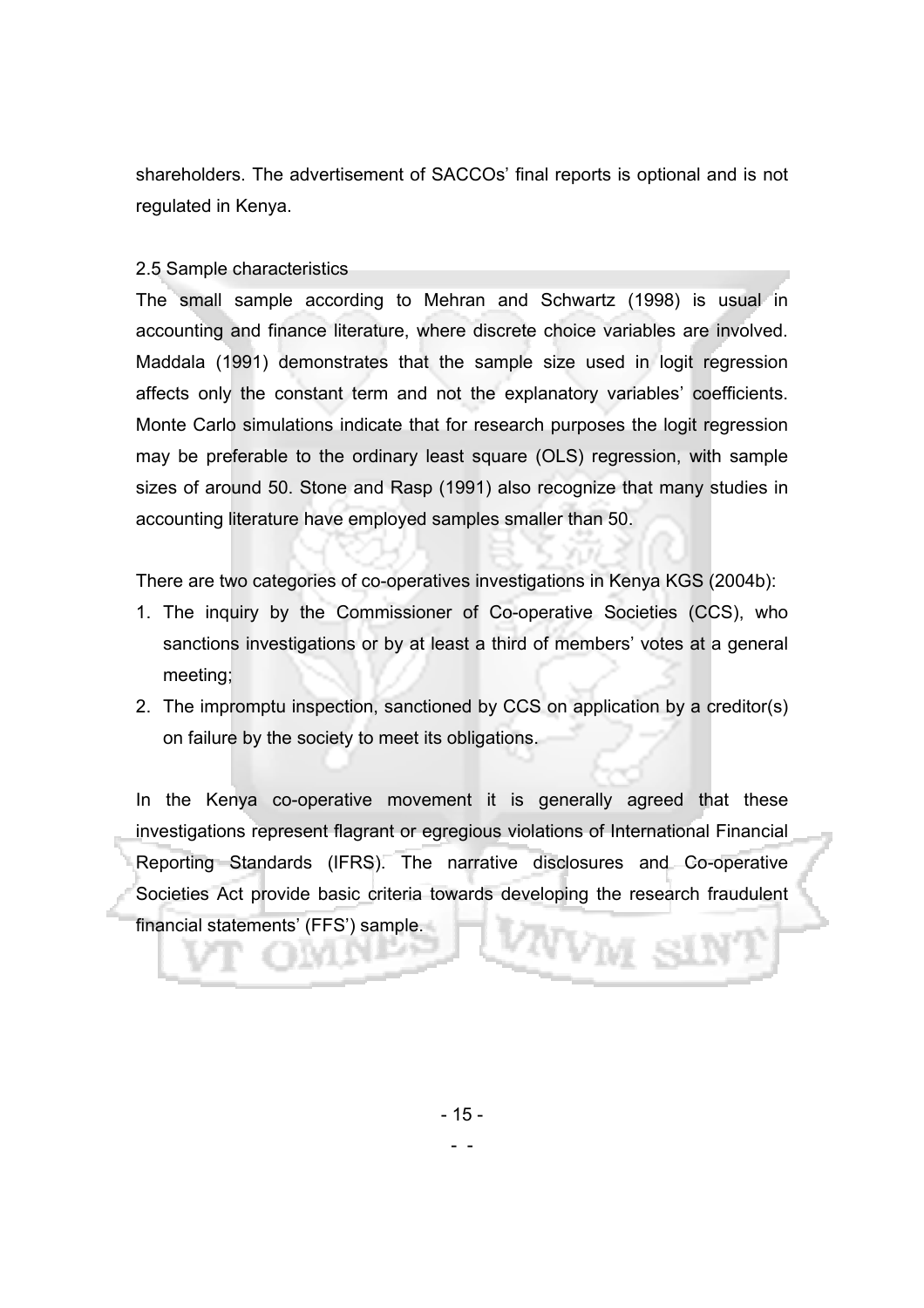shareholders. The advertisement of SACCOs' final reports is optional and is not regulated in Kenya.

## 2.5 Sample characteristics

The small sample according to Mehran and Schwartz (1998) is usual in accounting and finance literature, where discrete choice variables are involved. Maddala (1991) demonstrates that the sample size used in logit regression affects only the constant term and not the explanatory variables' coefficients. Monte Carlo simulations indicate that for research purposes the logit regression may be preferable to the ordinary least square (OLS) regression, with sample sizes of around 50. Stone and Rasp (1991) also recognize that many studies in accounting literature have employed samples smaller than 50.

There are two categories of co-operatives investigations in Kenya KGS (2004b):

1. The inquiry by the Commissioner of Co-operative Societies (CCS), who sanctions investigations or by at least a third of members' votes at a general meeting;
2. The impromptu inspection, sanctioned by CCS on application by a creditor(s) on failure by the society to meet its obligations.

In the Kenya co-operative movement it is generally agreed that these investigations represent flagrant or egregious violations of International Financial Reporting Standards (IFRS). The narrative disclosures and Co-operative Societies Act provide basic criteria towards developing the research fraudulent financial statements' (FFS') sample.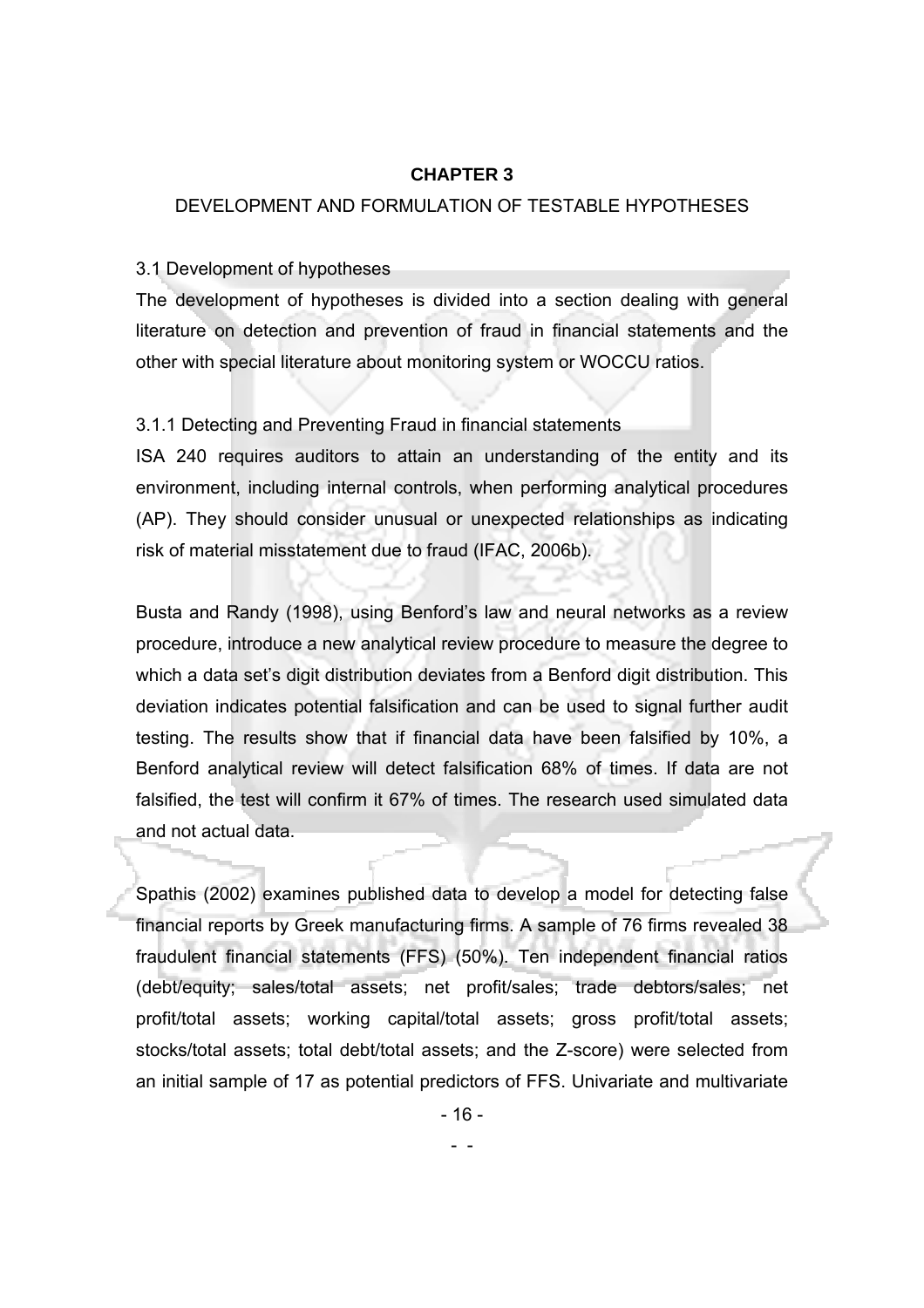# CHAPTER 3

## DEVELOPMENT AND FORMULATION OF TESTABLE HYPOTHESES

### 3.1 Development of hypotheses

The development of hypotheses is divided into a section dealing with general literature on detection and prevention of fraud in financial statements and the other with special literature about monitoring system or WOCCU ratios.

#### 3.1.1 Detecting and Preventing Fraud in financial statements

ISA 240 requires auditors to attain an understanding of the entity and its environment, including internal controls, when performing analytical procedures (AP). They should consider unusual or unexpected relationships as indicating risk of material misstatement due to fraud (IFAC, 2006b).

Busta and Randy (1998), using Benford's law and neural networks as a review procedure, introduce a new analytical review procedure to measure the degree to which a data set's digit distribution deviates from a Benford digit distribution. This deviation indicates potential falsification and can be used to signal further audit testing. The results show that if financial data have been falsified by 10%, a Benford analytical review will detect falsification 68% of times. If data are not falsified, the test will confirm it 67% of times. The research used simulated data and not actual data.

Spathis (2002) examines published data to develop a model for detecting false financial reports by Greek manufacturing firms. A sample of 76 firms revealed 38 fraudulent financial statements (FFS) (50%). Ten independent financial ratios (debt/equity; sales/total assets; net profit/sales; trade debtors/sales; net profit/total assets; working capital/total assets; gross profit/total assets; stocks/total assets; total debt/total assets; and the Z-score) were selected from an initial sample of 17 as potential predictors of FFS. Univariate and multivariate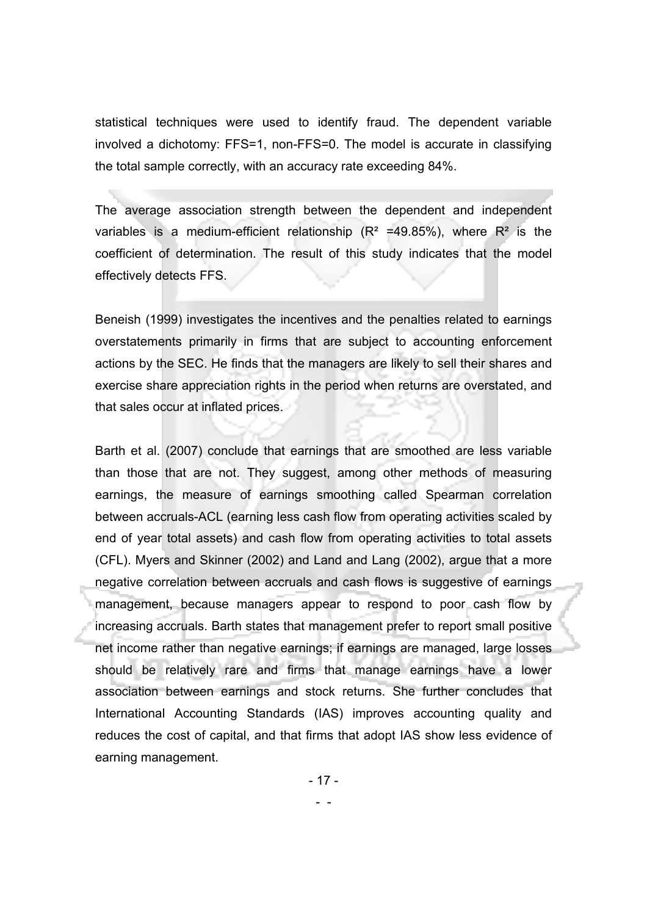statistical techniques were used to identify fraud. The dependent variable involved a dichotomy: FFS=1, non-FFS=0. The model is accurate in classifying the total sample correctly, with an accuracy rate exceeding 84%.

The average association strength between the dependent and independent variables is a medium-efficient relationship ($R^2$ =49.85%), where $R^2$ is the coefficient of determination. The result of this study indicates that the model effectively detects FFS.

Beneish (1999) investigates the incentives and the penalties related to earnings overstatements primarily in firms that are subject to accounting enforcement actions by the SEC. He finds that the managers are likely to sell their shares and exercise share appreciation rights in the period when returns are overstated, and that sales occur at inflated prices.

Barth et al. (2007) conclude that earnings that are smoothed are less variable than those that are not. They suggest, among other methods of measuring earnings, the measure of earnings smoothing called Spearman correlation between accruals-ACL (earning less cash flow from operating activities scaled by end of year total assets) and cash flow from operating activities to total assets (CFL). Myers and Skinner (2002) and Land and Lang (2002), argue that a more negative correlation between accruals and cash flows is suggestive of earnings management, because managers appear to respond to poor cash flow by increasing accruals. Barth states that management prefer to report small positive net income rather than negative earnings; if earnings are managed, large losses should be relatively rare and firms that manage earnings have a lower association between earnings and stock returns. She further concludes that International Accounting Standards (IAS) improves accounting quality and reduces the cost of capital, and that firms that adopt IAS show less evidence of earning management.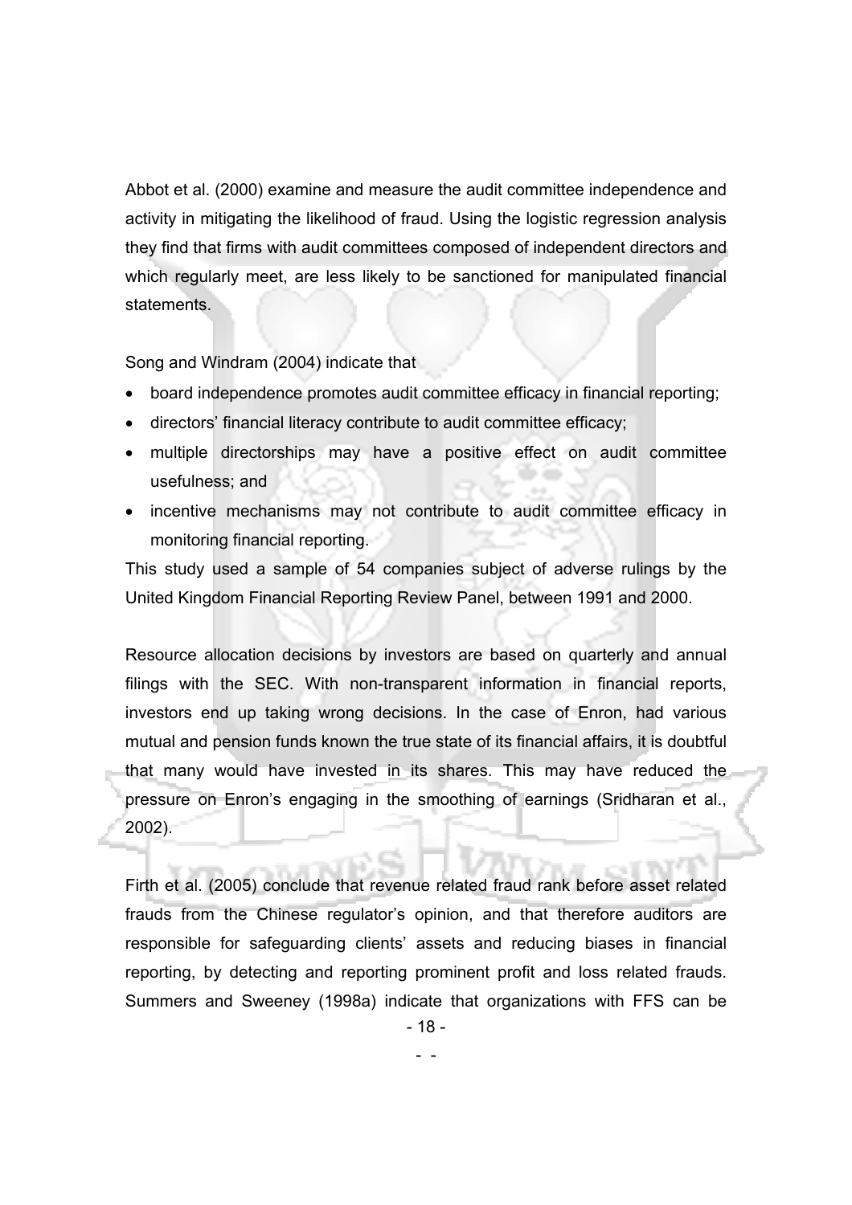Abbot et al. (2000) examine and measure the audit committee independence and activity in mitigating the likelihood of fraud. Using the logistic regression analysis they find that firms with audit committees composed of independent directors and which regularly meet, are less likely to be sanctioned for manipulated financial statements.

Song and Windram (2004) indicate that

- board independence promotes audit committee efficacy in financial reporting;
- directors' financial literacy contribute to audit committee efficacy;
- multiple directorships may have a positive effect on audit committee usefulness; and
- incentive mechanisms may not contribute to audit committee efficacy in monitoring financial reporting.

This study used a sample of 54 companies subject of adverse rulings by the United Kingdom Financial Reporting Review Panel, between 1991 and 2000.

Resource allocation decisions by investors are based on quarterly and annual filings with the SEC. With non-transparent information in financial reports, investors end up taking wrong decisions. In the case of Enron, had various mutual and pension funds known the true state of its financial affairs, it is doubtful that many would have invested in its shares. This may have reduced the pressure on Enron's engaging in the smoothing of earnings (Sridharan et al., 2002).

Firth et al. (2005) conclude that revenue related fraud rank before asset related frauds from the Chinese regulator's opinion, and that therefore auditors are responsible for safeguarding clients' assets and reducing biases in financial reporting, by detecting and reporting prominent profit and loss related frauds. Summers and Sweeney (1998a) indicate that organizations with FFS can be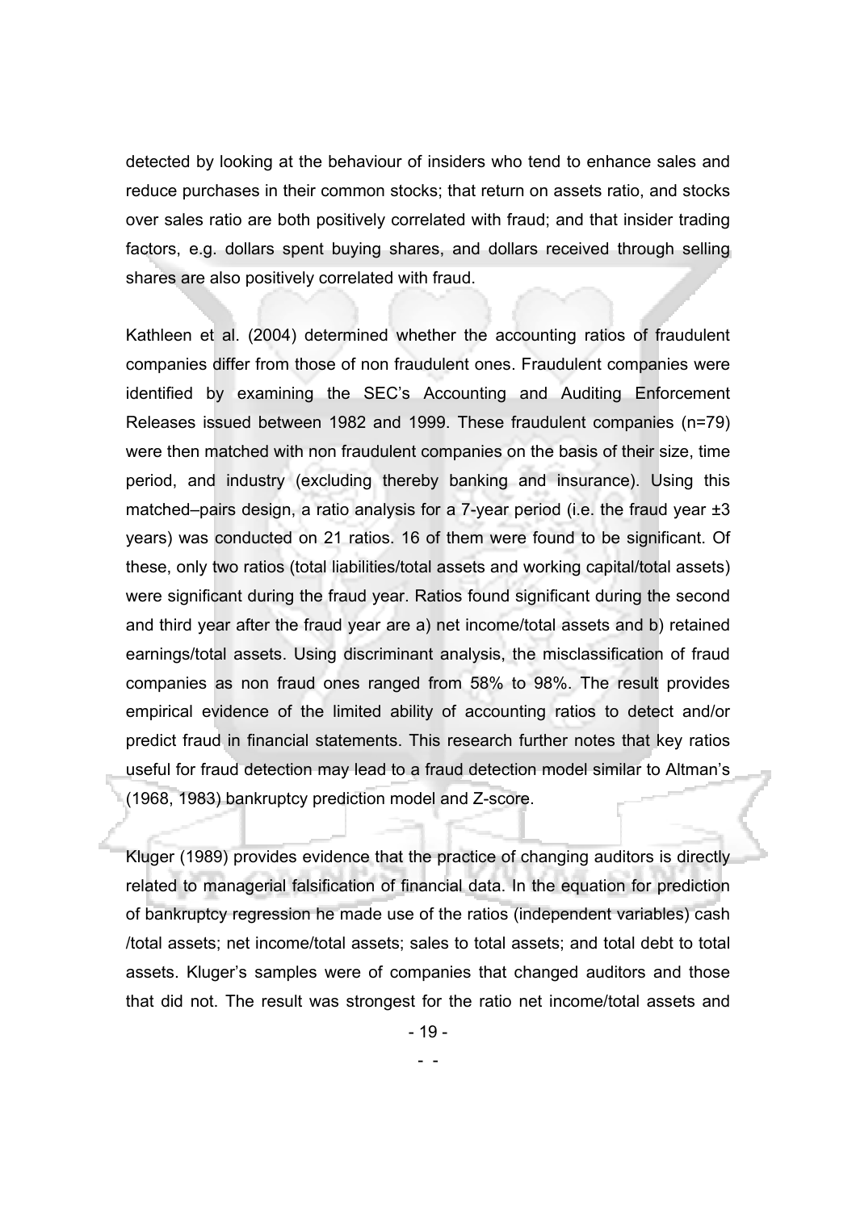detected by looking at the behaviour of insiders who tend to enhance sales and reduce purchases in their common stocks; that return on assets ratio, and stocks over sales ratio are both positively correlated with fraud; and that insider trading factors, e.g. dollars spent buying shares, and dollars received through selling shares are also positively correlated with fraud.

Kathleen et al. (2004) determined whether the accounting ratios of fraudulent companies differ from those of non fraudulent ones. Fraudulent companies were identified by examining the SEC's Accounting and Auditing Enforcement Releases issued between 1982 and 1999. These fraudulent companies (n=79) were then matched with non fraudulent companies on the basis of their size, time period, and industry (excluding thereby banking and insurance). Using this matched–pairs design, a ratio analysis for a 7-year period (i.e. the fraud year ±3 years) was conducted on 21 ratios. 16 of them were found to be significant. Of these, only two ratios (total liabilities/total assets and working capital/total assets) were significant during the fraud year. Ratios found significant during the second and third year after the fraud year are a) net income/total assets and b) retained earnings/total assets. Using discriminant analysis, the misclassification of fraud companies as non fraud ones ranged from 58% to 98%. The result provides empirical evidence of the limited ability of accounting ratios to detect and/or predict fraud in financial statements. This research further notes that key ratios useful for fraud detection may lead to a fraud detection model similar to Altman's (1968, 1983) bankruptcy prediction model and Z-score.

Kluger (1989) provides evidence that the practice of changing auditors is directly related to managerial falsification of financial data. In the equation for prediction of bankruptcy regression he made use of the ratios (independent variables) cash /total assets; net income/total assets; sales to total assets; and total debt to total assets. Kluger's samples were of companies that changed auditors and those that did not. The result was strongest for the ratio net income/total assets and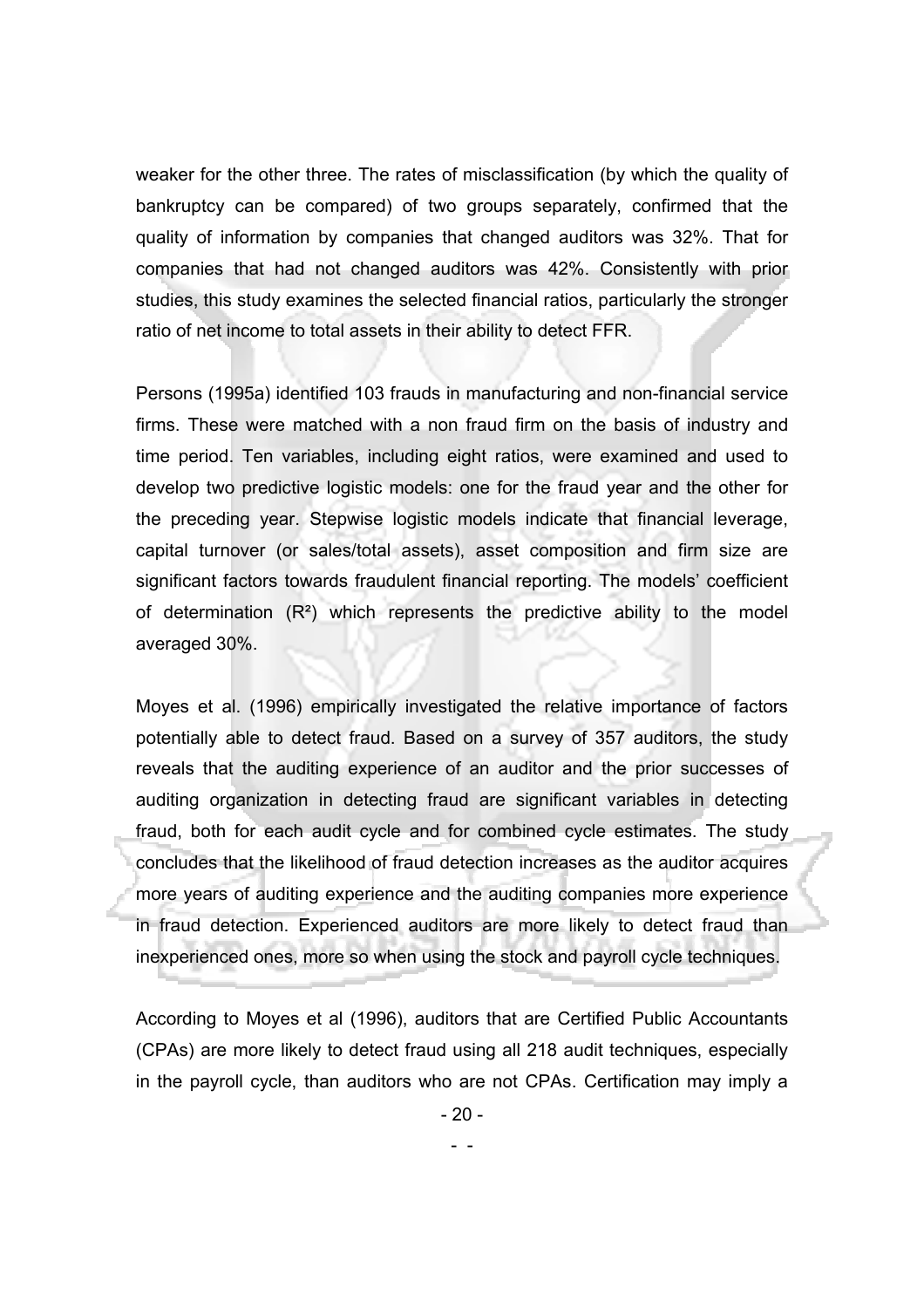weaker for the other three. The rates of misclassification (by which the quality of bankruptcy can be compared) of two groups separately, confirmed that the quality of information by companies that changed auditors was 32%. That for companies that had not changed auditors was 42%. Consistently with prior studies, this study examines the selected financial ratios, particularly the stronger ratio of net income to total assets in their ability to detect FFR.

Persons (1995a) identified 103 frauds in manufacturing and non-financial service firms. These were matched with a non fraud firm on the basis of industry and time period. Ten variables, including eight ratios, were examined and used to develop two predictive logistic models: one for the fraud year and the other for the preceding year. Stepwise logistic models indicate that financial leverage, capital turnover (or sales/total assets), asset composition and firm size are significant factors towards fraudulent financial reporting. The models' coefficient of determination ($R^2$) which represents the predictive ability to the model averaged 30%.

Moyes et al. (1996) empirically investigated the relative importance of factors potentially able to detect fraud. Based on a survey of 357 auditors, the study reveals that the auditing experience of an auditor and the prior successes of auditing organization in detecting fraud are significant variables in detecting fraud, both for each audit cycle and for combined cycle estimates. The study concludes that the likelihood of fraud detection increases as the auditor acquires more years of auditing experience and the auditing companies more experience in fraud detection. Experienced auditors are more likely to detect fraud than inexperienced ones, more so when using the stock and payroll cycle techniques.

According to Moyes et al (1996), auditors that are Certified Public Accountants (CPAs) are more likely to detect fraud using all 218 audit techniques, especially in the payroll cycle, than auditors who are not CPAs. Certification may imply a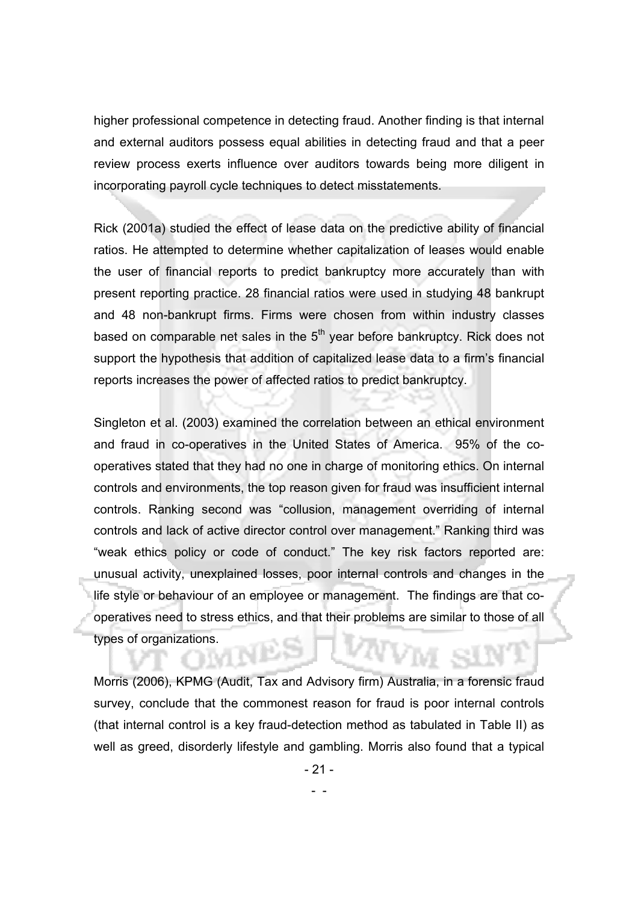higher professional competence in detecting fraud. Another finding is that internal and external auditors possess equal abilities in detecting fraud and that a peer review process exerts influence over auditors towards being more diligent in incorporating payroll cycle techniques to detect misstatements.

Rick (2001a) studied the effect of lease data on the predictive ability of financial ratios. He attempted to determine whether capitalization of leases would enable the user of financial reports to predict bankruptcy more accurately than with present reporting practice. 28 financial ratios were used in studying 48 bankrupt and 48 non-bankrupt firms. Firms were chosen from within industry classes based on comparable net sales in the 5th year before bankruptcy. Rick does not support the hypothesis that addition of capitalized lease data to a firm's financial reports increases the power of affected ratios to predict bankruptcy.

Singleton et al. (2003) examined the correlation between an ethical environment and fraud in co-operatives in the United States of America. 95% of the co-operatives stated that they had no one in charge of monitoring ethics. On internal controls and environments, the top reason given for fraud was insufficient internal controls. Ranking second was "collusion, management overriding of internal controls and lack of active director control over management." Ranking third was "weak ethics policy or code of conduct." The key risk factors reported are: unusual activity, unexplained losses, poor internal controls and changes in the life style or behaviour of an employee or management. The findings are that co-operatives need to stress ethics, and that their problems are similar to those of all types of organizations.

Morris (2006), KPMG (Audit, Tax and Advisory firm) Australia, in a forensic fraud survey, conclude that the commonest reason for fraud is poor internal controls (that internal control is a key fraud-detection method as tabulated in Table II) as well as greed, disorderly lifestyle and gambling. Morris also found that a typical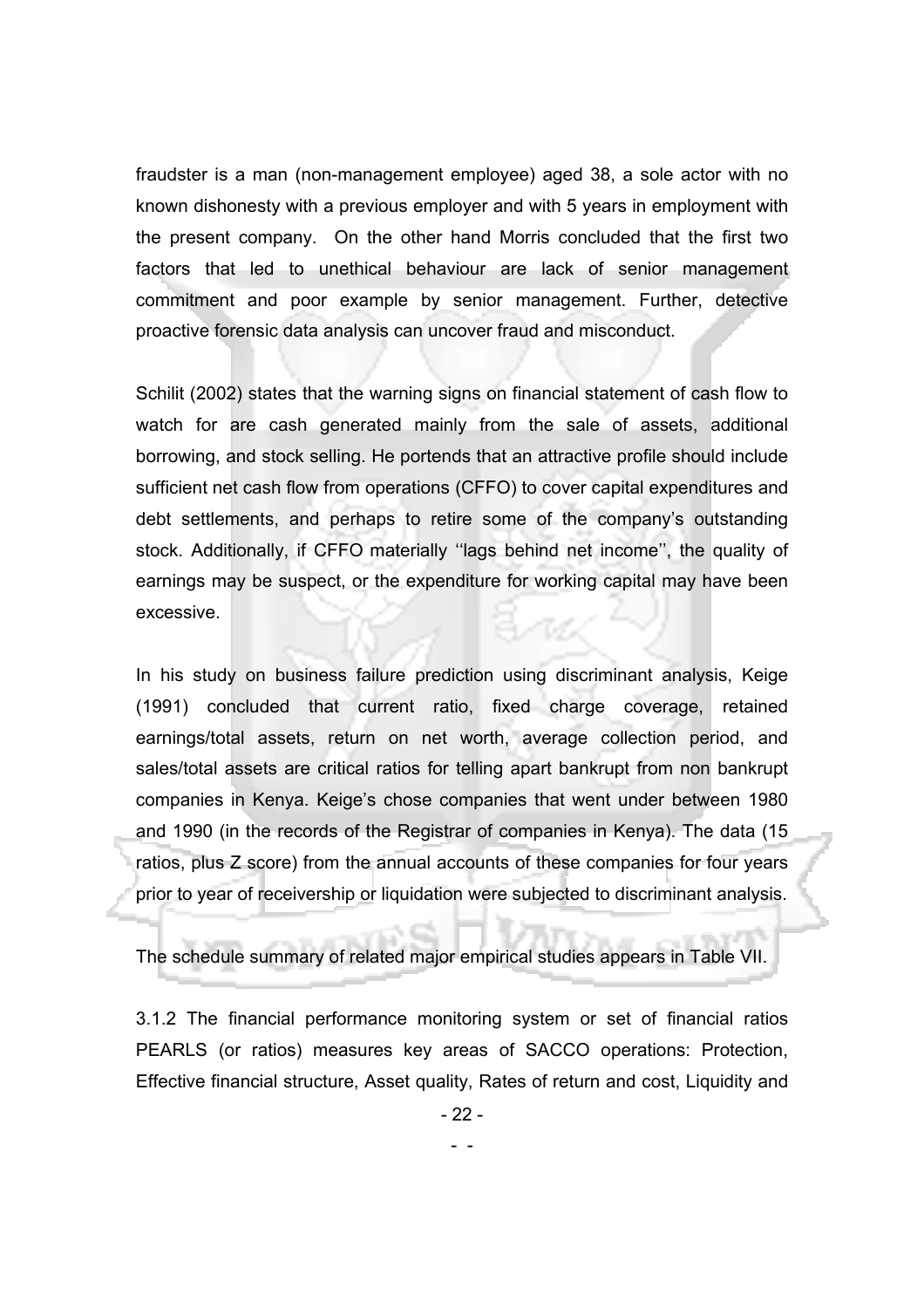fraudster is a man (non-management employee) aged 38, a sole actor with no known dishonesty with a previous employer and with 5 years in employment with the present company. On the other hand Morris concluded that the first two factors that led to unethical behaviour are lack of senior management commitment and poor example by senior management. Further, detective proactive forensic data analysis can uncover fraud and misconduct.

Schilit (2002) states that the warning signs on financial statement of cash flow to watch for are cash generated mainly from the sale of assets, additional borrowing, and stock selling. He portends that an attractive profile should include sufficient net cash flow from operations (CFFO) to cover capital expenditures and debt settlements, and perhaps to retire some of the company's outstanding stock. Additionally, if CFFO materially ''lags behind net income'', the quality of earnings may be suspect, or the expenditure for working capital may have been excessive.

In his study on business failure prediction using discriminant analysis, Keige (1991) concluded that current ratio, fixed charge coverage, retained earnings/total assets, return on net worth, average collection period, and sales/total assets are critical ratios for telling apart bankrupt from non bankrupt companies in Kenya. Keige's chose companies that went under between 1980 and 1990 (in the records of the Registrar of companies in Kenya). The data (15 ratios, plus Z score) from the annual accounts of these companies for four years prior to year of receivership or liquidation were subjected to discriminant analysis.

The schedule summary of related major empirical studies appears in Table VII.

3.1.2 The financial performance monitoring system or set of financial ratios PEARLS (or ratios) measures key areas of SACCO operations: Protection, Effective financial structure, Asset quality, Rates of return and cost, Liquidity and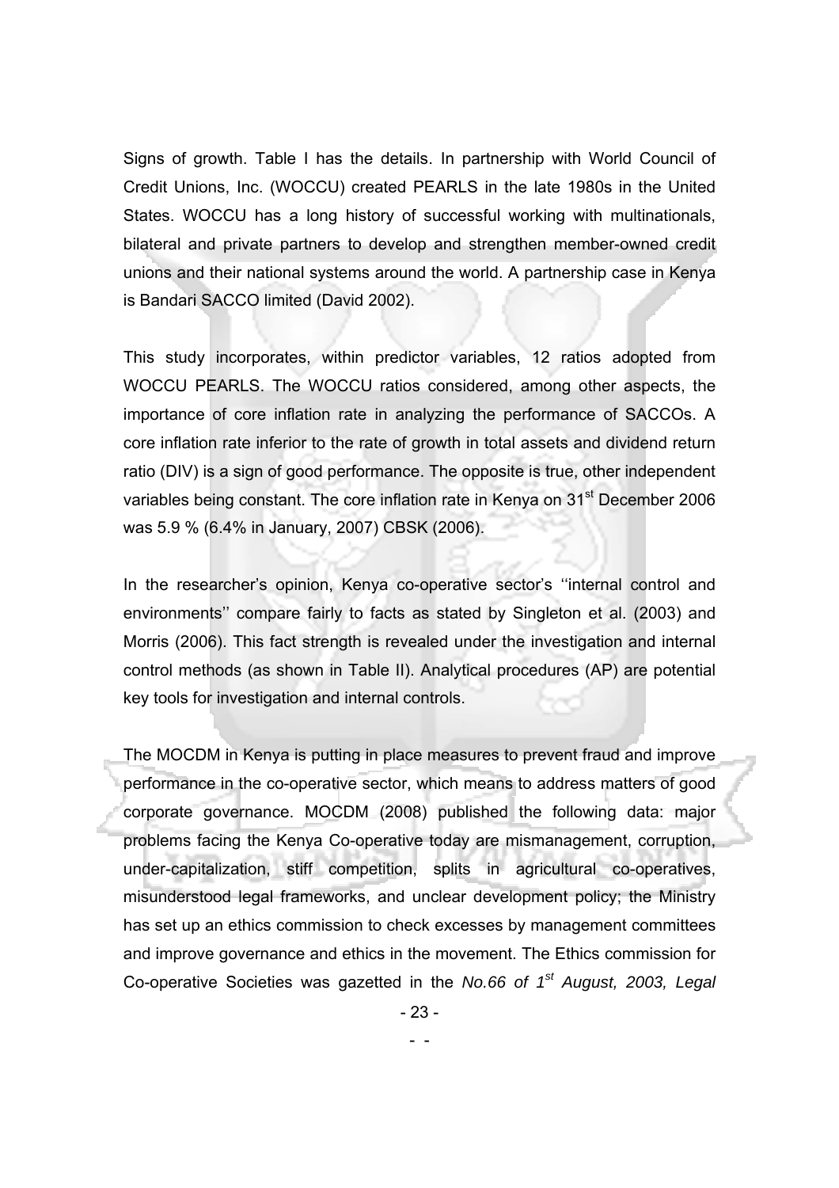Signs of growth. Table I has the details. In partnership with World Council of Credit Unions, Inc. (WOCCU) created PEARLS in the late 1980s in the United States. WOCCU has a long history of successful working with multinationals, bilateral and private partners to develop and strengthen member-owned credit unions and their national systems around the world. A partnership case in Kenya is Bandari SACCO limited (David 2002).

This study incorporates, within predictor variables, 12 ratios adopted from WOCCU PEARLS. The WOCCU ratios considered, among other aspects, the importance of core inflation rate in analyzing the performance of SACCOs. A core inflation rate inferior to the rate of growth in total assets and dividend return ratio (DIV) is a sign of good performance. The opposite is true, other independent variables being constant. The core inflation rate in Kenya on 31st December 2006 was 5.9 % (6.4% in January, 2007) CBSK (2006).

In the researcher's opinion, Kenya co-operative sector's ''internal control and environments'' compare fairly to facts as stated by Singleton et al. (2003) and Morris (2006). This fact strength is revealed under the investigation and internal control methods (as shown in Table II). Analytical procedures (AP) are potential key tools for investigation and internal controls.

The MOCDM in Kenya is putting in place measures to prevent fraud and improve performance in the co-operative sector, which means to address matters of good corporate governance. MOCDM (2008) published the following data: major problems facing the Kenya Co-operative today are mismanagement, corruption, under-capitalization, stiff competition, splits in agricultural co-operatives, misunderstood legal frameworks, and unclear development policy; the Ministry has set up an ethics commission to check excesses by management committees and improve governance and ethics in the movement. The Ethics commission for Co-operative Societies was gazetted in the *No.66 of 1st August, 2003, Legal*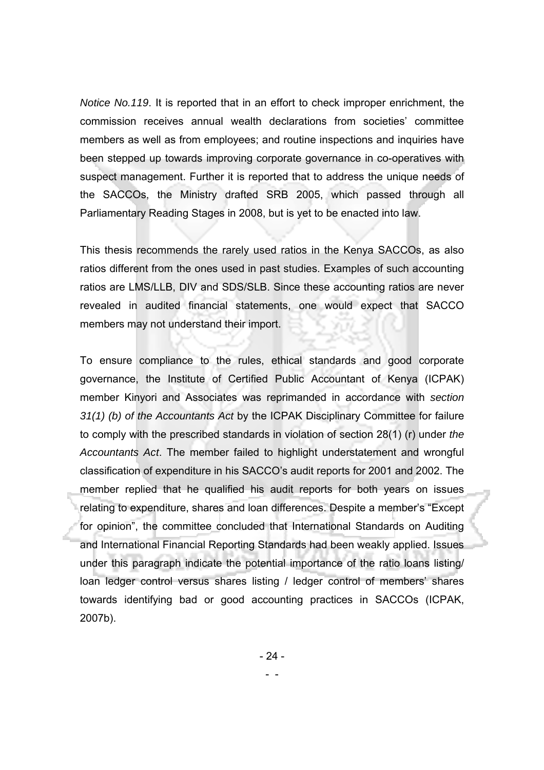*Notice No.119*. It is reported that in an effort to check improper enrichment, the commission receives annual wealth declarations from societies' committee members as well as from employees; and routine inspections and inquiries have been stepped up towards improving corporate governance in co-operatives with suspect management. Further it is reported that to address the unique needs of the SACCOs, the Ministry drafted SRB 2005, which passed through all Parliamentary Reading Stages in 2008, but is yet to be enacted into law.

This thesis recommends the rarely used ratios in the Kenya SACCOs, as also ratios different from the ones used in past studies. Examples of such accounting ratios are LMS/LLB, DIV and SDS/SLB. Since these accounting ratios are never revealed in audited financial statements, one would expect that SACCO members may not understand their import.

To ensure compliance to the rules, ethical standards and good corporate governance, the Institute of Certified Public Accountant of Kenya (ICPAK) member Kinyori and Associates was reprimanded in accordance with *section 31(1) (b) of the Accountants Act* by the ICPAK Disciplinary Committee for failure to comply with the prescribed standards in violation of section 28(1) (r) under *the Accountants Act*. The member failed to highlight understatement and wrongful classification of expenditure in his SACCO's audit reports for 2001 and 2002. The member replied that he qualified his audit reports for both years on issues relating to expenditure, shares and loan differences. Despite a member's "Except for opinion", the committee concluded that International Standards on Auditing and International Financial Reporting Standards had been weakly applied. Issues under this paragraph indicate the potential importance of the ratio loans listing/ loan ledger control versus shares listing / ledger control of members' shares towards identifying bad or good accounting practices in SACCOs (ICPAK, 2007b).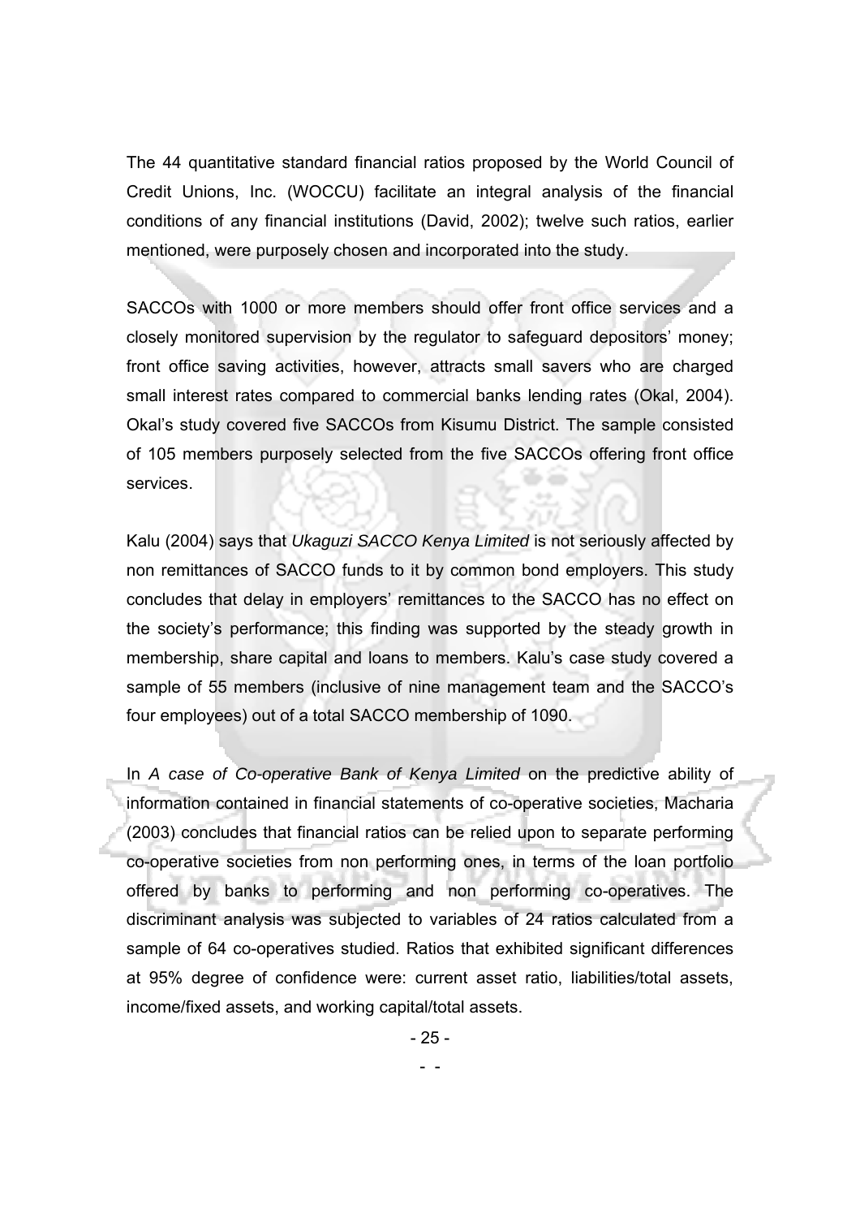The 44 quantitative standard financial ratios proposed by the World Council of Credit Unions, Inc. (WOCCU) facilitate an integral analysis of the financial conditions of any financial institutions (David, 2002); twelve such ratios, earlier mentioned, were purposely chosen and incorporated into the study.

SACCOs with 1000 or more members should offer front office services and a closely monitored supervision by the regulator to safeguard depositors' money; front office saving activities, however, attracts small savers who are charged small interest rates compared to commercial banks lending rates (Okal, 2004). Okal's study covered five SACCOs from Kisumu District. The sample consisted of 105 members purposely selected from the five SACCOs offering front office services.

Kalu (2004) says that *Ukaguzi SACCO Kenya Limited* is not seriously affected by non remittances of SACCO funds to it by common bond employers. This study concludes that delay in employers' remittances to the SACCO has no effect on the society's performance; this finding was supported by the steady growth in membership, share capital and loans to members. Kalu's case study covered a sample of 55 members (inclusive of nine management team and the SACCO's four employees) out of a total SACCO membership of 1090.

In *A case of Co-operative Bank of Kenya Limited* on the predictive ability of information contained in financial statements of co-operative societies, Macharia (2003) concludes that financial ratios can be relied upon to separate performing co-operative societies from non performing ones, in terms of the loan portfolio offered by banks to performing and non performing co-operatives. The discriminant analysis was subjected to variables of 24 ratios calculated from a sample of 64 co-operatives studied. Ratios that exhibited significant differences at 95% degree of confidence were: current asset ratio, liabilities/total assets, income/fixed assets, and working capital/total assets.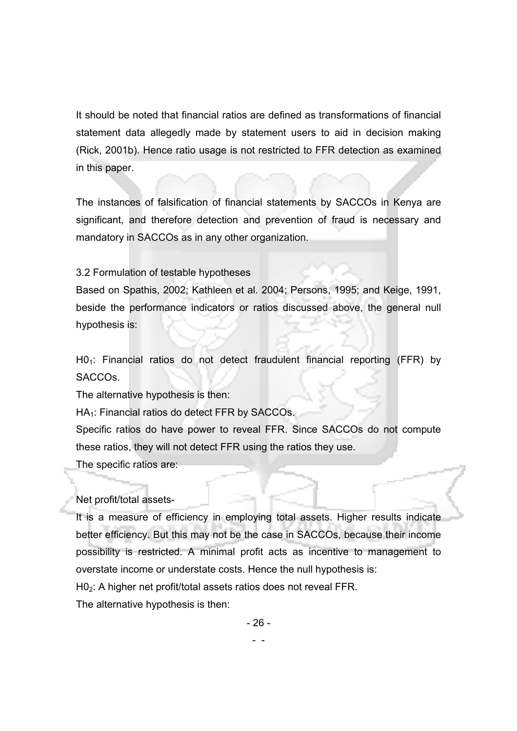It should be noted that financial ratios are defined as transformations of financial statement data allegedly made by statement users to aid in decision making (Rick, 2001b). Hence ratio usage is not restricted to FFR detection as examined in this paper.

The instances of falsification of financial statements by SACCOs in Kenya are significant, and therefore detection and prevention of fraud is necessary and mandatory in SACCOs as in any other organization.

### 3.2 Formulation of testable hypotheses

Based on Spathis, 2002; Kathleen et al. 2004; Persons, 1995; and Keige, 1991, beside the performance indicators or ratios discussed above, the general null hypothesis is:

$H0_1$: Financial ratios do not detect fraudulent financial reporting (FFR) by SACCOs.

The alternative hypothesis is then:

$HA_1$: Financial ratios do detect FFR by SACCOs.

Specific ratios do have power to reveal FFR. Since SACCOs do not compute these ratios, they will not detect FFR using the ratios they use.

The specific ratios are:

Net profit/total assets-

It is a measure of efficiency in employing total assets. Higher results indicate better efficiency. But this may not be the case in SACCOs, because their income possibility is restricted. A minimal profit acts as incentive to management to overstate income or understate costs. Hence the null hypothesis is:

$H0_2$: A higher net profit/total assets ratios does not reveal FFR.

The alternative hypothesis is then: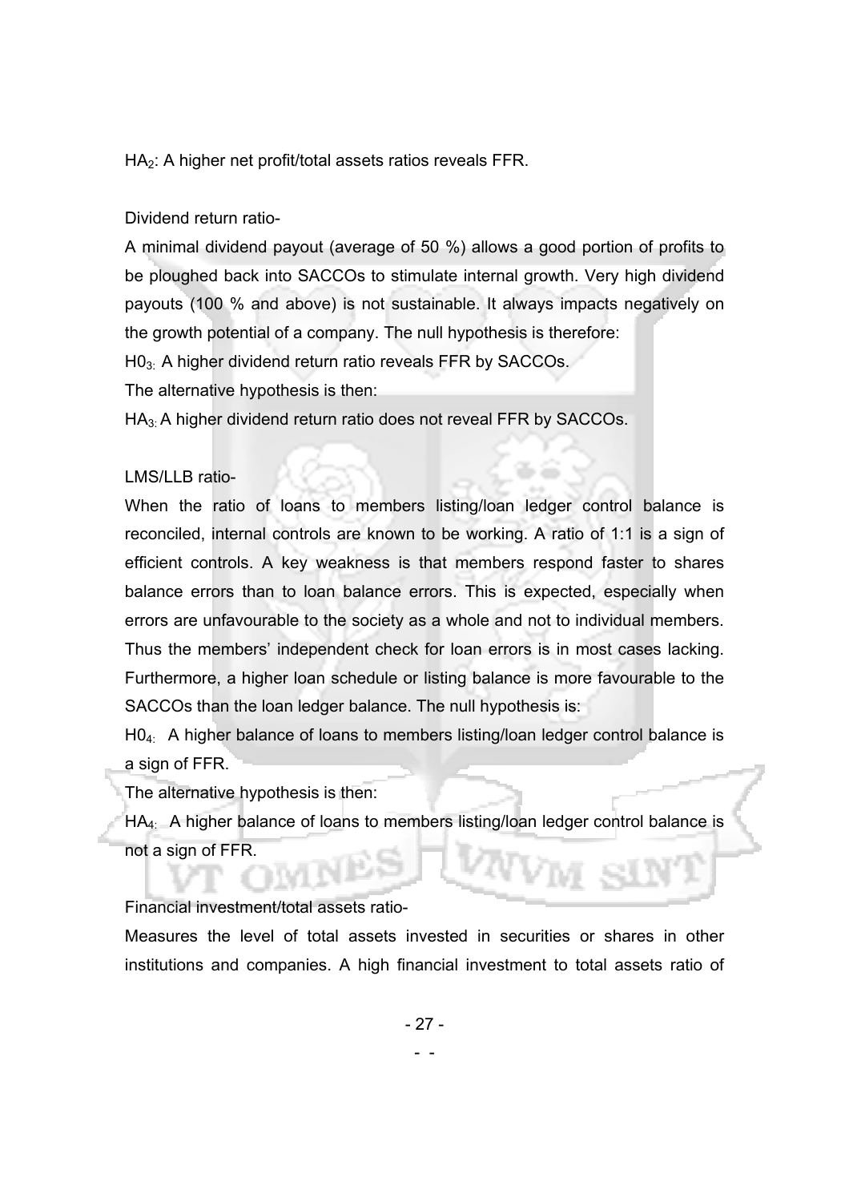$HA_2$: A higher net profit/total assets ratios reveals FFR.

Dividend return ratio-

A minimal dividend payout (average of 50 %) allows a good portion of profits to be ploughed back into SACCOs to stimulate internal growth. Very high dividend payouts (100 % and above) is not sustainable. It always impacts negatively on the growth potential of a company. The null hypothesis is therefore:

$H0_3$: A higher dividend return ratio reveals FFR by SACCOs.

The alternative hypothesis is then:

$HA_3$: A higher dividend return ratio does not reveal FFR by SACCOs.

LMS/LLB ratio-

When the ratio of loans to members listing/loan ledger control balance is reconciled, internal controls are known to be working. A ratio of 1:1 is a sign of efficient controls. A key weakness is that members respond faster to shares balance errors than to loan balance errors. This is expected, especially when errors are unfavourable to the society as a whole and not to individual members. Thus the members' independent check for loan errors is in most cases lacking. Furthermore, a higher loan schedule or listing balance is more favourable to the SACCOs than the loan ledger balance. The null hypothesis is:

$H0_4$: A higher balance of loans to members listing/loan ledger control balance is a sign of FFR.

The alternative hypothesis is then:

$HA_4$: A higher balance of loans to members listing/loan ledger control balance is not a sign of FFR.

Financial investment/total assets ratio-

Measures the level of total assets invested in securities or shares in other institutions and companies. A high financial investment to total assets ratio of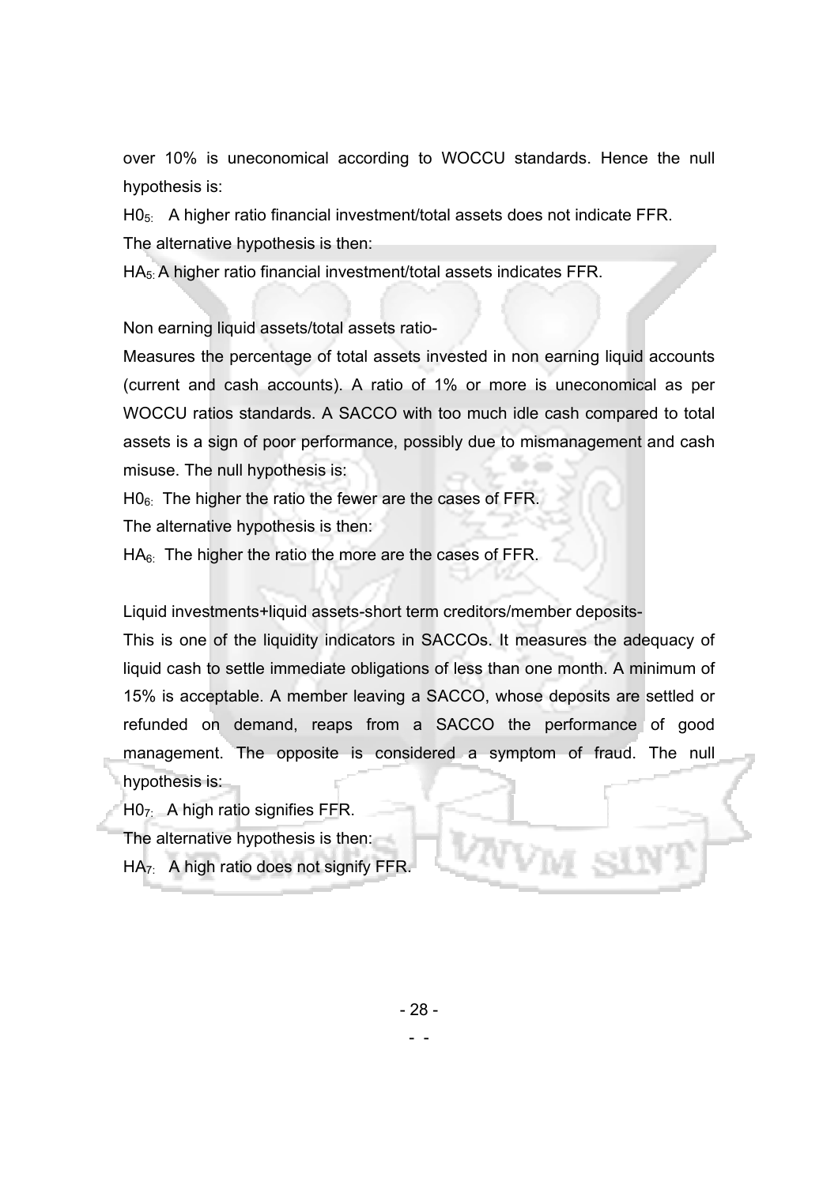over 10% is uneconomical according to WOCCU standards. Hence the null hypothesis is:

$H0_{5:}$ A higher ratio financial investment/total assets does not indicate FFR.

The alternative hypothesis is then:

$HA_{5:}$ A higher ratio financial investment/total assets indicates FFR.

Non earning liquid assets/total assets ratio-

Measures the percentage of total assets invested in non earning liquid accounts (current and cash accounts). A ratio of 1% or more is uneconomical as per WOCCU ratios standards. A SACCO with too much idle cash compared to total assets is a sign of poor performance, possibly due to mismanagement and cash misuse. The null hypothesis is:

$H0_{6:}$ The higher the ratio the fewer are the cases of FFR.

The alternative hypothesis is then:

$HA_{6:}$ The higher the ratio the more are the cases of FFR.

Liquid investments+liquid assets-short term creditors/member deposits-

This is one of the liquidity indicators in SACCOs. It measures the adequacy of liquid cash to settle immediate obligations of less than one month. A minimum of 15% is acceptable. A member leaving a SACCO, whose deposits are settled or refunded on demand, reaps from a SACCO the performance of good management. The opposite is considered a symptom of fraud. The null hypothesis is:

$H0_{7:}$ A high ratio signifies FFR.

The alternative hypothesis is then:

$HA_{7:}$ A high ratio does not signify FFR.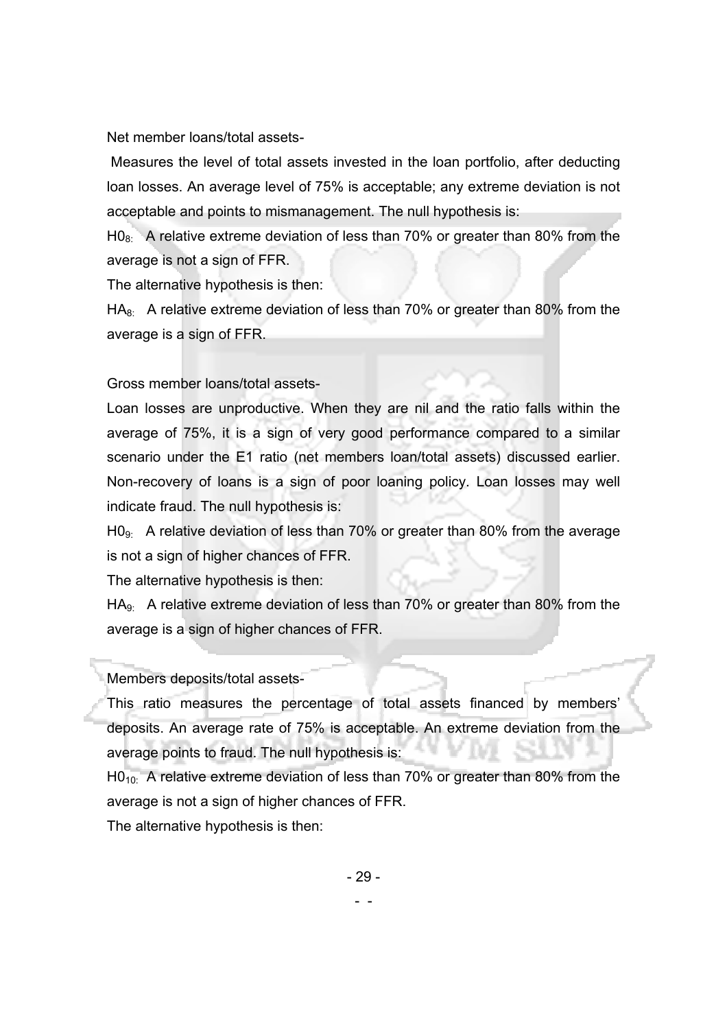Net member loans/total assets-

Measures the level of total assets invested in the loan portfolio, after deducting loan losses. An average level of 75% is acceptable; any extreme deviation is not acceptable and points to mismanagement. The null hypothesis is:

$H0_{8:}$ A relative extreme deviation of less than 70% or greater than 80% from the average is not a sign of FFR.

The alternative hypothesis is then:

$HA_{8:}$ A relative extreme deviation of less than 70% or greater than 80% from the average is a sign of FFR.

Gross member loans/total assets-

Loan losses are unproductive. When they are nil and the ratio falls within the average of 75%, it is a sign of very good performance compared to a similar scenario under the E1 ratio (net members loan/total assets) discussed earlier. Non-recovery of loans is a sign of poor loaning policy. Loan losses may well indicate fraud. The null hypothesis is:

$H0_{9:}$ A relative deviation of less than 70% or greater than 80% from the average is not a sign of higher chances of FFR.

The alternative hypothesis is then:

$HA_{9:}$ A relative extreme deviation of less than 70% or greater than 80% from the average is a sign of higher chances of FFR.

Members deposits/total assets-

This ratio measures the percentage of total assets financed by members' deposits. An average rate of 75% is acceptable. An extreme deviation from the average points to fraud. The null hypothesis is:

$H0_{10:}$ A relative extreme deviation of less than 70% or greater than 80% from the average is not a sign of higher chances of FFR.

The alternative hypothesis is then: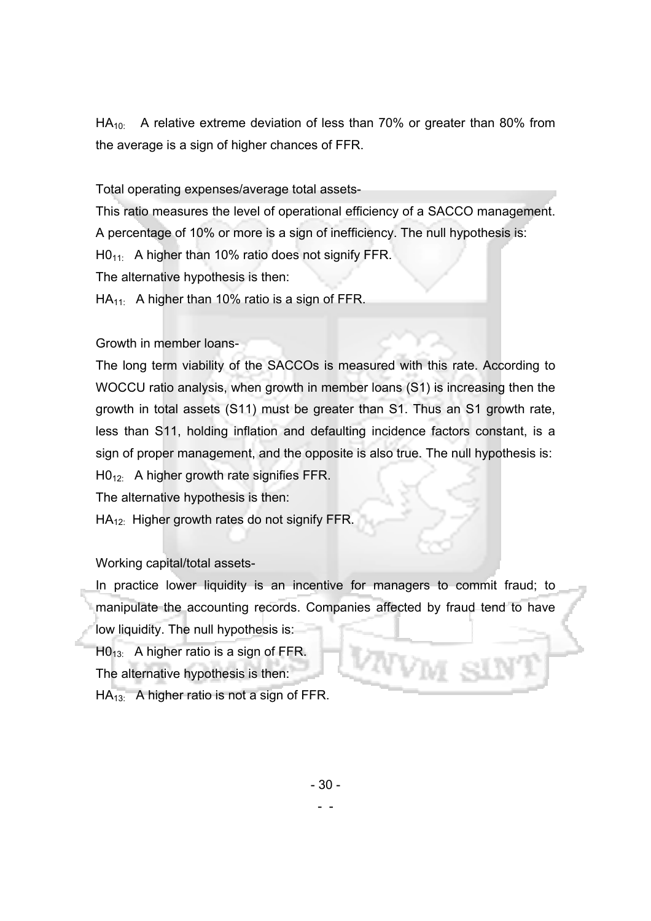$HA_{10:}$ A relative extreme deviation of less than 70% or greater than 80% from the average is a sign of higher chances of FFR.

Total operating expenses/average total assets-

This ratio measures the level of operational efficiency of a SACCO management. A percentage of 10% or more is a sign of inefficiency. The null hypothesis is:

$H0_{11:}$ A higher than 10% ratio does not signify FFR.

The alternative hypothesis is then:

$HA_{11:}$ A higher than 10% ratio is a sign of FFR.

Growth in member loans-

The long term viability of the SACCOs is measured with this rate. According to WOCCU ratio analysis, when growth in member loans (S1) is increasing then the growth in total assets (S11) must be greater than S1. Thus an S1 growth rate, less than S11, holding inflation and defaulting incidence factors constant, is a sign of proper management, and the opposite is also true. The null hypothesis is:

$H0_{12:}$ A higher growth rate signifies FFR.

The alternative hypothesis is then:

$HA_{12:}$ Higher growth rates do not signify FFR.

Working capital/total assets-

In practice lower liquidity is an incentive for managers to commit fraud; to manipulate the accounting records. Companies affected by fraud tend to have low liquidity. The null hypothesis is:

$H0_{13:}$ A higher ratio is a sign of FFR.

The alternative hypothesis is then:

$HA_{13:}$ A higher ratio is not a sign of FFR.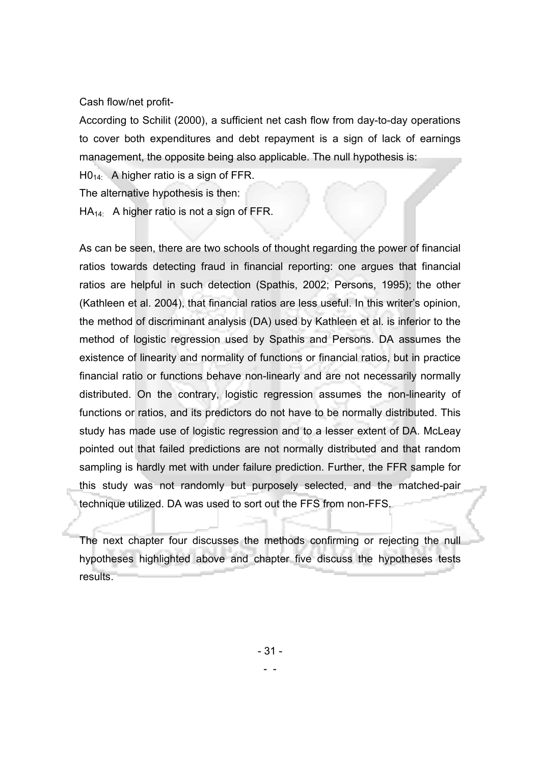Cash flow/net profit-

According to Schilit (2000), a sufficient net cash flow from day-to-day operations to cover both expenditures and debt repayment is a sign of lack of earnings management, the opposite being also applicable. The null hypothesis is:

$H0_{14:}$ A higher ratio is a sign of FFR.

The alternative hypothesis is then:

$HA_{14:}$ A higher ratio is not a sign of FFR.

As can be seen, there are two schools of thought regarding the power of financial ratios towards detecting fraud in financial reporting: one argues that financial ratios are helpful in such detection (Spathis, 2002; Persons, 1995); the other (Kathleen et al. 2004), that financial ratios are less useful. In this writer's opinion, the method of discriminant analysis (DA) used by Kathleen et al. is inferior to the method of logistic regression used by Spathis and Persons. DA assumes the existence of linearity and normality of functions or financial ratios, but in practice financial ratio or functions behave non-linearly and are not necessarily normally distributed. On the contrary, logistic regression assumes the non-linearity of functions or ratios, and its predictors do not have to be normally distributed. This study has made use of logistic regression and to a lesser extent of DA. McLeay pointed out that failed predictions are not normally distributed and that random sampling is hardly met with under failure prediction. Further, the FFR sample for this study was not randomly but purposely selected, and the matched-pair technique utilized. DA was used to sort out the FFS from non-FFS.

The next chapter four discusses the methods confirming or rejecting the null hypotheses highlighted above and chapter five discuss the hypotheses tests results.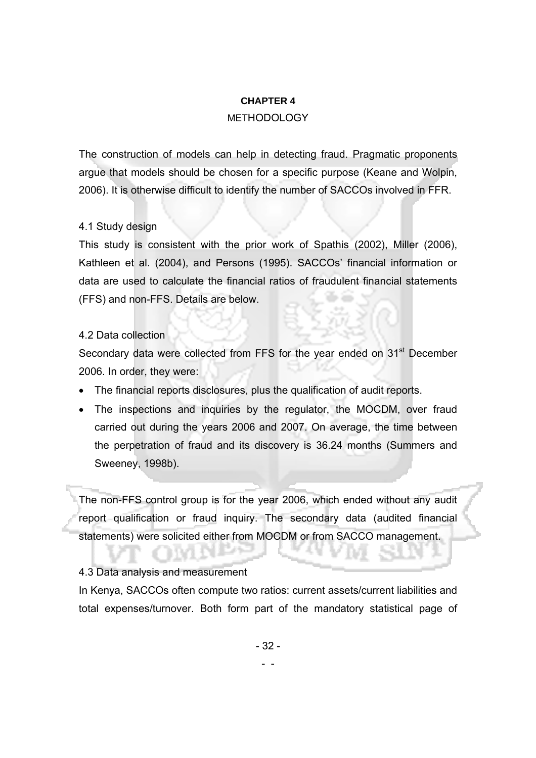# CHAPTER 4

## METHODOLOGY

The construction of models can help in detecting fraud. Pragmatic proponents argue that models should be chosen for a specific purpose (Keane and Wolpin, 2006). It is otherwise difficult to identify the number of SACCOs involved in FFR.

### 4.1 Study design

This study is consistent with the prior work of Spathis (2002), Miller (2006), Kathleen et al. (2004), and Persons (1995). SACCOs' financial information or data are used to calculate the financial ratios of fraudulent financial statements (FFS) and non-FFS. Details are below.

### 4.2 Data collection

Secondary data were collected from FFS for the year ended on 31st December 2006. In order, they were:

- The financial reports disclosures, plus the qualification of audit reports.
- The inspections and inquiries by the regulator, the MOCDM, over fraud carried out during the years 2006 and 2007. On average, the time between the perpetration of fraud and its discovery is 36.24 months (Summers and Sweeney, 1998b).

The non-FFS control group is for the year 2006, which ended without any audit report qualification or fraud inquiry. The secondary data (audited financial statements) were solicited either from MOCDM or from SACCO management.

### 4.3 Data analysis and measurement

In Kenya, SACCOs often compute two ratios: current assets/current liabilities and total expenses/turnover. Both form part of the mandatory statistical page of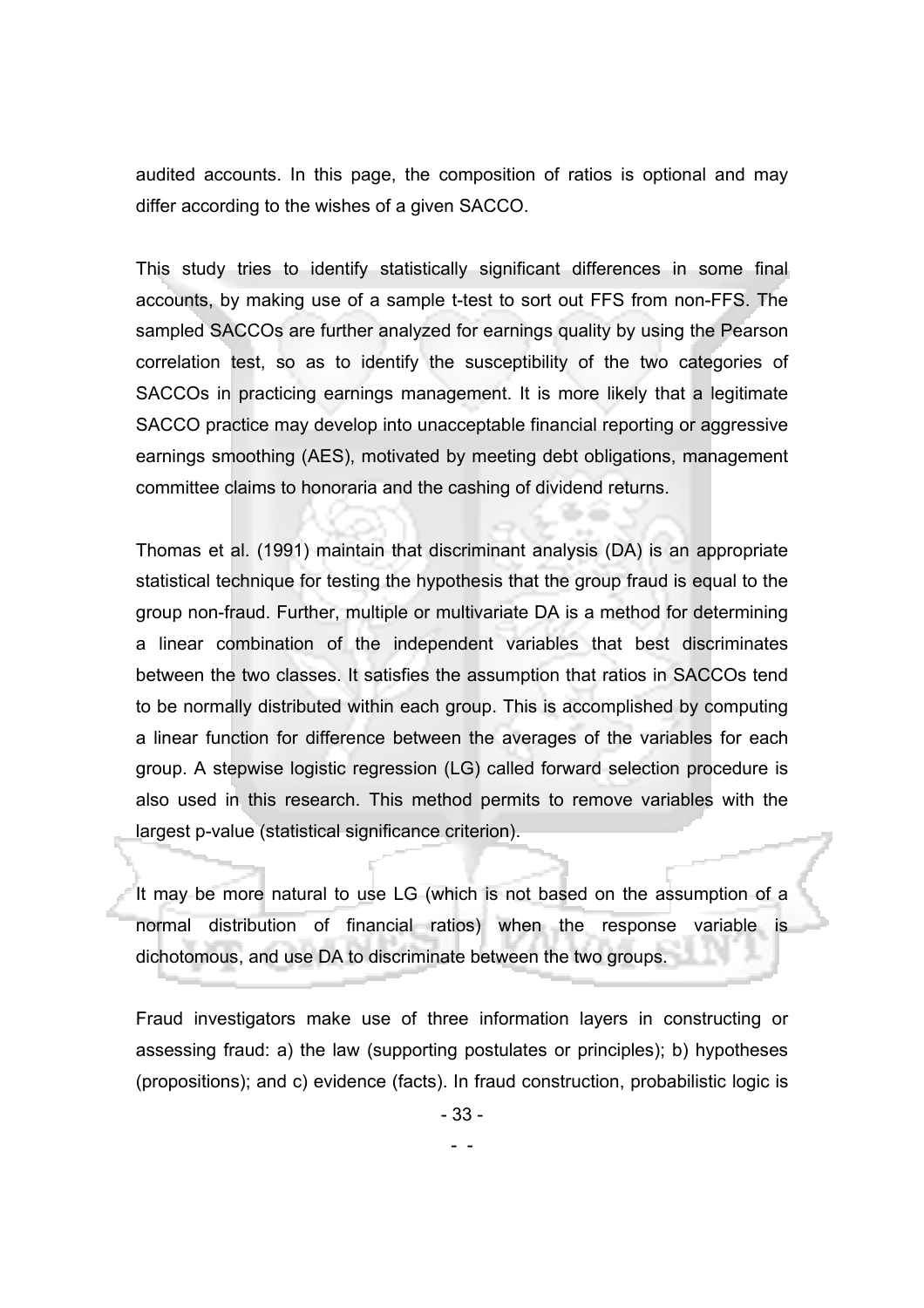audited accounts. In this page, the composition of ratios is optional and may differ according to the wishes of a given SACCO.

This study tries to identify statistically significant differences in some final accounts, by making use of a sample t-test to sort out FFS from non-FFS. The sampled SACCOs are further analyzed for earnings quality by using the Pearson correlation test, so as to identify the susceptibility of the two categories of SACCOs in practicing earnings management. It is more likely that a legitimate SACCO practice may develop into unacceptable financial reporting or aggressive earnings smoothing (AES), motivated by meeting debt obligations, management committee claims to honoraria and the cashing of dividend returns.

Thomas et al. (1991) maintain that discriminant analysis (DA) is an appropriate statistical technique for testing the hypothesis that the group fraud is equal to the group non-fraud. Further, multiple or multivariate DA is a method for determining a linear combination of the independent variables that best discriminates between the two classes. It satisfies the assumption that ratios in SACCOs tend to be normally distributed within each group. This is accomplished by computing a linear function for difference between the averages of the variables for each group. A stepwise logistic regression (LG) called forward selection procedure is also used in this research. This method permits to remove variables with the largest p-value (statistical significance criterion).

It may be more natural to use LG (which is not based on the assumption of a normal distribution of financial ratios) when the response variable is dichotomous, and use DA to discriminate between the two groups.

Fraud investigators make use of three information layers in constructing or assessing fraud: a) the law (supporting postulates or principles); b) hypotheses (propositions); and c) evidence (facts). In fraud construction, probabilistic logic is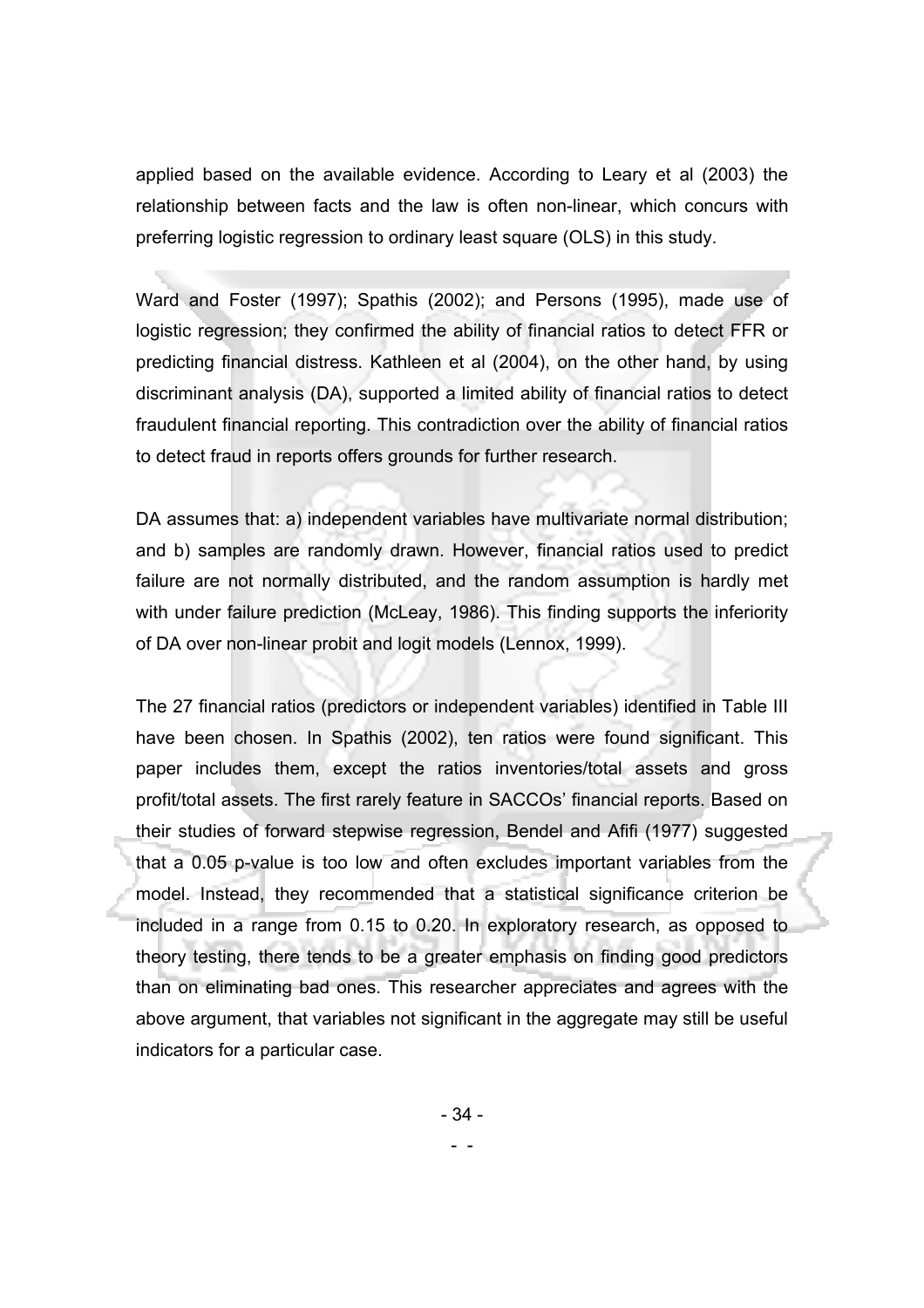applied based on the available evidence. According to Leary et al (2003) the relationship between facts and the law is often non-linear, which concurs with preferring logistic regression to ordinary least square (OLS) in this study.

Ward and Foster (1997); Spathis (2002); and Persons (1995), made use of logistic regression; they confirmed the ability of financial ratios to detect FFR or predicting financial distress. Kathleen et al (2004), on the other hand, by using discriminant analysis (DA), supported a limited ability of financial ratios to detect fraudulent financial reporting. This contradiction over the ability of financial ratios to detect fraud in reports offers grounds for further research.

DA assumes that: a) independent variables have multivariate normal distribution; and b) samples are randomly drawn. However, financial ratios used to predict failure are not normally distributed, and the random assumption is hardly met with under failure prediction (McLeay, 1986). This finding supports the inferiority of DA over non-linear probit and logit models (Lennox, 1999).

The 27 financial ratios (predictors or independent variables) identified in Table III have been chosen. In Spathis (2002), ten ratios were found significant. This paper includes them, except the ratios inventories/total assets and gross profit/total assets. The first rarely feature in SACCOs' financial reports. Based on their studies of forward stepwise regression, Bendel and Afifi (1977) suggested that a 0.05 p-value is too low and often excludes important variables from the model. Instead, they recommended that a statistical significance criterion be included in a range from 0.15 to 0.20. In exploratory research, as opposed to theory testing, there tends to be a greater emphasis on finding good predictors than on eliminating bad ones. This researcher appreciates and agrees with the above argument, that variables not significant in the aggregate may still be useful indicators for a particular case.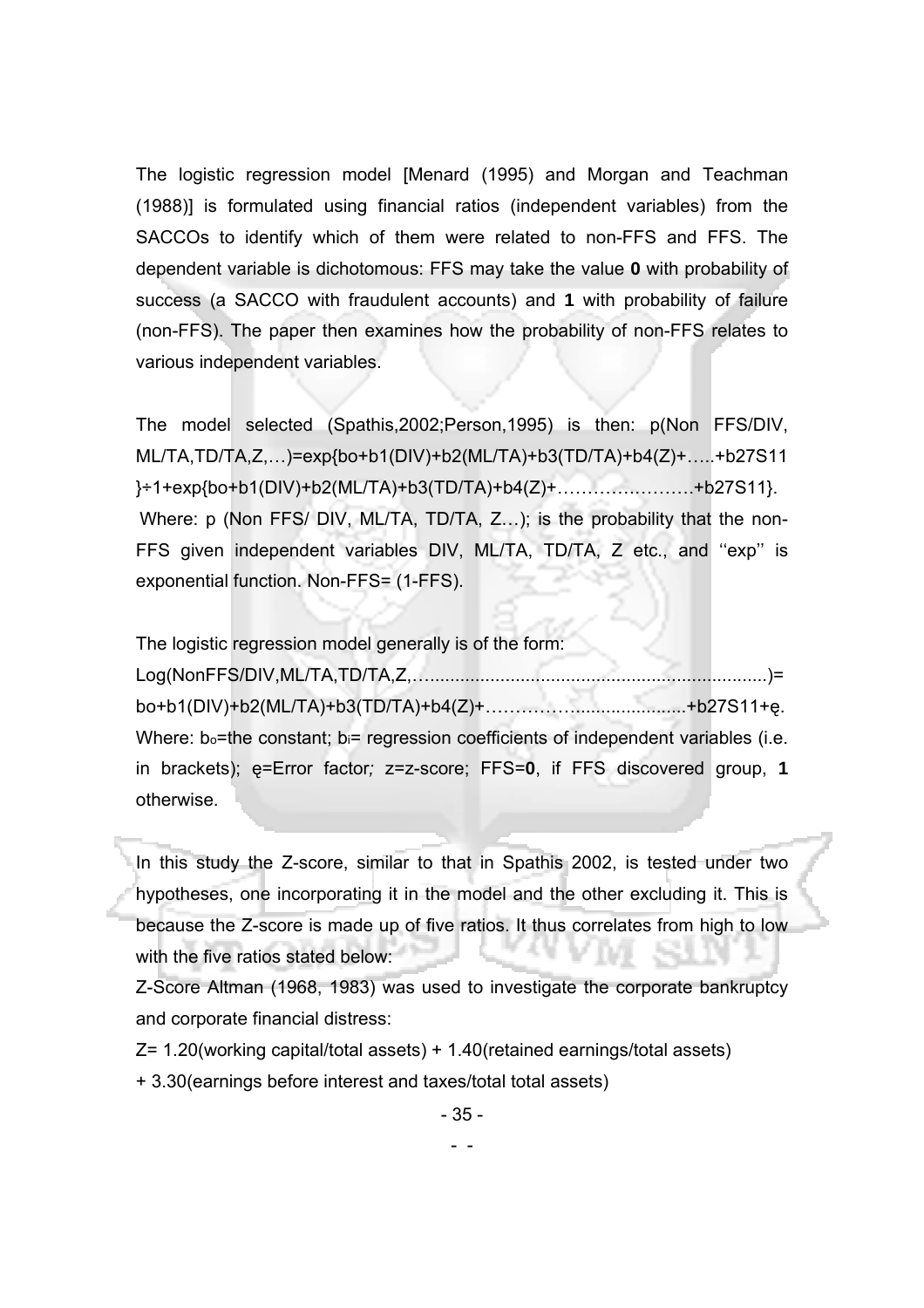The logistic regression model [Menard (1995) and Morgan and Teachman (1988)] is formulated using financial ratios (independent variables) from the SACCOs to identify which of them were related to non-FFS and FFS. The dependent variable is dichotomous: FFS may take the value **0** with probability of success (a SACCO with fraudulent accounts) and **1** with probability of failure (non-FFS). The paper then examines how the probability of non-FFS relates to various independent variables.

The model selected (Spathis,2002;Person,1995) is then: p(Non FFS/DIV, ML/TA,TD/TA,Z,…)=exp{bo+b1(DIV)+b2(ML/TA)+b3(TD/TA)+b4(Z)+…..+b27S11}÷1+exp{bo+b1(DIV)+b2(ML/TA)+b3(TD/TA)+b4(Z)+…………………+b27S11}.

Where: p (Non FFS/ DIV, ML/TA, TD/TA, Z…); is the probability that the non-FFS given independent variables DIV, ML/TA, TD/TA, Z etc., and ''exp'' is exponential function. Non-FFS= (1-FFS).

The logistic regression model generally is of the form:

Log(NonFFS/DIV,ML/TA,TD/TA,Z,…...................................................................)= bo+b1(DIV)+b2(ML/TA)+b3(TD/TA)+b4(Z)+……………......................+b27S11+ę.

Where: $b_o$=the constant; $b_i$= regression coefficients of independent variables (i.e. in brackets); ę=Error factor*;* z=z-score; FFS=**0**, if FFS discovered group, **1** otherwise.

In this study the Z-score, similar to that in Spathis 2002, is tested under two hypotheses, one incorporating it in the model and the other excluding it. This is because the Z-score is made up of five ratios. It thus correlates from high to low with the five ratios stated below:

Z-Score Altman (1968, 1983) was used to investigate the corporate bankruptcy and corporate financial distress:

Z= 1.20(working capital/total assets) + 1.40(retained earnings/total assets)

+ 3.30(earnings before interest and taxes/total total assets)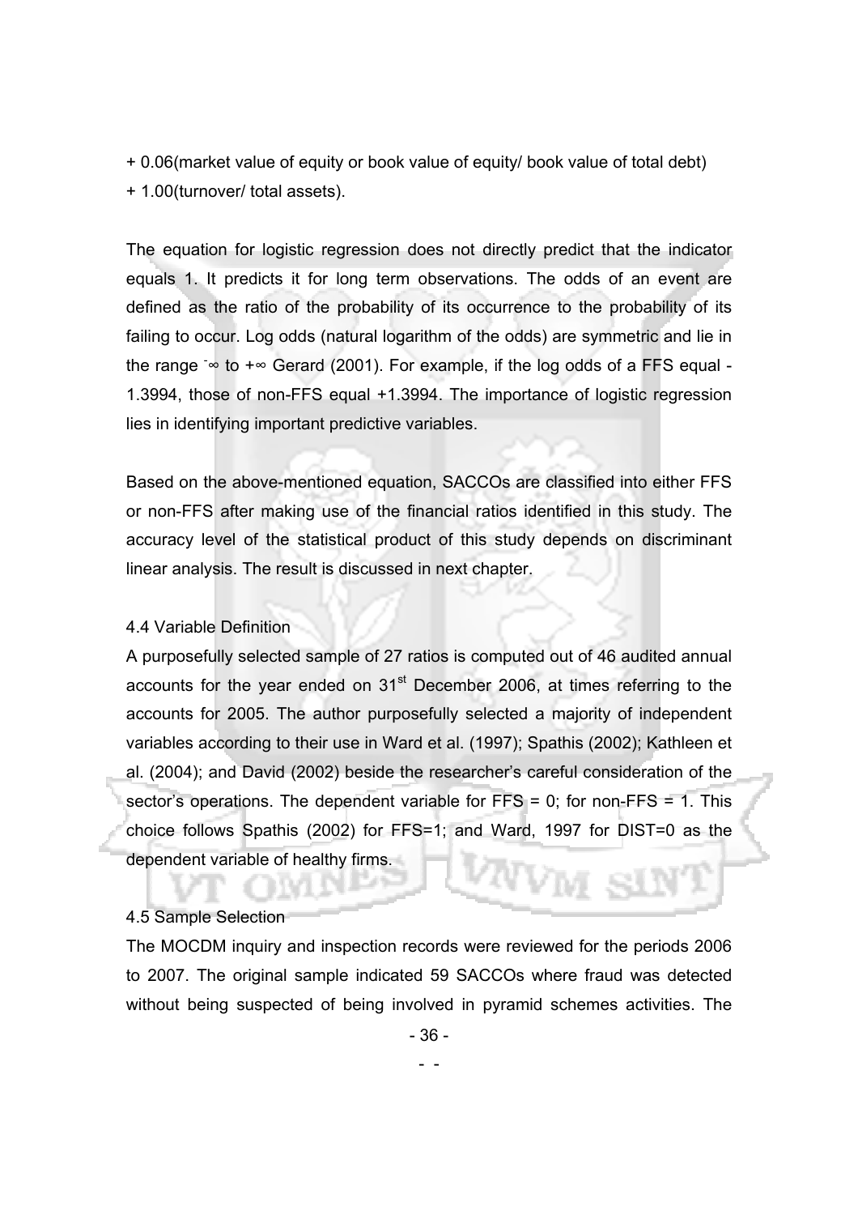+ 0.06(market value of equity or book value of equity/ book value of total debt)
+ 1.00(turnover/ total assets).

The equation for logistic regression does not directly predict that the indicator equals 1. It predicts it for long term observations. The odds of an event are defined as the ratio of the probability of its occurrence to the probability of its failing to occur. Log odds (natural logarithm of the odds) are symmetric and lie in the range $-\infty$ to $+\infty$ Gerard (2001). For example, if the log odds of a FFS equal -1.3994, those of non-FFS equal +1.3994. The importance of logistic regression lies in identifying important predictive variables.

Based on the above-mentioned equation, SACCOs are classified into either FFS or non-FFS after making use of the financial ratios identified in this study. The accuracy level of the statistical product of this study depends on discriminant linear analysis. The result is discussed in next chapter.

### 4.4 Variable Definition

A purposefully selected sample of 27 ratios is computed out of 46 audited annual accounts for the year ended on 31st December 2006, at times referring to the accounts for 2005. The author purposefully selected a majority of independent variables according to their use in Ward et al. (1997); Spathis (2002); Kathleen et al. (2004); and David (2002) beside the researcher's careful consideration of the sector's operations. The dependent variable for FFS = 0; for non-FFS = 1. This choice follows Spathis (2002) for FFS=1; and Ward, 1997 for DIST=0 as the dependent variable of healthy firms.

### 4.5 Sample Selection

The MOCDM inquiry and inspection records were reviewed for the periods 2006 to 2007. The original sample indicated 59 SACCOs where fraud was detected without being suspected of being involved in pyramid schemes activities. The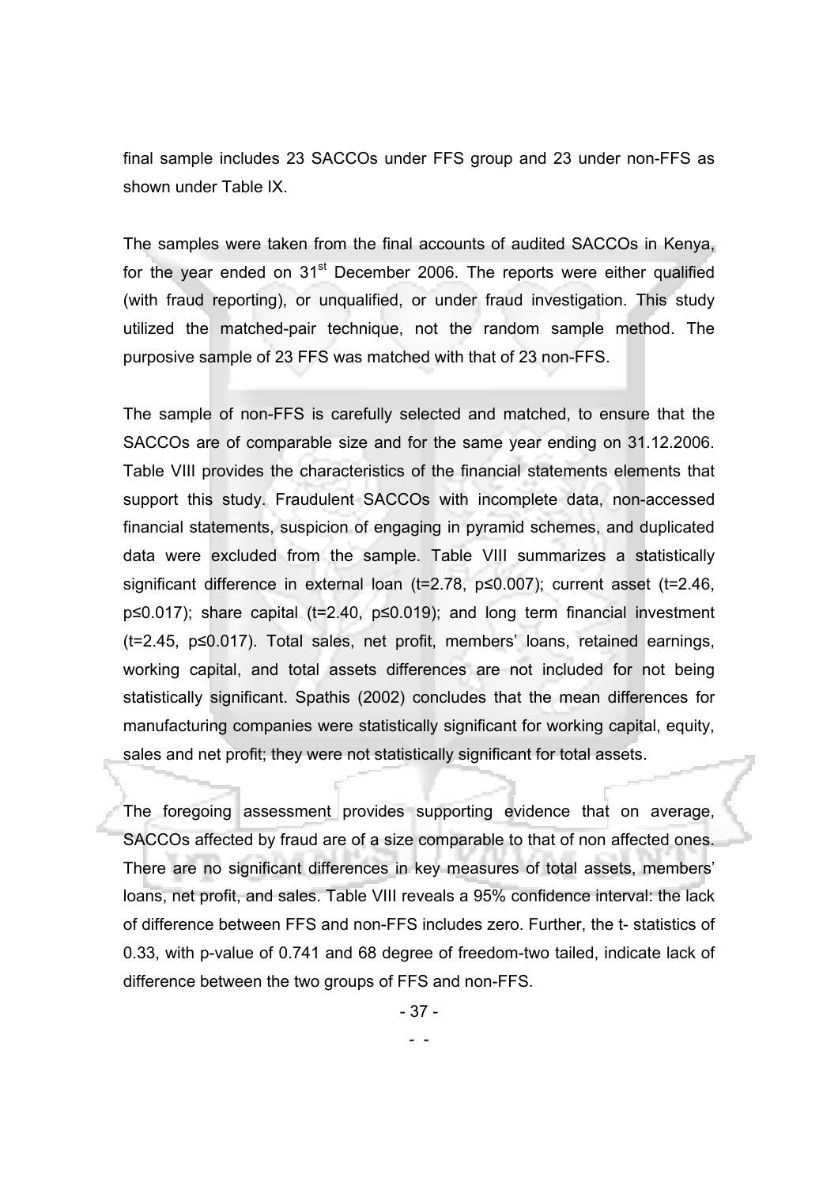final sample includes 23 SACCOs under FFS group and 23 under non-FFS as shown under Table IX.

The samples were taken from the final accounts of audited SACCOs in Kenya, for the year ended on 31[st] December 2006. The reports were either qualified (with fraud reporting), or unqualified, or under fraud investigation. This study utilized the matched-pair technique, not the random sample method. The purposive sample of 23 FFS was matched with that of 23 non-FFS.

The sample of non-FFS is carefully selected and matched, to ensure that the SACCOs are of comparable size and for the same year ending on 31.12.2006. Table VIII provides the characteristics of the financial statements elements that support this study. Fraudulent SACCOs with incomplete data, non-accessed financial statements, suspicion of engaging in pyramid schemes, and duplicated data were excluded from the sample. Table VIII summarizes a statistically significant difference in external loan ($t=2.78$, $p \leq 0.007$); current asset ($t=2.46$, $p \leq 0.017$); share capital ($t=2.40$, $p \leq 0.019$); and long term financial investment ($t=2.45$, $p \leq 0.017$). Total sales, net profit, members' loans, retained earnings, working capital, and total assets differences are not included for not being statistically significant. Spathis (2002) concludes that the mean differences for manufacturing companies were statistically significant for working capital, equity, sales and net profit; they were not statistically significant for total assets.

The foregoing assessment provides supporting evidence that on average, SACCOs affected by fraud are of a size comparable to that of non affected ones. There are no significant differences in key measures of total assets, members' loans, net profit, and sales. Table VIII reveals a 95% confidence interval: the lack of difference between FFS and non-FFS includes zero. Further, the t- statistics of 0.33, with p-value of 0.741 and 68 degree of freedom-two tailed, indicate lack of difference between the two groups of FFS and non-FFS.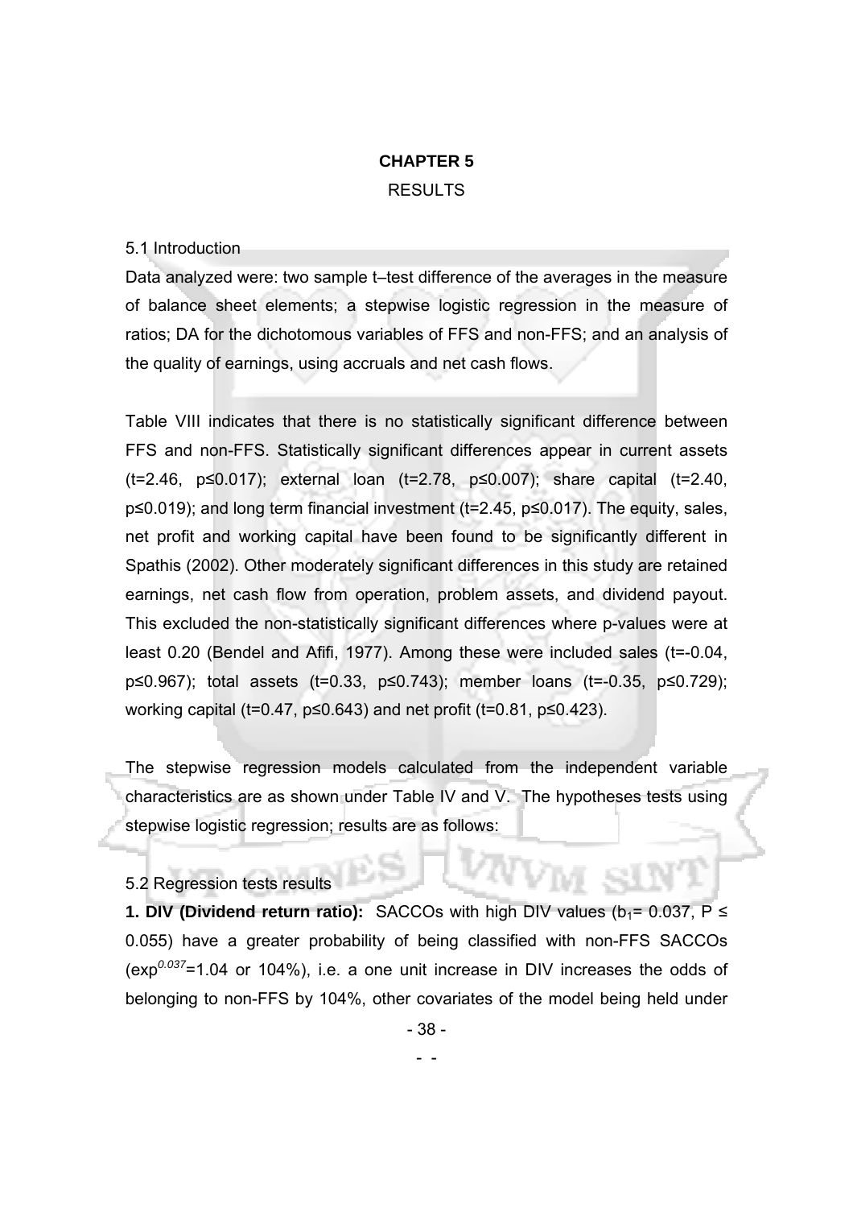# CHAPTER 5

RESULTS

## 5.1 Introduction

Data analyzed were: two sample t–test difference of the averages in the measure of balance sheet elements; a stepwise logistic regression in the measure of ratios; DA for the dichotomous variables of FFS and non-FFS; and an analysis of the quality of earnings, using accruals and net cash flows.

Table VIII indicates that there is no statistically significant difference between FFS and non-FFS. Statistically significant differences appear in current assets ($t=2.46$, $p\leq0.017$); external loan ($t=2.78$, $p\leq0.007$); share capital ($t=2.40$, $p\leq0.019$); and long term financial investment ($t=2.45$, $p\leq0.017$). The equity, sales, net profit and working capital have been found to be significantly different in Spathis (2002). Other moderately significant differences in this study are retained earnings, net cash flow from operation, problem assets, and dividend payout. This excluded the non-statistically significant differences where p-values were at least 0.20 (Bendel and Afifi, 1977). Among these were included sales ($t=-0.04$, $p\leq0.967$); total assets ($t=0.33$, $p\leq0.743$); member loans ($t=-0.35$, $p\leq0.729$); working capital ($t=0.47$, $p\leq0.643$) and net profit ($t=0.81$, $p\leq0.423$).

The stepwise regression models calculated from the independent variable characteristics are as shown under Table IV and V. The hypotheses tests using stepwise logistic regression; results are as follows:

## 5.2 Regression tests results

**1. DIV (Dividend return ratio):** SACCOs with high DIV values ($b_1= 0.037$, $P \leq 0.055$) have a greater probability of being classified with non-FFS SACCOs ($\exp^{0.037}=1.04$ or 104%), i.e. a one unit increase in DIV increases the odds of belonging to non-FFS by 104%, other covariates of the model being held under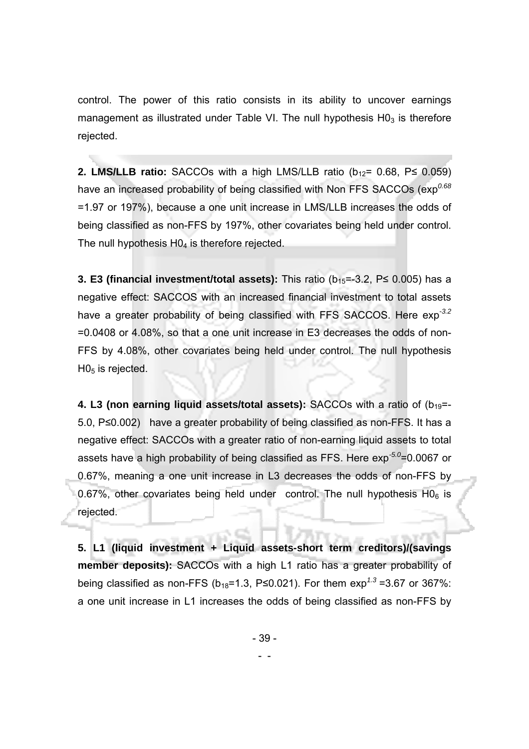control. The power of this ratio consists in its ability to uncover earnings management as illustrated under Table VI. The null hypothesis $H0_3$ is therefore rejected.

**2. LMS/LLB ratio:** SACCOs with a high LMS/LLB ratio ($b_{12}$= 0.68, P≤ 0.059) have an increased probability of being classified with Non FFS SACCOs ($exp^{0.68}$ =1.97 or 197%), because a one unit increase in LMS/LLB increases the odds of being classified as non-FFS by 197%, other covariates being held under control. The null hypothesis $H0_4$ is therefore rejected.

**3. E3 (financial investment/total assets):** This ratio ($b_{15}$=-3.2, P≤ 0.005) has a negative effect: SACCOS with an increased financial investment to total assets have a greater probability of being classified with FFS SACCOS. Here $exp^{-3.2}$ =0.0408 or 4.08%, so that a one unit increase in E3 decreases the odds of non-FFS by 4.08%, other covariates being held under control. The null hypothesis $H0_5$ is rejected.

**4. L3 (non earning liquid assets/total assets):** SACCOs with a ratio of ($b_{19}$=-5.0, P≤0.002) have a greater probability of being classified as non-FFS. It has a negative effect: SACCOs with a greater ratio of non-earning liquid assets to total assets have a high probability of being classified as FFS. Here $exp^{-5.0}$=0.0067 or 0.67%, meaning a one unit increase in L3 decreases the odds of non-FFS by 0.67%, other covariates being held under control. The null hypothesis $H0_6$ is rejected.

**5. L1 (liquid investment + Liquid assets-short term creditors)/(savings member deposits):** SACCOs with a high L1 ratio has a greater probability of being classified as non-FFS ($b_{18}$=1.3, P≤0.021). For them $exp^{1.3}$ =3.67 or 367%: a one unit increase in L1 increases the odds of being classified as non-FFS by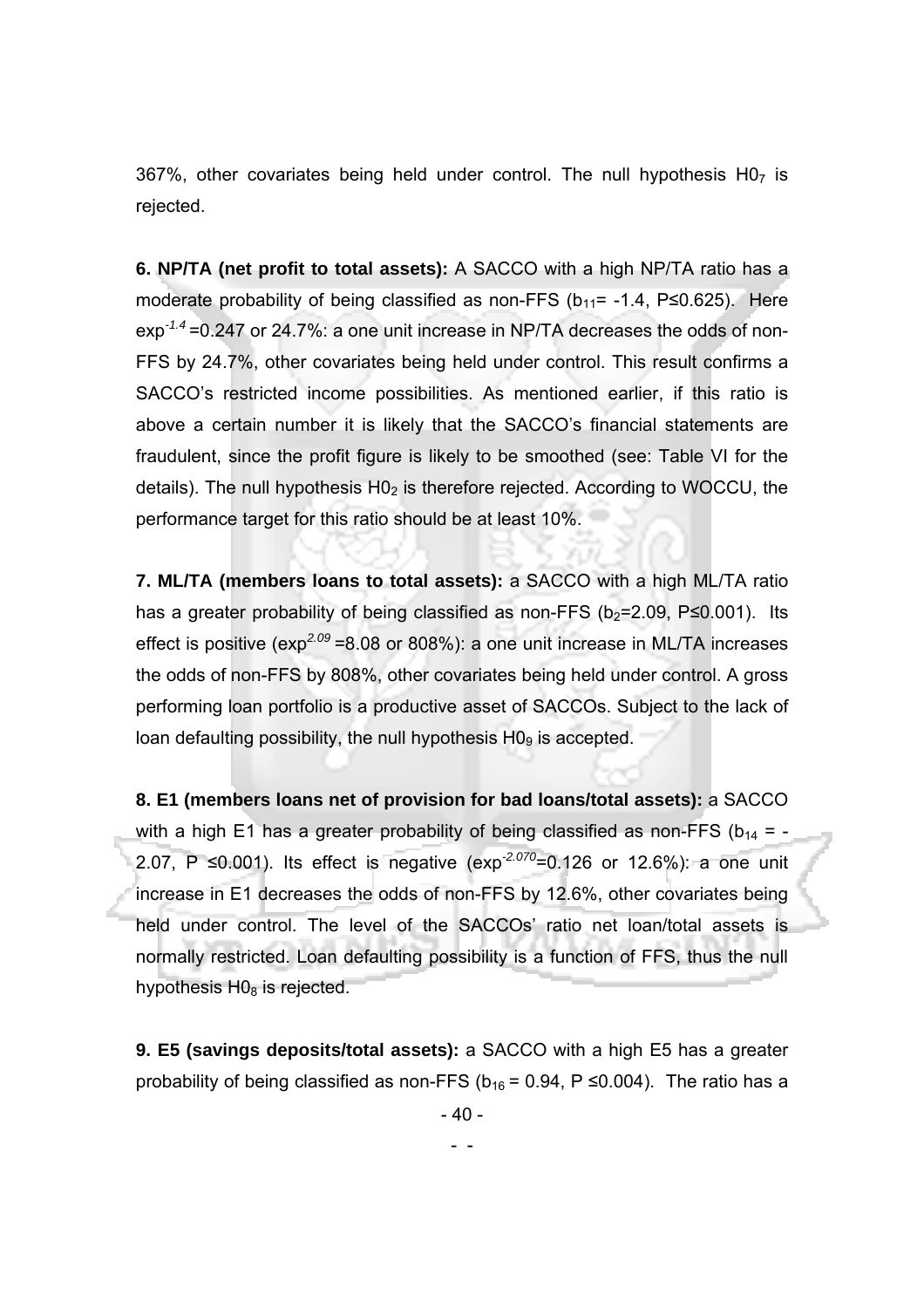367%, other covariates being held under control. The null hypothesis $H0_7$ is rejected.

**6. NP/TA (net profit to total assets):** A SACCO with a high NP/TA ratio has a moderate probability of being classified as non-FFS ($b_{11}$= -1.4, P≤0.625). Here $\exp^{-1.4}$ =0.247 or 24.7%: a one unit increase in NP/TA decreases the odds of non-FFS by 24.7%, other covariates being held under control. This result confirms a SACCO's restricted income possibilities. As mentioned earlier, if this ratio is above a certain number it is likely that the SACCO's financial statements are fraudulent, since the profit figure is likely to be smoothed (see: Table VI for the details). The null hypothesis $H0_2$ is therefore rejected. According to WOCCU, the performance target for this ratio should be at least 10%.

**7. ML/TA (members loans to total assets):** a SACCO with a high ML/TA ratio has a greater probability of being classified as non-FFS ($b_2$=2.09, P≤0.001). Its effect is positive ($\exp^{2.09}$ =8.08 or 808%): a one unit increase in ML/TA increases the odds of non-FFS by 808%, other covariates being held under control. A gross performing loan portfolio is a productive asset of SACCOs. Subject to the lack of loan defaulting possibility, the null hypothesis $H0_9$ is accepted.

**8. E1 (members loans net of provision for bad loans/total assets):** a SACCO with a high E1 has a greater probability of being classified as non-FFS ($b_{14}$ = -2.07, P ≤0.001). Its effect is negative ($\exp^{-2.070}$=0.126 or 12.6%): a one unit increase in E1 decreases the odds of non-FFS by 12.6%, other covariates being held under control. The level of the SACCOs' ratio net loan/total assets is normally restricted. Loan defaulting possibility is a function of FFS, thus the null hypothesis $H0_8$ is rejected.

**9. E5 (savings deposits/total assets):** a SACCO with a high E5 has a greater probability of being classified as non-FFS ($b_{16}$ = 0.94, P ≤0.004). The ratio has a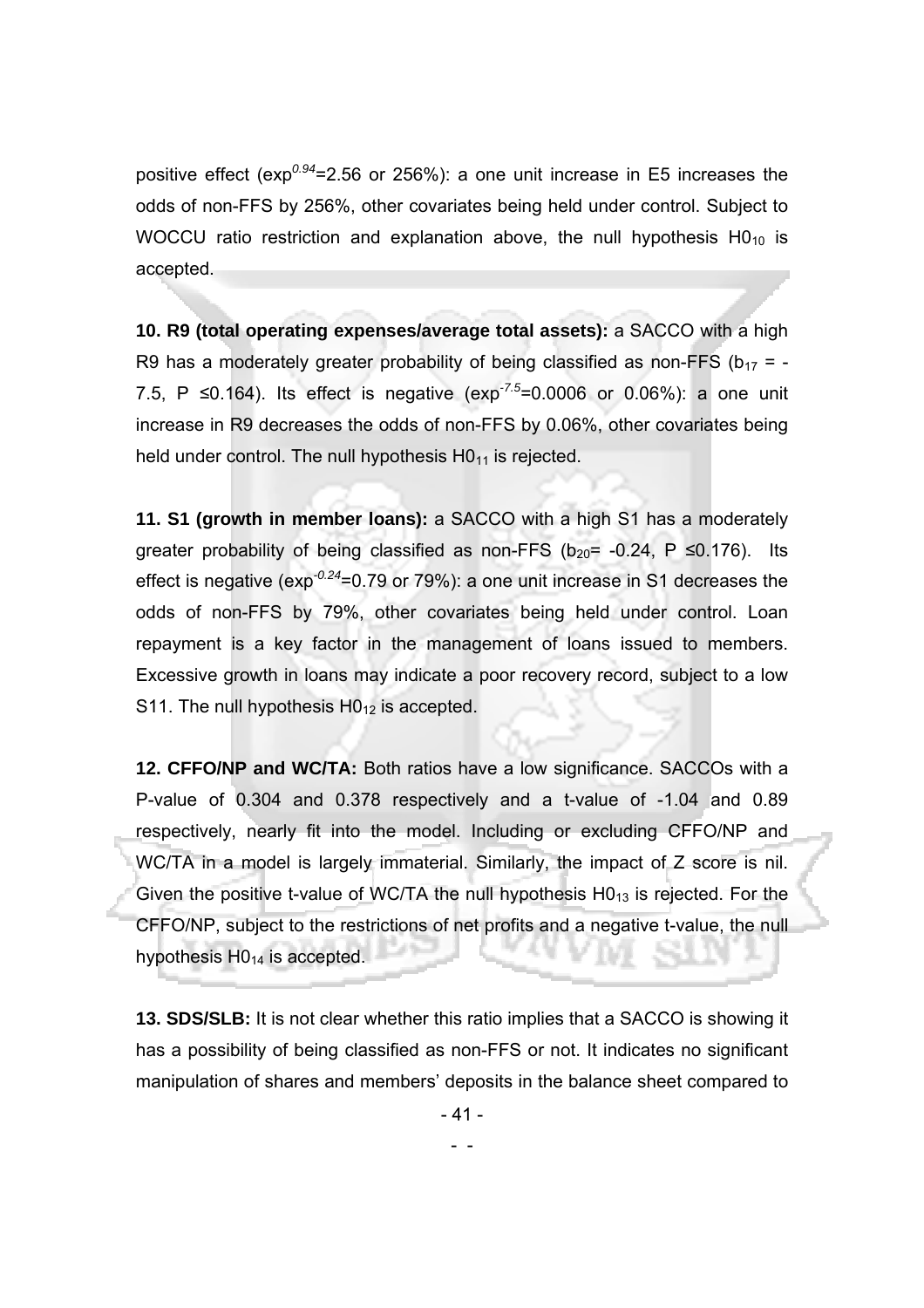positive effect ($exp^{0.94}$=2.56 or 256%): a one unit increase in E5 increases the odds of non-FFS by 256%, other covariates being held under control. Subject to WOCCU ratio restriction and explanation above, the null hypothesis $H0_{10}$ is accepted.

**10. R9 (total operating expenses/average total assets):** a SACCO with a high R9 has a moderately greater probability of being classified as non-FFS ($b_{17}$ = -7.5, P ≤0.164). Its effect is negative ($exp^{-7.5}$=0.0006 or 0.06%): a one unit increase in R9 decreases the odds of non-FFS by 0.06%, other covariates being held under control. The null hypothesis $H0_{11}$ is rejected.

**11. S1 (growth in member loans):** a SACCO with a high S1 has a moderately greater probability of being classified as non-FFS ($b_{20}$= -0.24, P ≤0.176). Its effect is negative ($exp^{-0.24}$=0.79 or 79%): a one unit increase in S1 decreases the odds of non-FFS by 79%, other covariates being held under control. Loan repayment is a key factor in the management of loans issued to members. Excessive growth in loans may indicate a poor recovery record, subject to a low S11. The null hypothesis $H0_{12}$ is accepted.

**12. CFFO/NP and WC/TA:** Both ratios have a low significance. SACCOs with a P-value of 0.304 and 0.378 respectively and a t-value of -1.04 and 0.89 respectively, nearly fit into the model. Including or excluding CFFO/NP and WC/TA in a model is largely immaterial. Similarly, the impact of Z score is nil. Given the positive t-value of WC/TA the null hypothesis $H0_{13}$ is rejected. For the CFFO/NP, subject to the restrictions of net profits and a negative t-value, the null hypothesis $H0_{14}$ is accepted.

**13. SDS/SLB:** It is not clear whether this ratio implies that a SACCO is showing it has a possibility of being classified as non-FFS or not. It indicates no significant manipulation of shares and members' deposits in the balance sheet compared to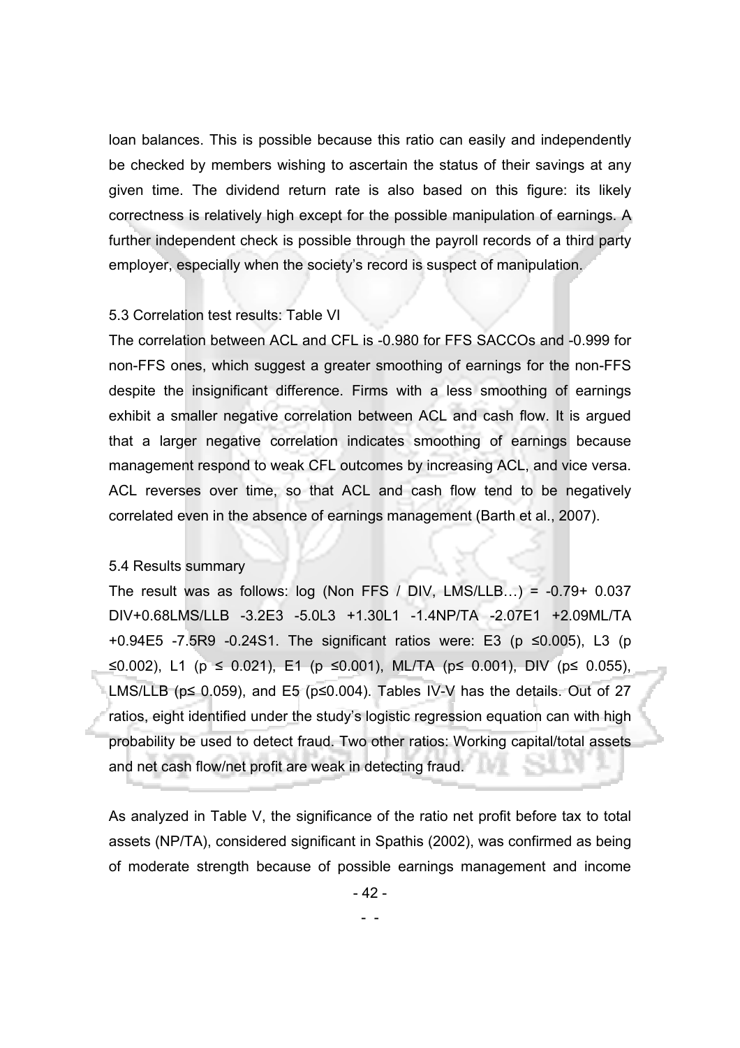loan balances. This is possible because this ratio can easily and independently be checked by members wishing to ascertain the status of their savings at any given time. The dividend return rate is also based on this figure: its likely correctness is relatively high except for the possible manipulation of earnings. A further independent check is possible through the payroll records of a third party employer, especially when the society's record is suspect of manipulation.

### 5.3 Correlation test results: Table VI

The correlation between ACL and CFL is -0.980 for FFS SACCOs and -0.999 for non-FFS ones, which suggest a greater smoothing of earnings for the non-FFS despite the insignificant difference. Firms with a less smoothing of earnings exhibit a smaller negative correlation between ACL and cash flow. It is argued that a larger negative correlation indicates smoothing of earnings because management respond to weak CFL outcomes by increasing ACL, and vice versa. ACL reverses over time, so that ACL and cash flow tend to be negatively correlated even in the absence of earnings management (Barth et al., 2007).

### 5.4 Results summary

The result was as follows: log (Non FFS / DIV, LMS/LLB…) = -0.79+ 0.037 DIV+0.68LMS/LLB -3.2E3 -5.0L3 +1.30L1 -1.4NP/TA -2.07E1 +2.09ML/TA +0.94E5 -7.5R9 -0.24S1. The significant ratios were: E3 ($p \leq 0.005$), L3 ($p \leq 0.002$), L1 ($p \leq 0.021$), E1 ($p \leq 0.001$), ML/TA ($p \leq 0.001$), DIV ($p \leq 0.055$), LMS/LLB ($p \leq 0.059$), and E5 ($p \leq 0.004$). Tables IV-V has the details. Out of 27 ratios, eight identified under the study's logistic regression equation can with high probability be used to detect fraud. Two other ratios: Working capital/total assets and net cash flow/net profit are weak in detecting fraud.

As analyzed in Table V, the significance of the ratio net profit before tax to total assets (NP/TA), considered significant in Spathis (2002), was confirmed as being of moderate strength because of possible earnings management and income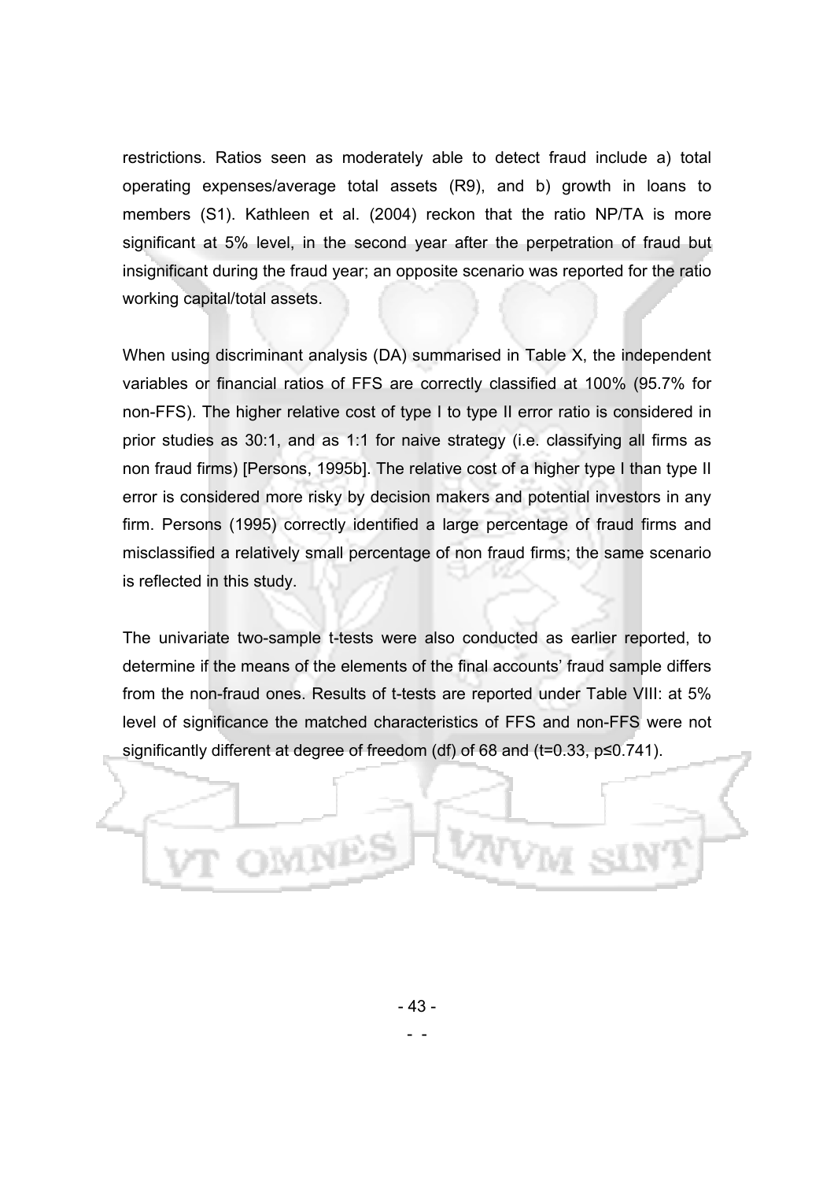restrictions. Ratios seen as moderately able to detect fraud include a) total operating expenses/average total assets (R9), and b) growth in loans to members (S1). Kathleen et al. (2004) reckon that the ratio NP/TA is more significant at 5% level, in the second year after the perpetration of fraud but insignificant during the fraud year; an opposite scenario was reported for the ratio working capital/total assets.

When using discriminant analysis (DA) summarised in Table X, the independent variables or financial ratios of FFS are correctly classified at 100% (95.7% for non-FFS). The higher relative cost of type I to type II error ratio is considered in prior studies as 30:1, and as 1:1 for naive strategy (i.e. classifying all firms as non fraud firms) [Persons, 1995b]. The relative cost of a higher type I than type II error is considered more risky by decision makers and potential investors in any firm. Persons (1995) correctly identified a large percentage of fraud firms and misclassified a relatively small percentage of non fraud firms; the same scenario is reflected in this study.

The univariate two-sample t-tests were also conducted as earlier reported, to determine if the means of the elements of the final accounts' fraud sample differs from the non-fraud ones. Results of t-tests are reported under Table VIII: at 5% level of significance the matched characteristics of FFS and non-FFS were not significantly different at degree of freedom (df) of 68 and ($t=0.33$, $p \leq 0.741$).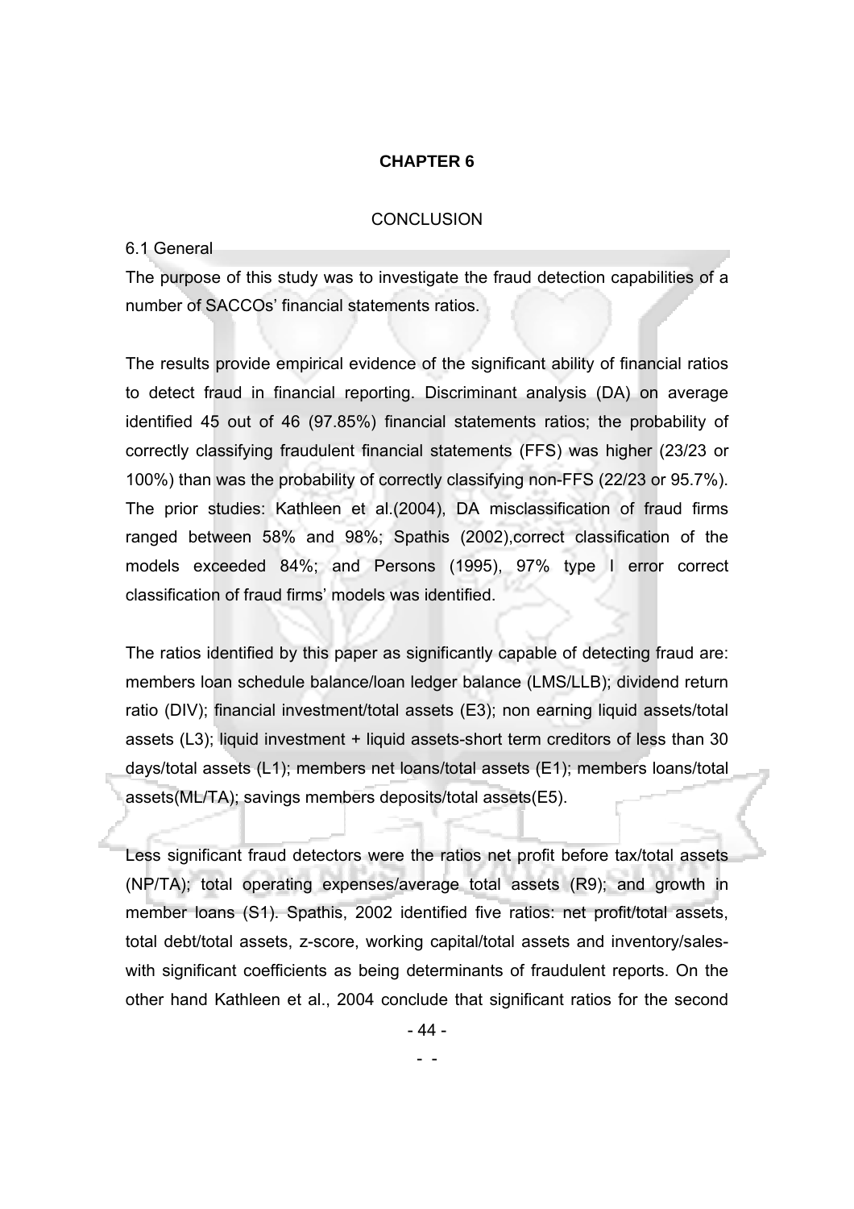# CHAPTER 6

## CONCLUSION

### 6.1 General

The purpose of this study was to investigate the fraud detection capabilities of a number of SACCOs' financial statements ratios.

The results provide empirical evidence of the significant ability of financial ratios to detect fraud in financial reporting. Discriminant analysis (DA) on average identified 45 out of 46 (97.85%) financial statements ratios; the probability of correctly classifying fraudulent financial statements (FFS) was higher (23/23 or 100%) than was the probability of correctly classifying non-FFS (22/23 or 95.7%). The prior studies: Kathleen et al.(2004), DA misclassification of fraud firms ranged between 58% and 98%; Spathis (2002),correct classification of the models exceeded 84%; and Persons (1995), 97% type I error correct classification of fraud firms' models was identified.

The ratios identified by this paper as significantly capable of detecting fraud are: members loan schedule balance/loan ledger balance (LMS/LLB); dividend return ratio (DIV); financial investment/total assets (E3); non earning liquid assets/total assets (L3); liquid investment + liquid assets-short term creditors of less than 30 days/total assets (L1); members net loans/total assets (E1); members loans/total assets(ML/TA); savings members deposits/total assets(E5).

Less significant fraud detectors were the ratios net profit before tax/total assets (NP/TA); total operating expenses/average total assets (R9); and growth in member loans (S1). Spathis, 2002 identified five ratios: net profit/total assets, total debt/total assets, z-score, working capital/total assets and inventory/sales- with significant coefficients as being determinants of fraudulent reports. On the other hand Kathleen et al., 2004 conclude that significant ratios for the second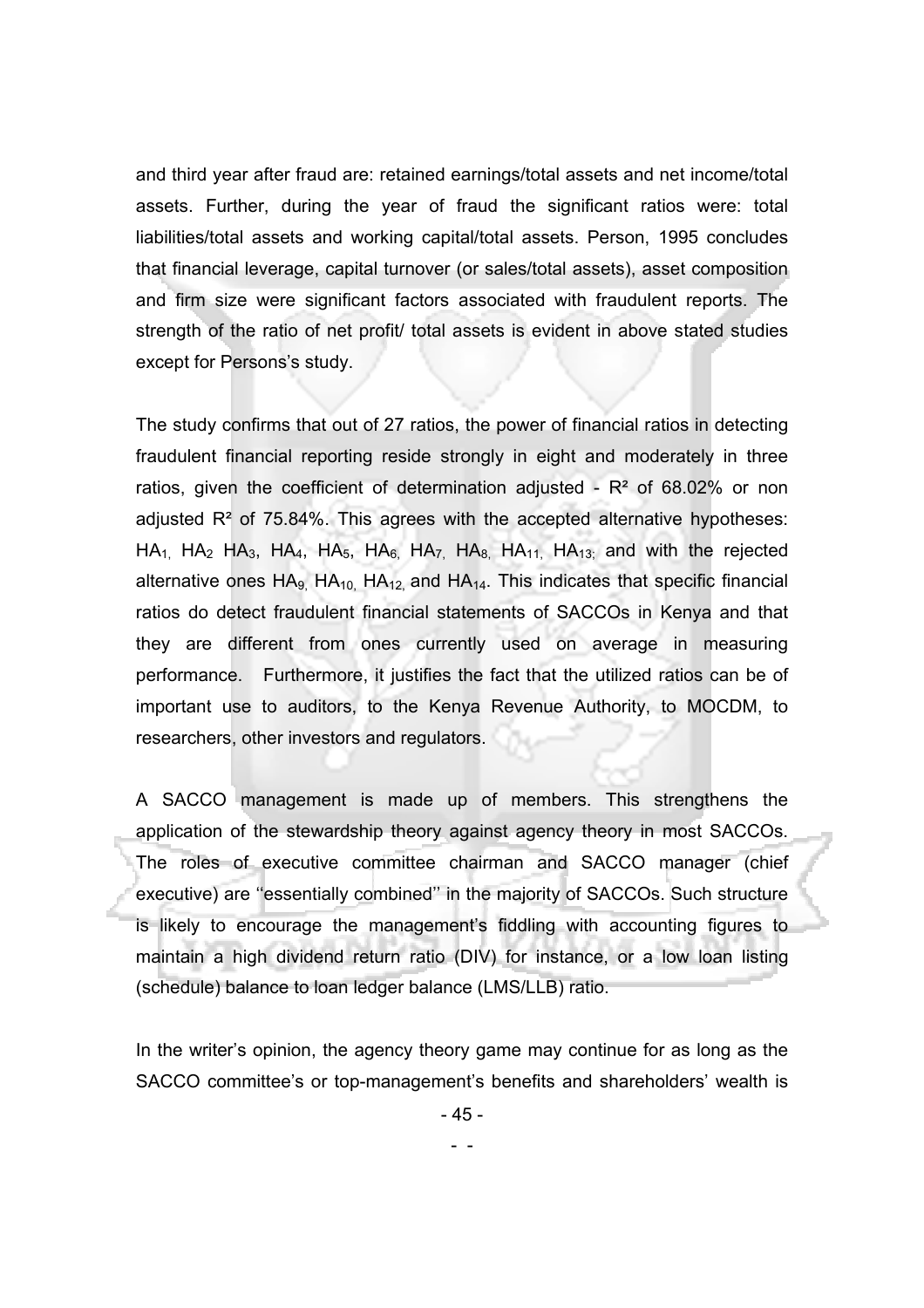and third year after fraud are: retained earnings/total assets and net income/total assets. Further, during the year of fraud the significant ratios were: total liabilities/total assets and working capital/total assets. Person, 1995 concludes that financial leverage, capital turnover (or sales/total assets), asset composition and firm size were significant factors associated with fraudulent reports. The strength of the ratio of net profit/ total assets is evident in above stated studies except for Persons's study.

The study confirms that out of 27 ratios, the power of financial ratios in detecting fraudulent financial reporting reside strongly in eight and moderately in three ratios, given the coefficient of determination adjusted - $R^2$ of 68.02% or non adjusted $R^2$ of 75.84%. This agrees with the accepted alternative hypotheses: $HA_1$, $HA_2$ $HA_3$, $HA_4$, $HA_5$, $HA_6$, $HA_7$, $HA_8$, $HA_{11}$, $HA_{13}$; and with the rejected alternative ones $HA_9$, $HA_{10}$, $HA_{12}$, and $HA_{14}$. This indicates that specific financial ratios do detect fraudulent financial statements of SACCOs in Kenya and that they are different from ones currently used on average in measuring performance. Furthermore, it justifies the fact that the utilized ratios can be of important use to auditors, to the Kenya Revenue Authority, to MOCDM, to researchers, other investors and regulators.

A SACCO management is made up of members. This strengthens the application of the stewardship theory against agency theory in most SACCOs. The roles of executive committee chairman and SACCO manager (chief executive) are ''essentially combined'' in the majority of SACCOs. Such structure is likely to encourage the management's fiddling with accounting figures to maintain a high dividend return ratio (DIV) for instance, or a low loan listing (schedule) balance to loan ledger balance (LMS/LLB) ratio.

In the writer's opinion, the agency theory game may continue for as long as the SACCO committee's or top-management's benefits and shareholders' wealth is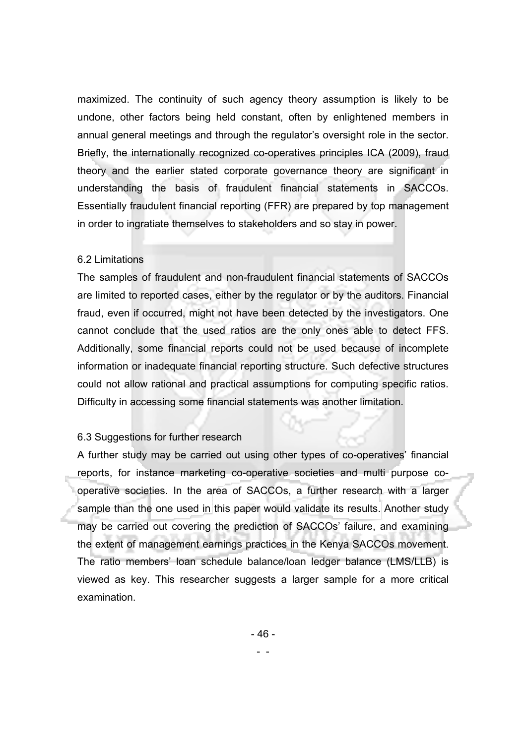maximized. The continuity of such agency theory assumption is likely to be undone, other factors being held constant, often by enlightened members in annual general meetings and through the regulator's oversight role in the sector. Briefly, the internationally recognized co-operatives principles ICA (2009), fraud theory and the earlier stated corporate governance theory are significant in understanding the basis of fraudulent financial statements in SACCOs. Essentially fraudulent financial reporting (FFR) are prepared by top management in order to ingratiate themselves to stakeholders and so stay in power.

### 6.2 Limitations

The samples of fraudulent and non-fraudulent financial statements of SACCOs are limited to reported cases, either by the regulator or by the auditors. Financial fraud, even if occurred, might not have been detected by the investigators. One cannot conclude that the used ratios are the only ones able to detect FFS. Additionally, some financial reports could not be used because of incomplete information or inadequate financial reporting structure. Such defective structures could not allow rational and practical assumptions for computing specific ratios. Difficulty in accessing some financial statements was another limitation.

### 6.3 Suggestions for further research

A further study may be carried out using other types of co-operatives' financial reports, for instance marketing co-operative societies and multi purpose co-operative societies. In the area of SACCOs, a further research with a larger sample than the one used in this paper would validate its results. Another study may be carried out covering the prediction of SACCOs' failure, and examining the extent of management earnings practices in the Kenya SACCOs movement. The ratio members' loan schedule balance/loan ledger balance (LMS/LLB) is viewed as key. This researcher suggests a larger sample for a more critical examination.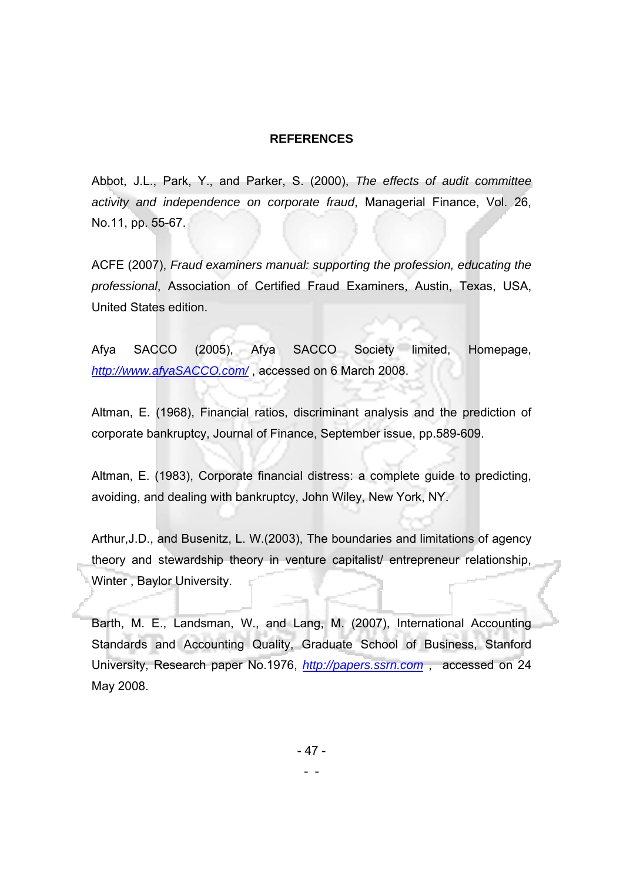**REFERENCES**

Abbot, J.L., Park, Y., and Parker, S. (2000), *The effects of audit committee activity and independence on corporate fraud*, Managerial Finance, Vol. 26, No.11, pp. 55-67.

ACFE (2007), *Fraud examiners manual: supporting the profession, educating the professional*, Association of Certified Fraud Examiners, Austin, Texas, USA, United States edition.

Afya SACCO (2005), Afya SACCO Society limited, Homepage, http://www.afyaSACCO.com/ , accessed on 6 March 2008.

Altman, E. (1968), Financial ratios, discriminant analysis and the prediction of corporate bankruptcy, Journal of Finance, September issue, pp.589-609.

Altman, E. (1983), Corporate financial distress: a complete guide to predicting, avoiding, and dealing with bankruptcy, John Wiley, New York, NY.

Arthur,J.D., and Busenitz, L. W.(2003), The boundaries and limitations of agency theory and stewardship theory in venture capitalist/ entrepreneur relationship, Winter , Baylor University.

Barth, M. E., Landsman, W., and Lang, M. (2007), International Accounting Standards and Accounting Quality, Graduate School of Business, Stanford University, Research paper No.1976, http://papers.ssrn.com , accessed on 24 May 2008.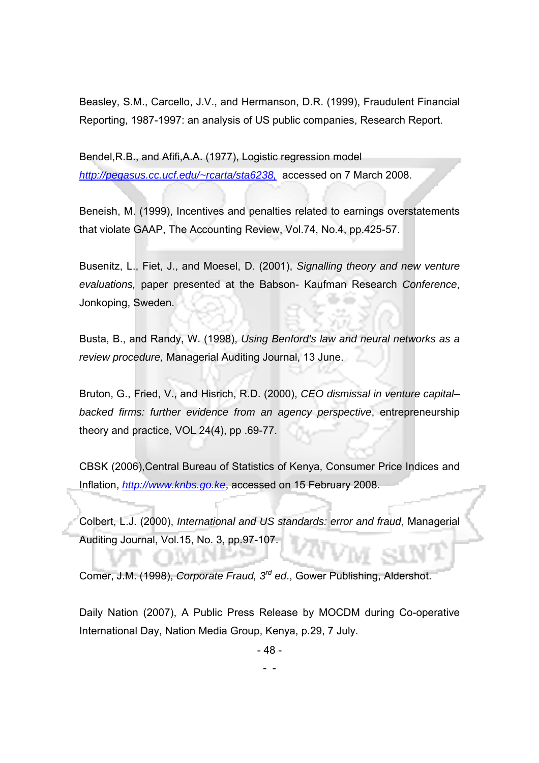Beasley, S.M., Carcello, J.V., and Hermanson, D.R. (1999), Fraudulent Financial Reporting, 1987-1997: an analysis of US public companies, Research Report.

Bendel,R.B., and Afifi,A.A. (1977), Logistic regression model *http://pegasus.cc.ucf.edu/~rcarta/sta6238,* accessed on 7 March 2008.

Beneish, M. (1999), Incentives and penalties related to earnings overstatements that violate GAAP, The Accounting Review, Vol.74, No.4, pp.425-57.

Busenitz, L., Fiet, J., and Moesel, D. (2001), *Signalling theory and new venture evaluations,* paper presented at the Babson- Kaufman Research *Conference*, Jonkoping, Sweden.

Busta, B., and Randy, W. (1998), *Using Benford's law and neural networks as a review procedure,* Managerial Auditing Journal, 13 June.

Bruton, G., Fried, V., and Hisrich, R.D. (2000), *CEO dismissal in venture capital–backed firms: further evidence from an agency perspective*, entrepreneurship theory and practice, VOL 24(4), pp .69-77.

CBSK (2006),Central Bureau of Statistics of Kenya, Consumer Price Indices and Inflation, *http://www.knbs.go.ke*, accessed on 15 February 2008.

Colbert, L.J. (2000), *International and US standards: error and fraud*, Managerial Auditing Journal, Vol.15, No. 3, pp.97-107.

Comer, J.M. (1998), *Corporate Fraud, 3rd ed*., Gower Publishing, Aldershot.

Daily Nation (2007), A Public Press Release by MOCDM during Co-operative International Day, Nation Media Group, Kenya, p.29, 7 July.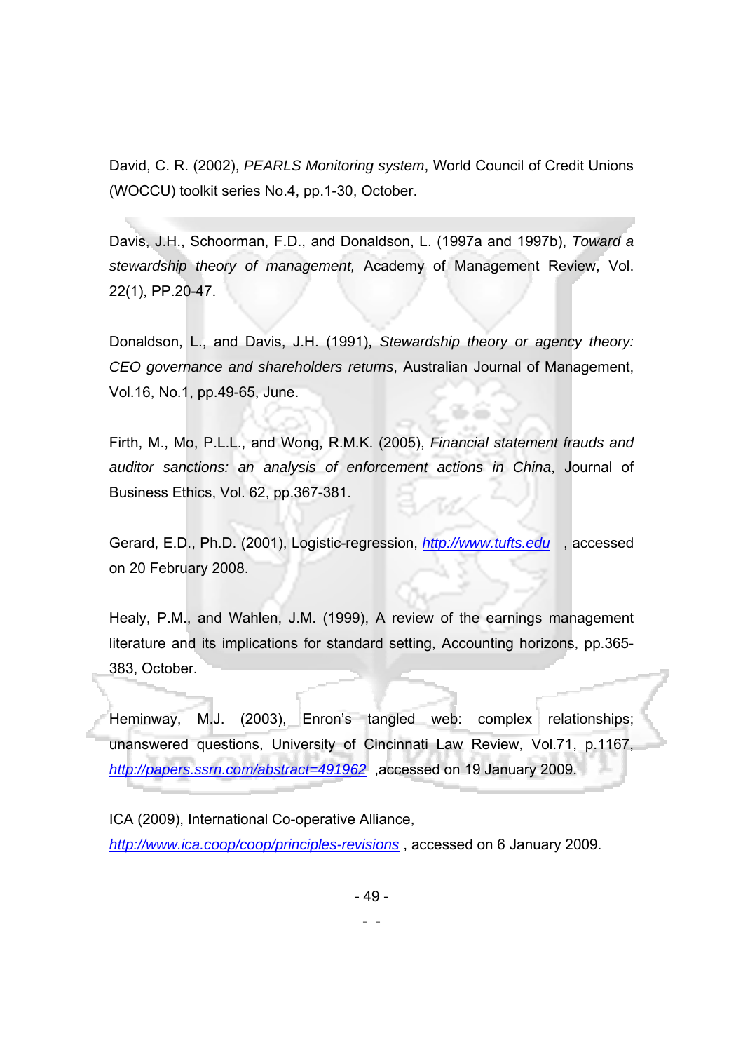David, C. R. (2002), *PEARLS Monitoring system*, World Council of Credit Unions (WOCCU) toolkit series No.4, pp.1-30, October.

Davis, J.H., Schoorman, F.D., and Donaldson, L. (1997a and 1997b), *Toward a stewardship theory of management,* Academy of Management Review, Vol. 22(1), PP.20-47.

Donaldson, L., and Davis, J.H. (1991), *Stewardship theory or agency theory: CEO governance and shareholders returns*, Australian Journal of Management, Vol.16, No.1, pp.49-65, June.

Firth, M., Mo, P.L.L., and Wong, R.M.K. (2005), *Financial statement frauds and auditor sanctions: an analysis of enforcement actions in China*, Journal of Business Ethics, Vol. 62, pp.367-381.

Gerard, E.D., Ph.D. (2001), Logistic-regression, http://www.tufts.edu , accessed on 20 February 2008.

Healy, P.M., and Wahlen, J.M. (1999), A review of the earnings management literature and its implications for standard setting, Accounting horizons, pp.365-383, October.

Heminway, M.J. (2003), Enron's tangled web: complex relationships; unanswered questions, University of Cincinnati Law Review, Vol.71, p.1167, http://papers.ssrn.com/abstract=491962 ,accessed on 19 January 2009.

ICA (2009), International Co-operative Alliance, http://www.ica.coop/coop/principles-revisions , accessed on 6 January 2009.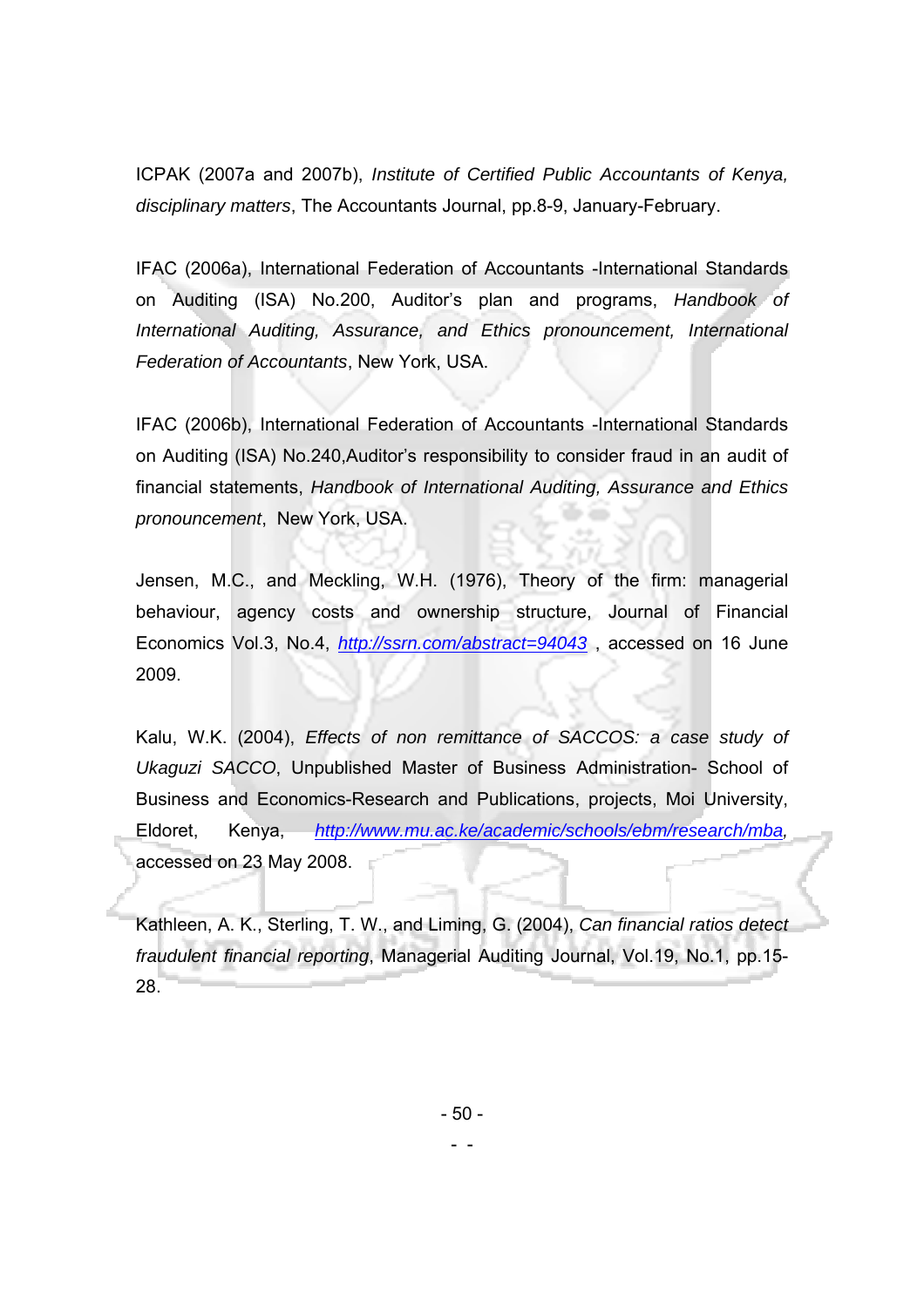ICPAK (2007a and 2007b), *Institute of Certified Public Accountants of Kenya, disciplinary matters*, The Accountants Journal, pp.8-9, January-February.

IFAC (2006a), International Federation of Accountants -International Standards on Auditing (ISA) No.200, Auditor's plan and programs, *Handbook of International Auditing, Assurance, and Ethics pronouncement, International Federation of Accountants*, New York, USA.

IFAC (2006b), International Federation of Accountants -International Standards on Auditing (ISA) No.240,Auditor's responsibility to consider fraud in an audit of financial statements, *Handbook of International Auditing, Assurance and Ethics pronouncement*, New York, USA.

Jensen, M.C., and Meckling, W.H. (1976), Theory of the firm: managerial behaviour, agency costs and ownership structure, Journal of Financial Economics Vol.3, No.4, *http://ssrn.com/abstract=94043* , accessed on 16 June 2009.

Kalu, W.K. (2004), *Effects of non remittance of SACCOS: a case study of Ukaguzi SACCO*, Unpublished Master of Business Administration- School of Business and Economics-Research and Publications, projects, Moi University, Eldoret, Kenya, *http://www.mu.ac.ke/academic/schools/ebm/research/mba,* accessed on 23 May 2008.

Kathleen, A. K., Sterling, T. W., and Liming, G. (2004), *Can financial ratios detect fraudulent financial reporting*, Managerial Auditing Journal, Vol.19, No.1, pp.15-28.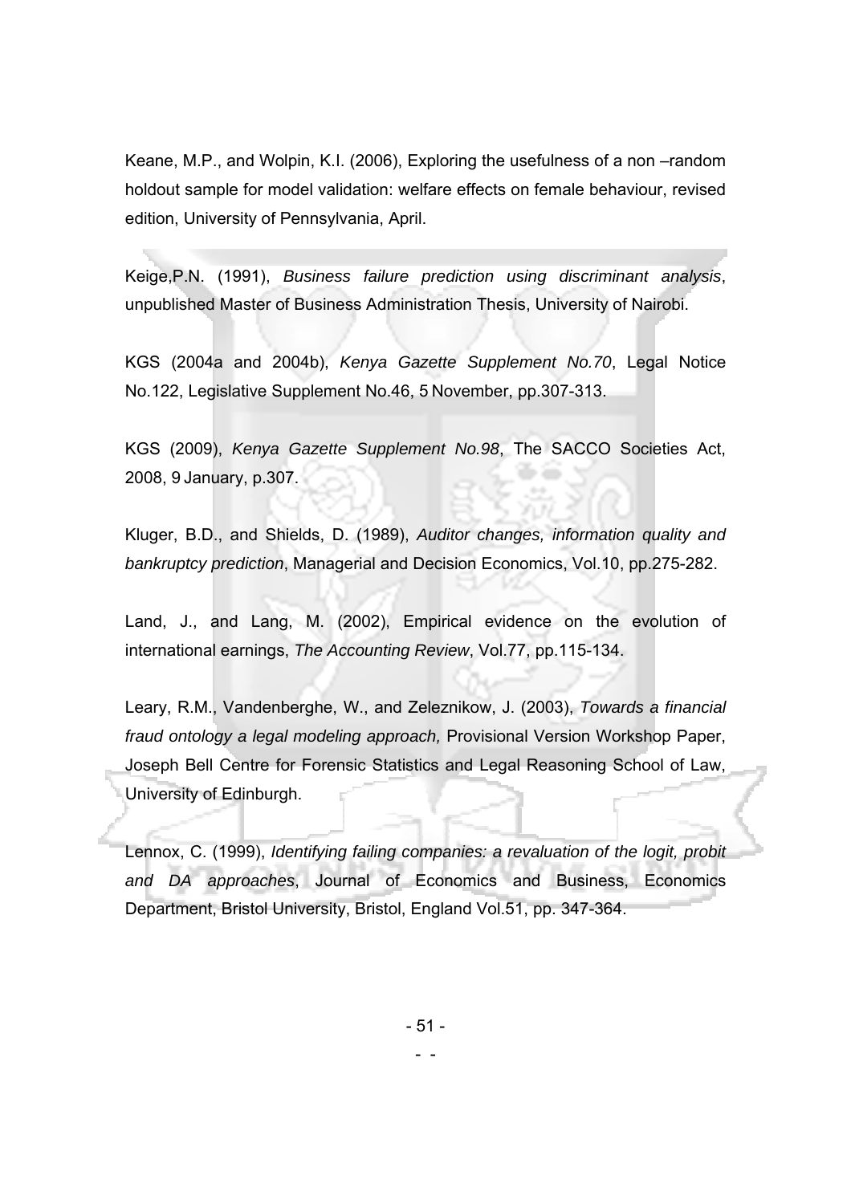Keane, M.P., and Wolpin, K.I. (2006), Exploring the usefulness of a non –random holdout sample for model validation: welfare effects on female behaviour, revised edition, University of Pennsylvania, April.

Keige,P.N. (1991), *Business failure prediction using discriminant analysis*, unpublished Master of Business Administration Thesis, University of Nairobi.

KGS (2004a and 2004b), *Kenya Gazette Supplement No.70*, Legal Notice No.122, Legislative Supplement No.46, 5 November, pp.307-313.

KGS (2009), *Kenya Gazette Supplement No.98*, The SACCO Societies Act, 2008, 9 January, p.307.

Kluger, B.D., and Shields, D. (1989), *Auditor changes, information quality and bankruptcy prediction*, Managerial and Decision Economics, Vol.10, pp.275-282.

Land, J., and Lang, M. (2002), Empirical evidence on the evolution of international earnings, *The Accounting Review*, Vol.77, pp.115-134.

Leary, R.M., Vandenberghe, W., and Zeleznikow, J. (2003), *Towards a financial fraud ontology a legal modeling approach,* Provisional Version Workshop Paper, Joseph Bell Centre for Forensic Statistics and Legal Reasoning School of Law, University of Edinburgh.

Lennox, C. (1999), *Identifying failing companies: a revaluation of the logit, probit and DA approaches*, Journal of Economics and Business, Economics Department, Bristol University, Bristol, England Vol.51, pp. 347-364.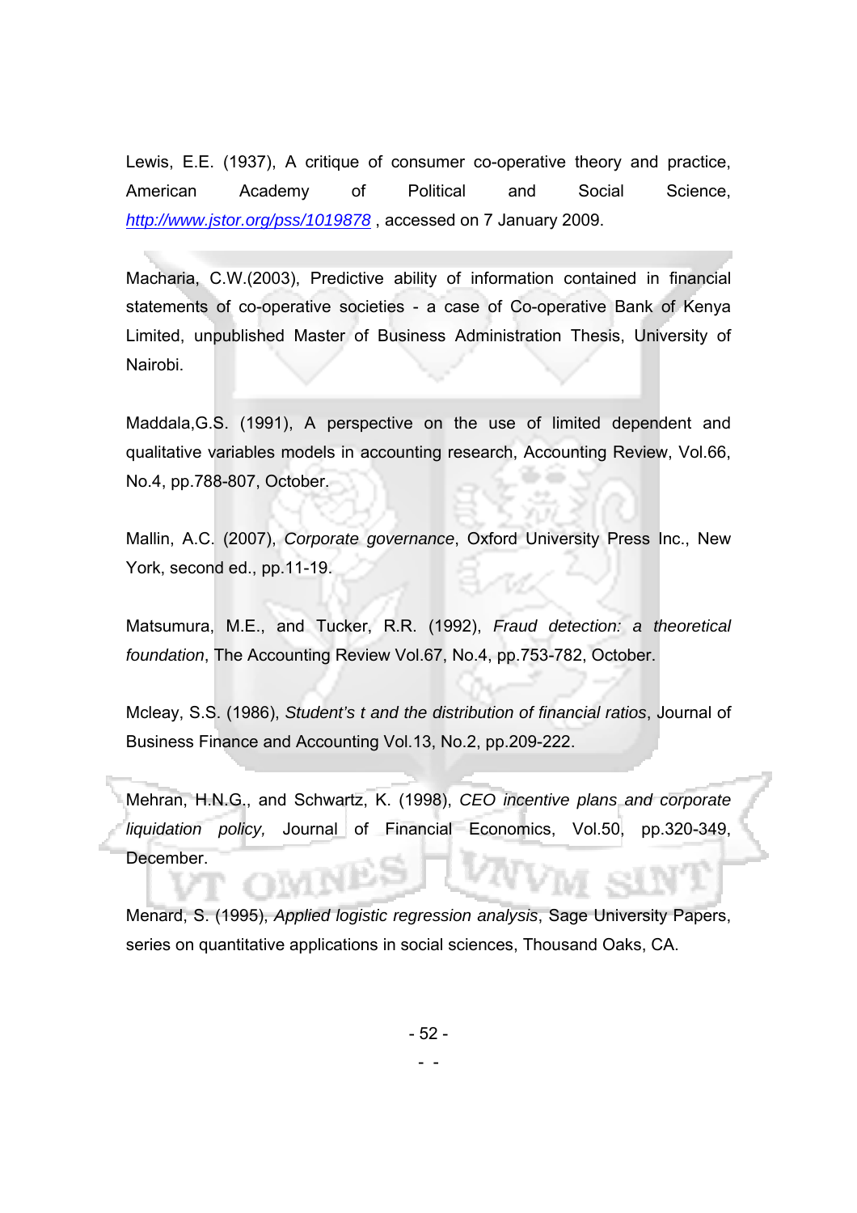Lewis, E.E. (1937), A critique of consumer co-operative theory and practice, American Academy of Political and Social Science, http://www.jstor.org/pss/1019878 , accessed on 7 January 2009.

Macharia, C.W.(2003), Predictive ability of information contained in financial statements of co-operative societies - a case of Co-operative Bank of Kenya Limited, unpublished Master of Business Administration Thesis, University of Nairobi.

Maddala,G.S. (1991), A perspective on the use of limited dependent and qualitative variables models in accounting research, Accounting Review, Vol.66, No.4, pp.788-807, October.

Mallin, A.C. (2007), *Corporate governance*, Oxford University Press Inc., New York, second ed., pp.11-19.

Matsumura, M.E., and Tucker, R.R. (1992), *Fraud detection: a theoretical foundation*, The Accounting Review Vol.67, No.4, pp.753-782, October.

Mcleay, S.S. (1986), *Student's t and the distribution of financial ratios*, Journal of Business Finance and Accounting Vol.13, No.2, pp.209-222.

Mehran, H.N.G., and Schwartz, K. (1998), *CEO incentive plans and corporate liquidation policy,* Journal of Financial Economics, Vol.50, pp.320-349, December.

Menard, S. (1995), *Applied logistic regression analysis*, Sage University Papers, series on quantitative applications in social sciences, Thousand Oaks, CA.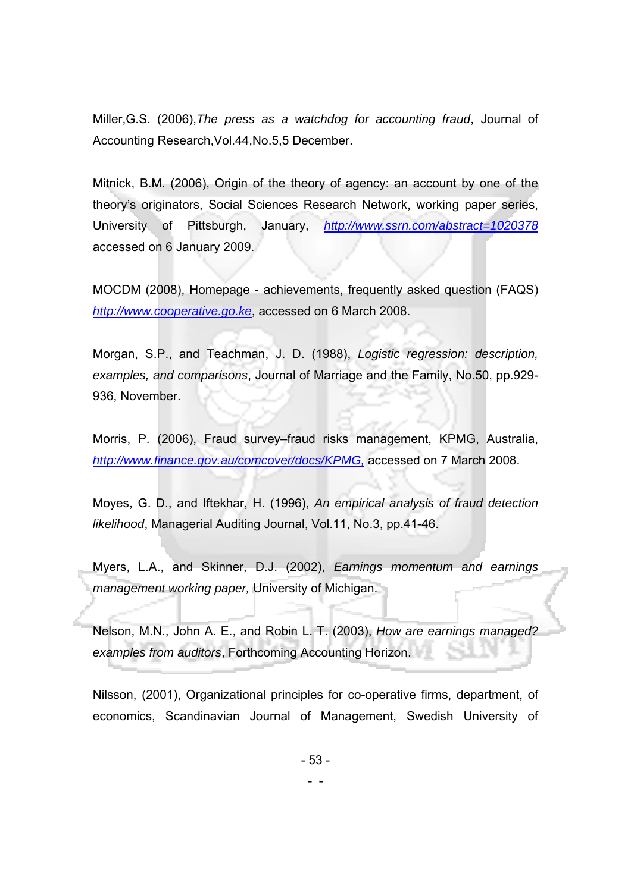Miller,G.S. (2006),*The press as a watchdog for accounting fraud*, Journal of Accounting Research,Vol.44,No.5,5 December.

Mitnick, B.M. (2006), Origin of the theory of agency: an account by one of the theory's originators, Social Sciences Research Network, working paper series, University of Pittsburgh, January, http://www.ssrn.com/abstract=1020378 accessed on 6 January 2009.

MOCDM (2008), Homepage - achievements, frequently asked question (FAQS) http://www.cooperative.go.ke, accessed on 6 March 2008.

Morgan, S.P., and Teachman, J. D. (1988), *Logistic regression: description, examples, and comparisons*, Journal of Marriage and the Family, No.50, pp.929-936, November.

Morris, P. (2006), Fraud survey–fraud risks management, KPMG, Australia, http://www.finance.gov.au/comcover/docs/KPMG, accessed on 7 March 2008.

Moyes, G. D., and Iftekhar, H. (1996), *An empirical analysis of fraud detection likelihood*, Managerial Auditing Journal, Vol.11, No.3, pp.41-46.

Myers, L.A., and Skinner, D.J. (2002), *Earnings momentum and earnings management working paper,* University of Michigan.

Nelson, M.N., John A. E., and Robin L. T. (2003), *How are earnings managed? examples from auditors*, Forthcoming Accounting Horizon.

Nilsson, (2001), Organizational principles for co-operative firms, department, of economics, Scandinavian Journal of Management, Swedish University of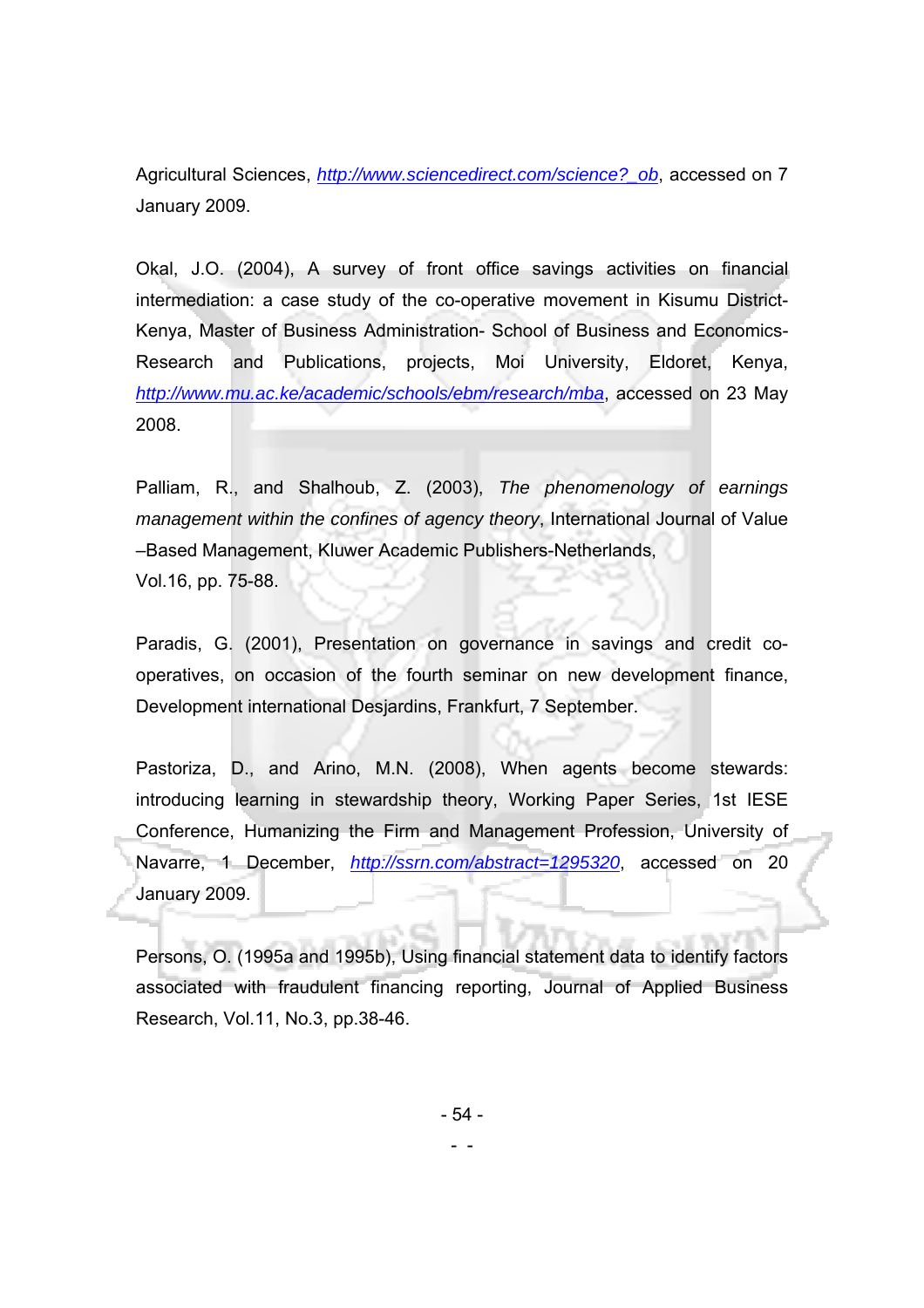Agricultural Sciences, http://www.sciencedirect.com/science?_ob, accessed on 7 January 2009.

Okal, J.O. (2004), A survey of front office savings activities on financial intermediation: a case study of the co-operative movement in Kisumu District-Kenya, Master of Business Administration- School of Business and Economics-Research and Publications, projects, Moi University, Eldoret, Kenya, http://www.mu.ac.ke/academic/schools/ebm/research/mba, accessed on 23 May 2008.

Palliam, R., and Shalhoub, Z. (2003), *The phenomenology of earnings management within the confines of agency theory*, International Journal of Value –Based Management, Kluwer Academic Publishers-Netherlands, Vol.16, pp. 75-88.

Paradis, G. (2001), Presentation on governance in savings and credit co-operatives, on occasion of the fourth seminar on new development finance, Development international Desjardins, Frankfurt, 7 September.

Pastoriza, D., and Arino, M.N. (2008), When agents become stewards: introducing learning in stewardship theory, Working Paper Series, 1st IESE Conference, Humanizing the Firm and Management Profession, University of Navarre, 1 December, http://ssrn.com/abstract=1295320, accessed on 20 January 2009.

Persons, O. (1995a and 1995b), Using financial statement data to identify factors associated with fraudulent financing reporting, Journal of Applied Business Research, Vol.11, No.3, pp.38-46.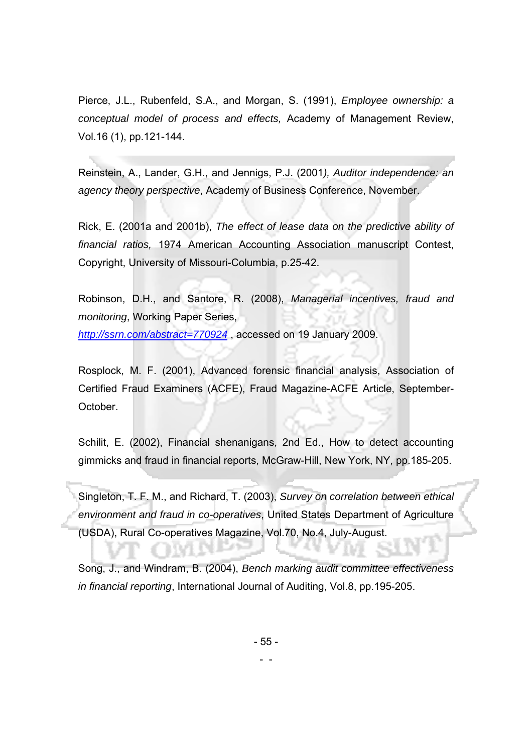Pierce, J.L., Rubenfeld, S.A., and Morgan, S. (1991), *Employee ownership: a conceptual model of process and effects,* Academy of Management Review, Vol.16 (1), pp.121-144.

Reinstein, A., Lander, G.H., and Jennigs, P.J. (2001*), Auditor independence: an agency theory perspective*, Academy of Business Conference, November.

Rick, E. (2001a and 2001b), *The effect of lease data on the predictive ability of financial ratios,* 1974 American Accounting Association manuscript Contest, Copyright, University of Missouri-Columbia, p.25-42.

Robinson, D.H., and Santore, R. (2008), *Managerial incentives, fraud and monitoring*, Working Paper Series, http://ssrn.com/abstract=770924 , accessed on 19 January 2009.

Rosplock, M. F. (2001), Advanced forensic financial analysis, Association of Certified Fraud Examiners (ACFE), Fraud Magazine-ACFE Article, September-October.

Schilit, E. (2002), Financial shenanigans, 2nd Ed., How to detect accounting gimmicks and fraud in financial reports, McGraw-Hill, New York, NY, pp.185-205.

Singleton, T. F. M., and Richard, T. (2003), *Survey on correlation between ethical environment and fraud in co-operatives*, United States Department of Agriculture (USDA), Rural Co-operatives Magazine, Vol.70, No.4, July-August.

Song, J., and Windram, B. (2004), *Bench marking audit committee effectiveness in financial reporting*, International Journal of Auditing, Vol.8, pp.195-205.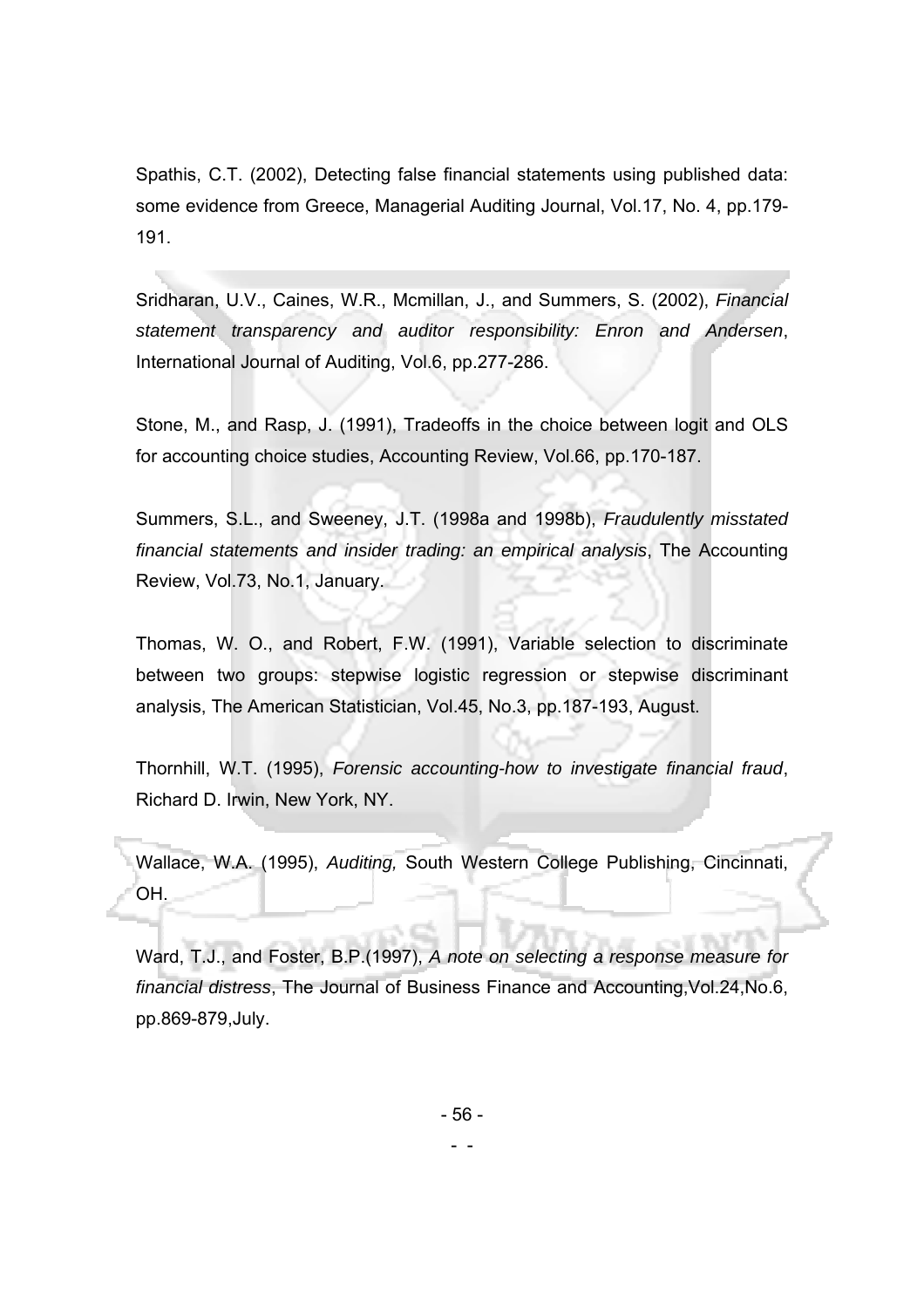Spathis, C.T. (2002), Detecting false financial statements using published data: some evidence from Greece, Managerial Auditing Journal, Vol.17, No. 4, pp.179-191.

Sridharan, U.V., Caines, W.R., Mcmillan, J., and Summers, S. (2002), *Financial statement transparency and auditor responsibility: Enron and Andersen*, International Journal of Auditing, Vol.6, pp.277-286.

Stone, M., and Rasp, J. (1991), Tradeoffs in the choice between logit and OLS for accounting choice studies, Accounting Review, Vol.66, pp.170-187.

Summers, S.L., and Sweeney, J.T. (1998a and 1998b), *Fraudulently misstated financial statements and insider trading: an empirical analysis*, The Accounting Review, Vol.73, No.1, January.

Thomas, W. O., and Robert, F.W. (1991), Variable selection to discriminate between two groups: stepwise logistic regression or stepwise discriminant analysis, The American Statistician, Vol.45, No.3, pp.187-193, August.

Thornhill, W.T. (1995), *Forensic accounting-how to investigate financial fraud*, Richard D. Irwin, New York, NY.

Wallace, W.A. (1995), *Auditing,* South Western College Publishing, Cincinnati, OH.

Ward, T.J., and Foster, B.P.(1997), *A note on selecting a response measure for financial distress*, The Journal of Business Finance and Accounting,Vol.24,No.6, pp.869-879,July.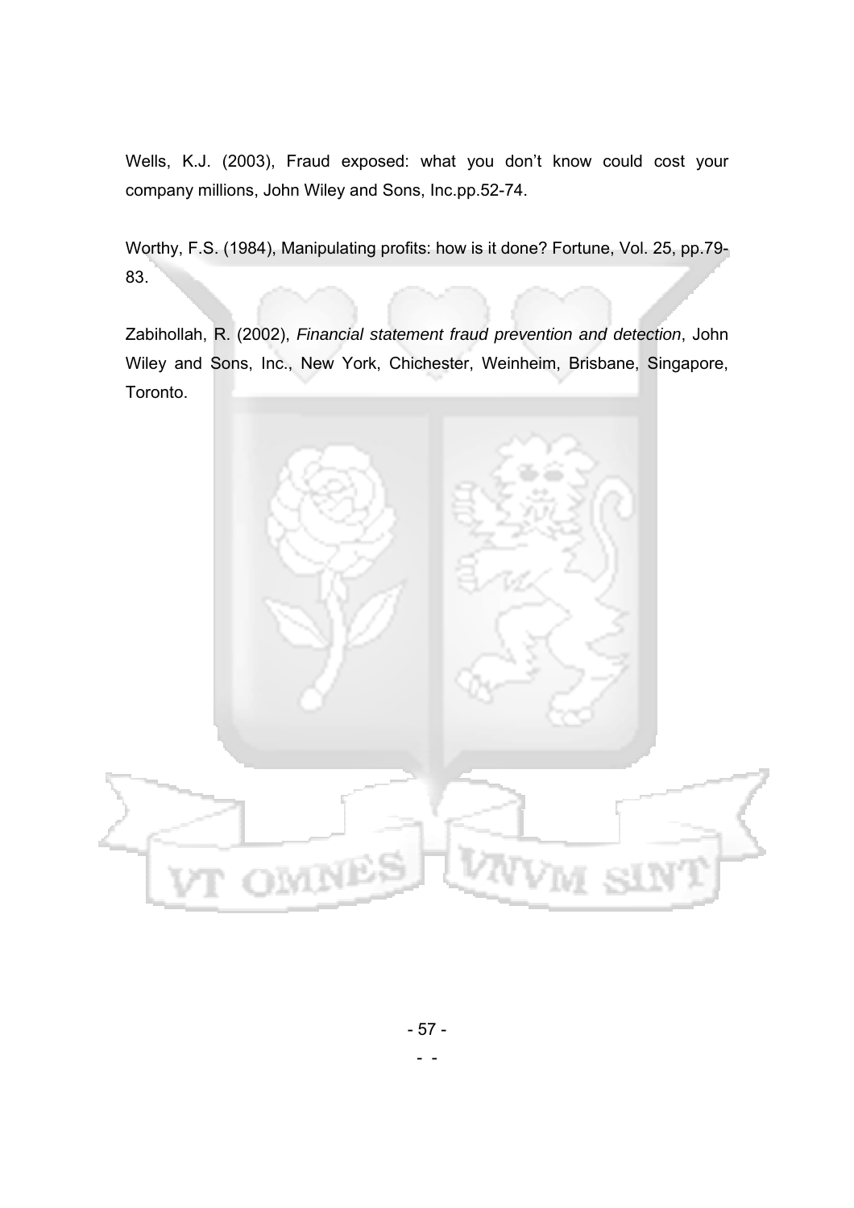Wells, K.J. (2003), Fraud exposed: what you don't know could cost your company millions, John Wiley and Sons, Inc.pp.52-74.

Worthy, F.S. (1984), Manipulating profits: how is it done? Fortune, Vol. 25, pp.79-83.

Zabihollah, R. (2002), *Financial statement fraud prevention and detection*, John Wiley and Sons, Inc., New York, Chichester, Weinheim, Brisbane, Singapore, Toronto.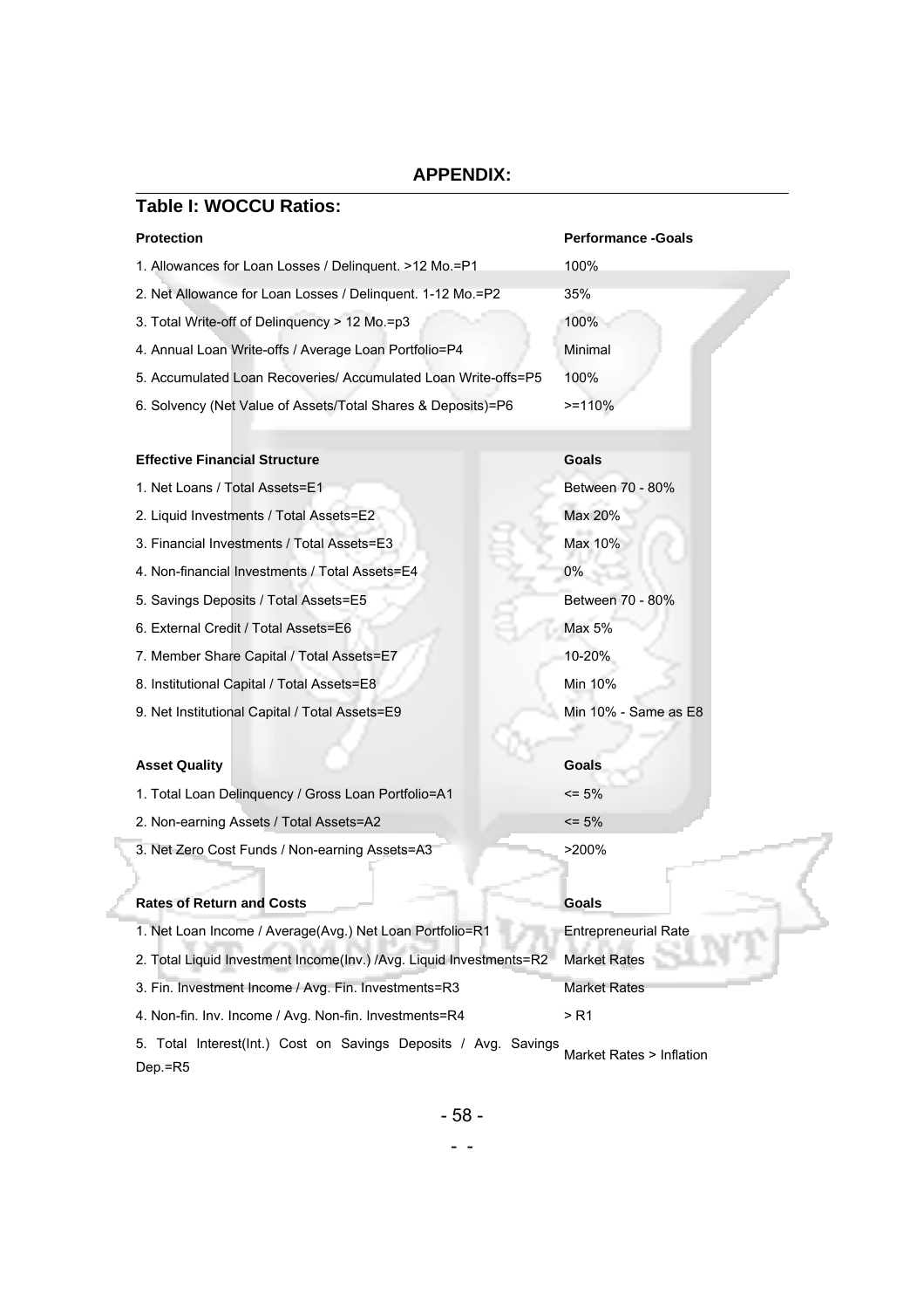## APPENDIX:

### Table I: WOCCU Ratios:

| Protection | Performance -Goals |
|---|---|
| 1. Allowances for Loan Losses / Delinquent. >12 Mo.=P1 | 100% |
| 2. Net Allowance for Loan Losses / Delinquent. 1-12 Mo.=P2 | 35% |
| 3. Total Write-off of Delinquency > 12 Mo.=p3 | 100% |
| 4. Annual Loan Write-offs / Average Loan Portfolio=P4 | Minimal |
| 5. Accumulated Loan Recoveries/ Accumulated Loan Write-offs=P5 | 100% |
| 6. Solvency (Net Value of Assets/Total Shares & Deposits)=P6 | >=110% |
| **Effective Financial Structure** | **Goals** |
| 1. Net Loans / Total Assets=E1 | Between 70 - 80% |
| 2. Liquid Investments / Total Assets=E2 | Max 20% |
| 3. Financial Investments / Total Assets=E3 | Max 10% |
| 4. Non-financial Investments / Total Assets=E4 | 0% |
| 5. Savings Deposits / Total Assets=E5 | Between 70 - 80% |
| 6. External Credit / Total Assets=E6 | Max 5% |
| 7. Member Share Capital / Total Assets=E7 | 10-20% |
| 8. Institutional Capital / Total Assets=E8 | Min 10% |
| 9. Net Institutional Capital / Total Assets=E9 | Min 10% - Same as E8 |
| **Asset Quality** | **Goals** |
| 1. Total Loan Delinquency / Gross Loan Portfolio=A1 | <= 5% |
| 2. Non-earning Assets / Total Assets=A2 | <= 5% |
| 3. Net Zero Cost Funds / Non-earning Assets=A3 | >200% |
| **Rates of Return and Costs** | **Goals** |
| 1. Net Loan Income / Average(Avg.) Net Loan Portfolio=R1 | Entrepreneurial Rate |
| 2. Total Liquid Investment Income(Inv.) /Avg. Liquid Investments=R2 | Market Rates |
| 3. Fin. Investment Income / Avg. Fin. Investments=R3 | Market Rates |
| 4. Non-fin. Inv. Income / Avg. Non-fin. Investments=R4 | > R1 |
| 5. Total Interest(Int.) Cost on Savings Deposits / Avg. Savings Dep.=R5 | Market Rates > Inflation |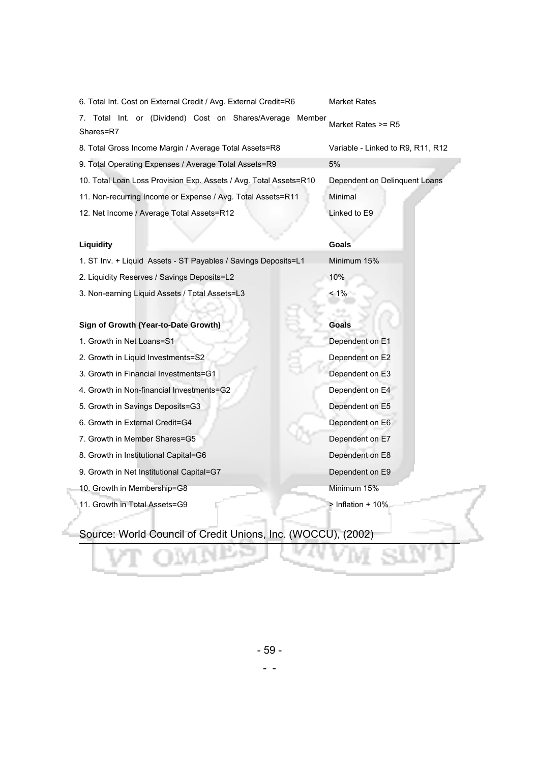| | |
|---|---|
| 6. Total Int. Cost on External Credit / Avg. External Credit=R6 | Market Rates |
| 7. Total Int. or (Dividend) Cost on Shares/Average Member Shares=R7 | Market Rates >= R5 |
| 8. Total Gross Income Margin / Average Total Assets=R8 | Variable - Linked to R9, R11, R12 |
| 9. Total Operating Expenses / Average Total Assets=R9 | 5% |
| 10. Total Loan Loss Provision Exp. Assets / Avg. Total Assets=R10 | Dependent on Delinquent Loans |
| 11. Non-recurring Income or Expense / Avg. Total Assets=R11 | Minimal |
| 12. Net Income / Average Total Assets=R12 | Linked to E9 |
| **Liquidity** | **Goals** |
| 1. ST Inv. + Liquid Assets - ST Payables / Savings Deposits=L1 | Minimum 15% |
| 2. Liquidity Reserves / Savings Deposits=L2 | 10% |
| 3. Non-earning Liquid Assets / Total Assets=L3 | < 1% |
| **Sign of Growth (Year-to-Date Growth)** | **Goals** |
| 1. Growth in Net Loans=S1 | Dependent on E1 |
| 2. Growth in Liquid Investments=S2 | Dependent on E2 |
| 3. Growth in Financial Investments=G1 | Dependent on E3 |
| 4. Growth in Non-financial Investments=G2 | Dependent on E4 |
| 5. Growth in Savings Deposits=G3 | Dependent on E5 |
| 6. Growth in External Credit=G4 | Dependent on E6 |
| 7. Growth in Member Shares=G5 | Dependent on E7 |
| 8. Growth in Institutional Capital=G6 | Dependent on E8 |
| 9. Growth in Net Institutional Capital=G7 | Dependent on E9 |
| 10. Growth in Membership=G8 | Minimum 15% |
| 11. Growth in Total Assets=G9 | > Inflation + 10% |

Source: World Council of Credit Unions, Inc. (WOCCU), (2002)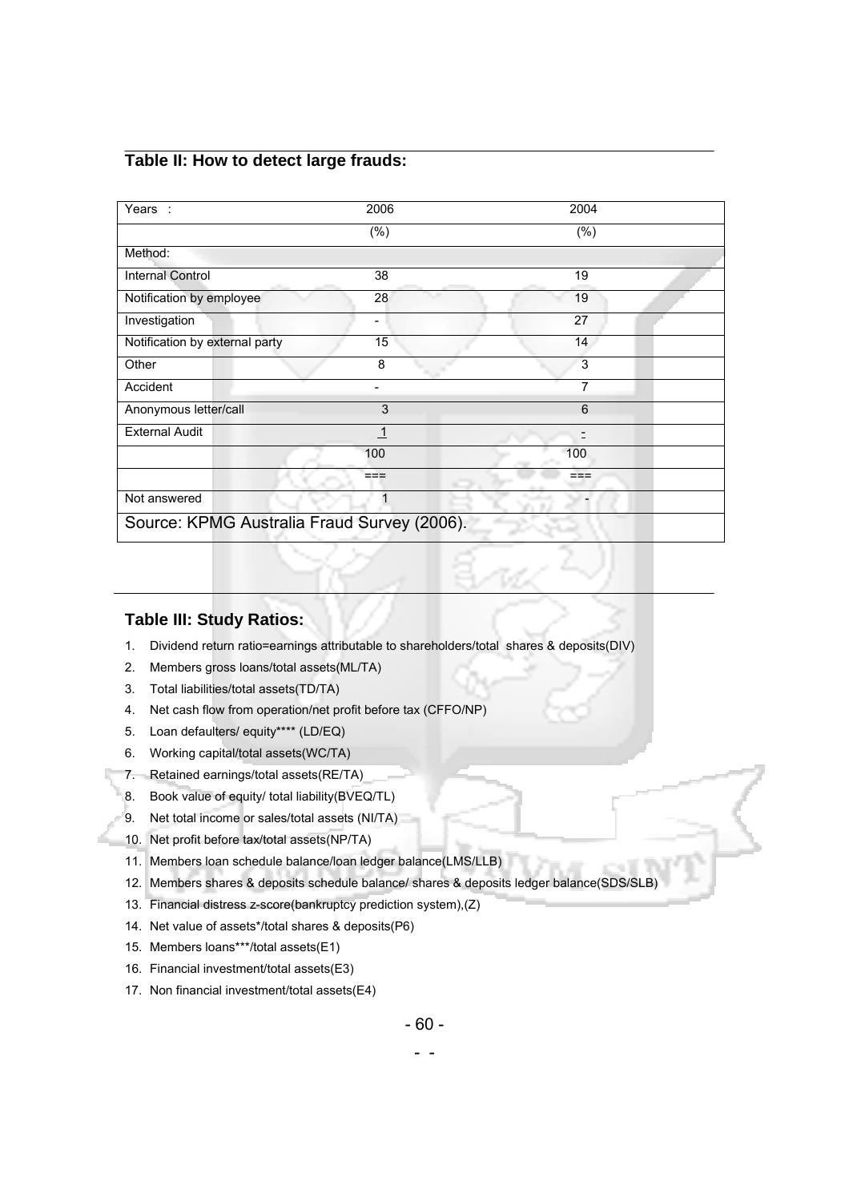## Table II: How to detect large frauds:

| Years : | 2006 | 2004 |
|---|---|---|
| | (%) | (%) |
| Method: | | |
| Internal Control | 38 | 19 |
| Notification by employee | 28 | 19 |
| Investigation | - | 27 |
| Notification by external party | 15 | 14 |
| Other | 8 | 3 |
| Accident | - | 7 |
| Anonymous letter/call | 3 | 6 |
| External Audit | 1 | - |
| | 100 | 100 |
| | === | === |
| Not answered | 1 | - |
| Source: KPMG Australia Fraud Survey (2006). | | |

## Table III: Study Ratios:

1. Dividend return ratio=earnings attributable to shareholders/total shares & deposits(DIV)
2. Members gross loans/total assets(ML/TA)
3. Total liabilities/total assets(TD/TA)
4. Net cash flow from operation/net profit before tax (CFFO/NP)
5. Loan defaulters/ equity**** (LD/EQ)
6. Working capital/total assets(WC/TA)
7. Retained earnings/total assets(RE/TA)
8. Book value of equity/ total liability(BVEQ/TL)
9. Net total income or sales/total assets (NI/TA)
10. Net profit before tax/total assets(NP/TA)
11. Members loan schedule balance/loan ledger balance(LMS/LLB)
12. Members shares & deposits schedule balance/ shares & deposits ledger balance(SDS/SLB)
13. Financial distress z-score(bankruptcy prediction system),(Z)
14. Net value of assets*/total shares & deposits(P6)
15. Members loans***/total assets(E1)
16. Financial investment/total assets(E3)
17. Non financial investment/total assets(E4)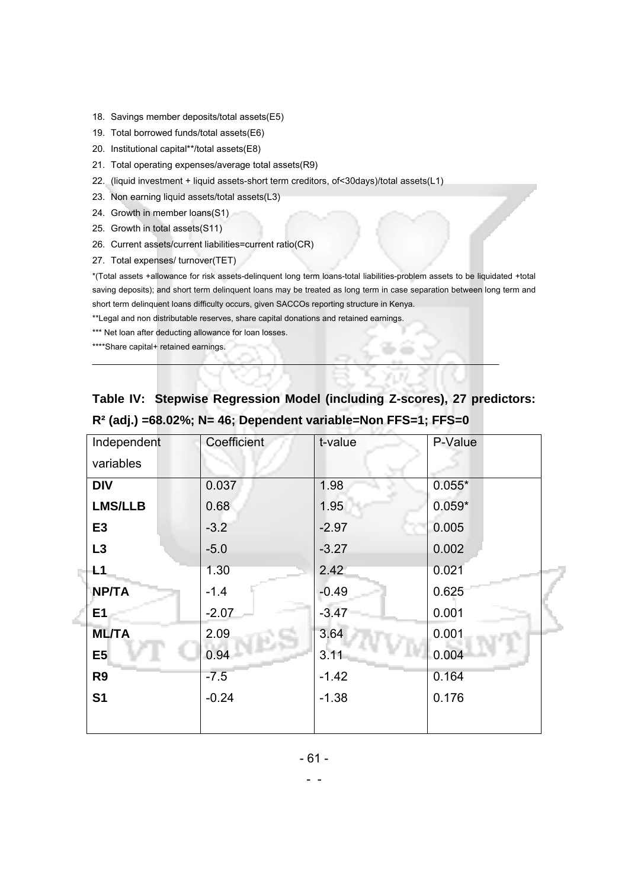18. Savings member deposits/total assets(E5)
19. Total borrowed funds/total assets(E6)
20. Institutional capital**/total assets(E8)
21. Total operating expenses/average total assets(R9)
22. (liquid investment + liquid assets-short term creditors, of<30days)/total assets(L1)
23. Non earning liquid assets/total assets(L3)
24. Growth in member loans(S1)
25. Growth in total assets(S11)
26. Current assets/current liabilities=current ratio(CR)
27. Total expenses/ turnover(TET)

*(Total assets +allowance for risk assets-delinquent long term loans-total liabilities-problem assets to be liquidated +total saving deposits); and short term delinquent loans may be treated as long term in case separation between long term and short term delinquent loans difficulty occurs, given SACCOs reporting structure in Kenya.

**Legal and non distributable reserves, share capital donations and retained earnings.

*** Net loan after deducting allowance for loan losses.

****Share capital+ retained earnings.

**Table IV: Stepwise Regression Model (including Z-scores), 27 predictors: $R^2$ (adj.) =68.02%; N= 46; Dependent variable=Non FFS=1; FFS=0**

| Independent variables | Coefficient | t-value | P-Value |
|---|---|---|---|
| **DIV** | 0.037 | 1.98 | 0.055* |
| **LMS/LLB** | 0.68 | 1.95 | 0.059* |
| **E3** | -3.2 | -2.97 | 0.005 |
| **L3** | -5.0 | -3.27 | 0.002 |
| **L1** | 1.30 | 2.42 | 0.021 |
| **NP/TA** | -1.4 | -0.49 | 0.625 |
| **E1** | -2.07 | -3.47 | 0.001 |
| **ML/TA** | 2.09 | 3.64 | 0.001 |
| **E5** | 0.94 | 3.11 | 0.004 |
| **R9** | -7.5 | -1.42 | 0.164 |
| **S1** | -0.24 | -1.38 | 0.176 |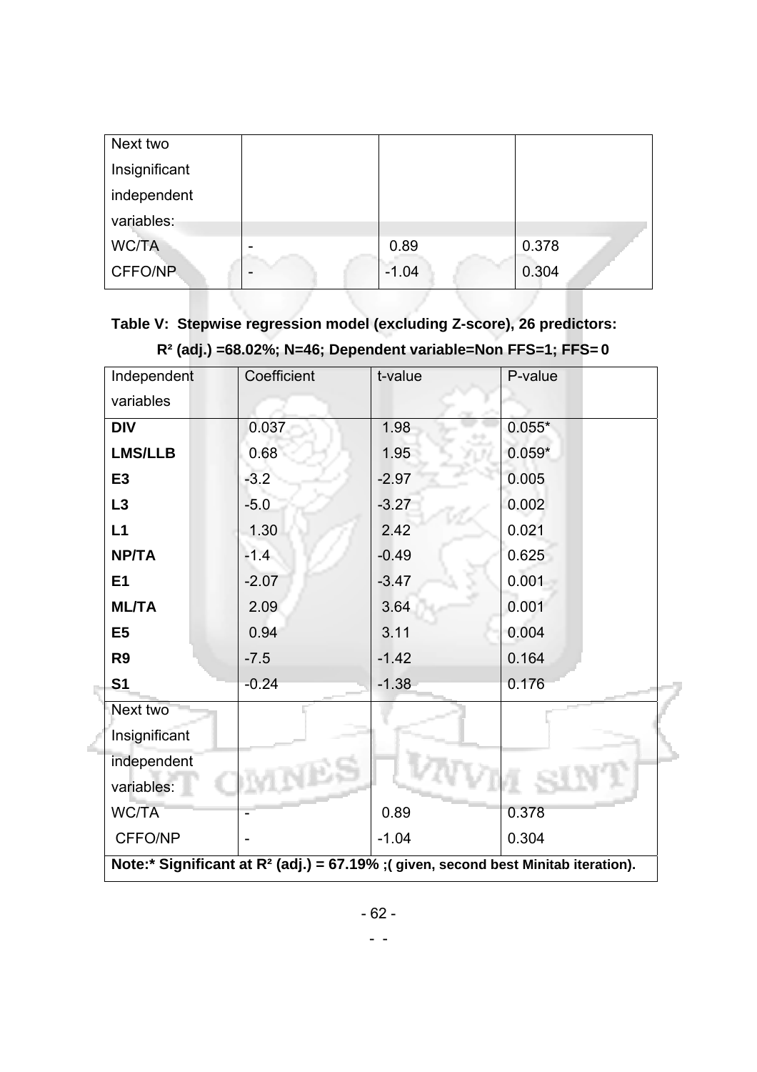| Next two Insignificant independent variables: | | | |
|---|---|---|---|
| WC/TA | - | 0.89 | 0.378 |
| CFFO/NP | - | -1.04 | 0.304 |

**Table V: Stepwise regression model (excluding Z-score), 26 predictors:**
**$R^2$ (adj.) =68.02%; N=46; Dependent variable=Non FFS=1; FFS= 0**

| Independent variables | Coefficient | t-value | P-value |
|---|---|---|---|
| **DIV** | 0.037 | 1.98 | 0.055* |
| **LMS/LLB** | 0.68 | 1.95 | 0.059* |
| **E3** | -3.2 | -2.97 | 0.005 |
| **L3** | -5.0 | -3.27 | 0.002 |
| **L1** | 1.30 | 2.42 | 0.021 |
| **NP/TA** | -1.4 | -0.49 | 0.625 |
| **E1** | -2.07 | -3.47 | 0.001 |
| **ML/TA** | 2.09 | 3.64 | 0.001 |
| **E5** | 0.94 | 3.11 | 0.004 |
| **R9** | -7.5 | -1.42 | 0.164 |
| **S1** | -0.24 | -1.38 | 0.176 |
| Next two Insignificant independent variables: | | | |
| WC/TA | - | 0.89 | 0.378 |
| CFFO/NP | - | -1.04 | 0.304 |

**Note:* Significant at $R^2$ (adj.) = 67.19% ;( given, second best Minitab iteration).**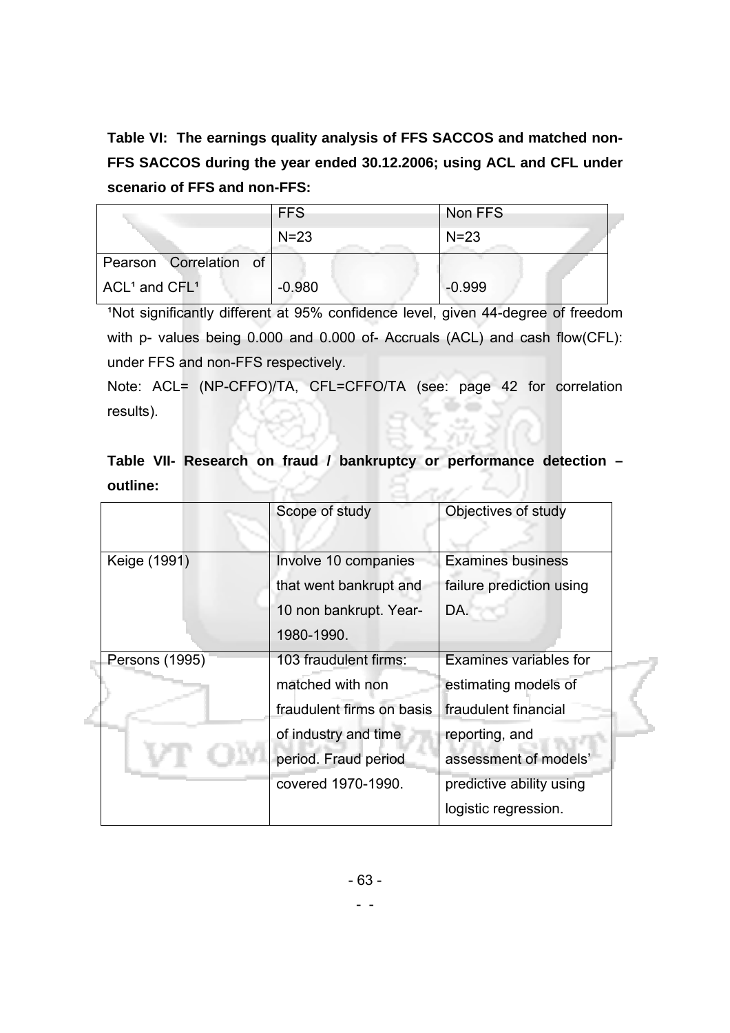**Table VI: The earnings quality analysis of FFS SACCOS and matched non-FFS SACCOS during the year ended 30.12.2006; using ACL and CFL under scenario of FFS and non-FFS:**

| | FFS N=23 | Non FFS N=23 |
|---|---|---|
| Pearson Correlation of ACL[1] and CFL[1] | -0.980 | -0.999 |

[1]Not significantly different at 95% confidence level, given 44-degree of freedom with p- values being 0.000 and 0.000 of- Accruals (ACL) and cash flow(CFL): under FFS and non-FFS respectively.

Note: ACL= (NP-CFFO)/TA, CFL=CFFO/TA (see: page 42 for correlation results).

**Table VII- Research on fraud / bankruptcy or performance detection – outline:**

| | Scope of study | Objectives of study |
|---|---|---|
| Keige (1991) | Involve 10 companies that went bankrupt and 10 non bankrupt. Year- 1980-1990. | Examines business failure prediction using DA. |
| Persons (1995) | 103 fraudulent firms: matched with non fraudulent firms on basis of industry and time period. Fraud period covered 1970-1990. | Examines variables for estimating models of fraudulent financial reporting, and assessment of models' predictive ability using logistic regression. |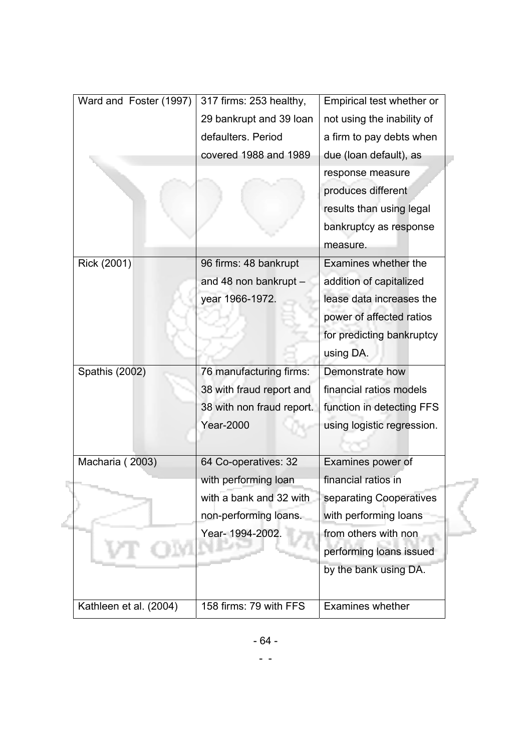| | | |
|---|---|---|
| Ward and Foster (1997) | 317 firms: 253 healthy, 29 bankrupt and 39 loan defaulters. Period covered 1988 and 1989 | Empirical test whether or not using the inability of a firm to pay debts when due (loan default), as response measure produces different results than using legal bankruptcy as response measure. |
| Rick (2001) | 96 firms: 48 bankrupt and 48 non bankrupt – year 1966-1972. | Examines whether the addition of capitalized lease data increases the power of affected ratios for predicting bankruptcy using DA. |
| Spathis (2002) | 76 manufacturing firms: 38 with fraud report and 38 with non fraud report. Year-2000 | Demonstrate how financial ratios models function in detecting FFS using logistic regression. |
| Macharia ( 2003) | 64 Co-operatives: 32 with performing loan with a bank and 32 with non-performing loans. Year- 1994-2002. | Examines power of financial ratios in separating Cooperatives with performing loans from others with non performing loans issued by the bank using DA. |
| Kathleen et al. (2004) | 158 firms: 79 with FFS | Examines whether |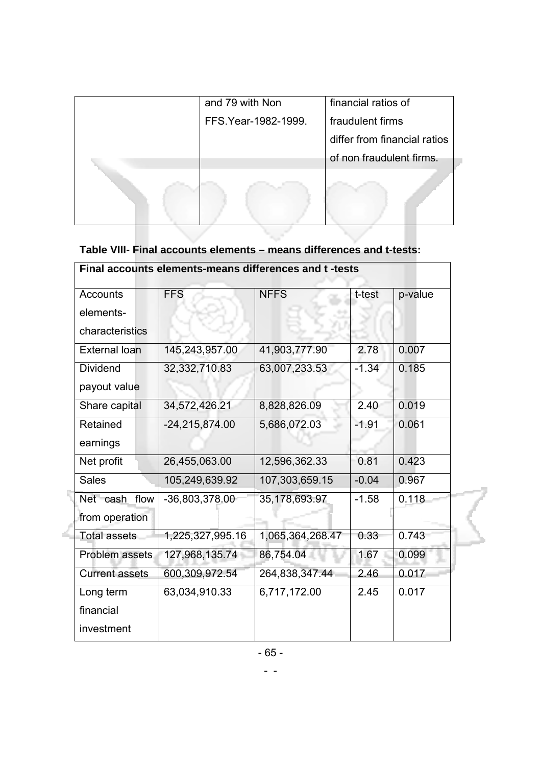| | and 79 with Non FFS.Year-1982-1999. | financial ratios of fraudulent firms differ from financial ratios of non fraudulent firms. |
|---|---|---|

**Table VIII- Final accounts elements – means differences and t-tests:**

| Final accounts elements-means differences and t -tests | | | | |
|---|---|---|---|---|
| Accounts elements-characteristics | FFS | NFFS | t-test | p-value |
| External loan | 145,243,957.00 | 41,903,777.90 | 2.78 | 0.007 |
| Dividend payout value | 32,332,710.83 | 63,007,233.53 | -1.34 | 0.185 |
| Share capital | 34,572,426.21 | 8,828,826.09 | 2.40 | 0.019 |
| Retained earnings | -24,215,874.00 | 5,686,072.03 | -1.91 | 0.061 |
| Net profit | 26,455,063.00 | 12,596,362.33 | 0.81 | 0.423 |
| Sales | 105,249,639.92 | 107,303,659.15 | -0.04 | 0.967 |
| Net cash flow from operation | -36,803,378.00 | 35,178,693.97 | -1.58 | 0.118 |
| Total assets | 1,225,327,995.16 | 1,065,364,268.47 | 0.33 | 0.743 |
| Problem assets | 127,968,135.74 | 86,754.04 | 1.67 | 0.099 |
| Current assets | 600,309,972.54 | 264,838,347.44 | 2.46 | 0.017 |
| Long term financial investment | 63,034,910.33 | 6,717,172.00 | 2.45 | 0.017 |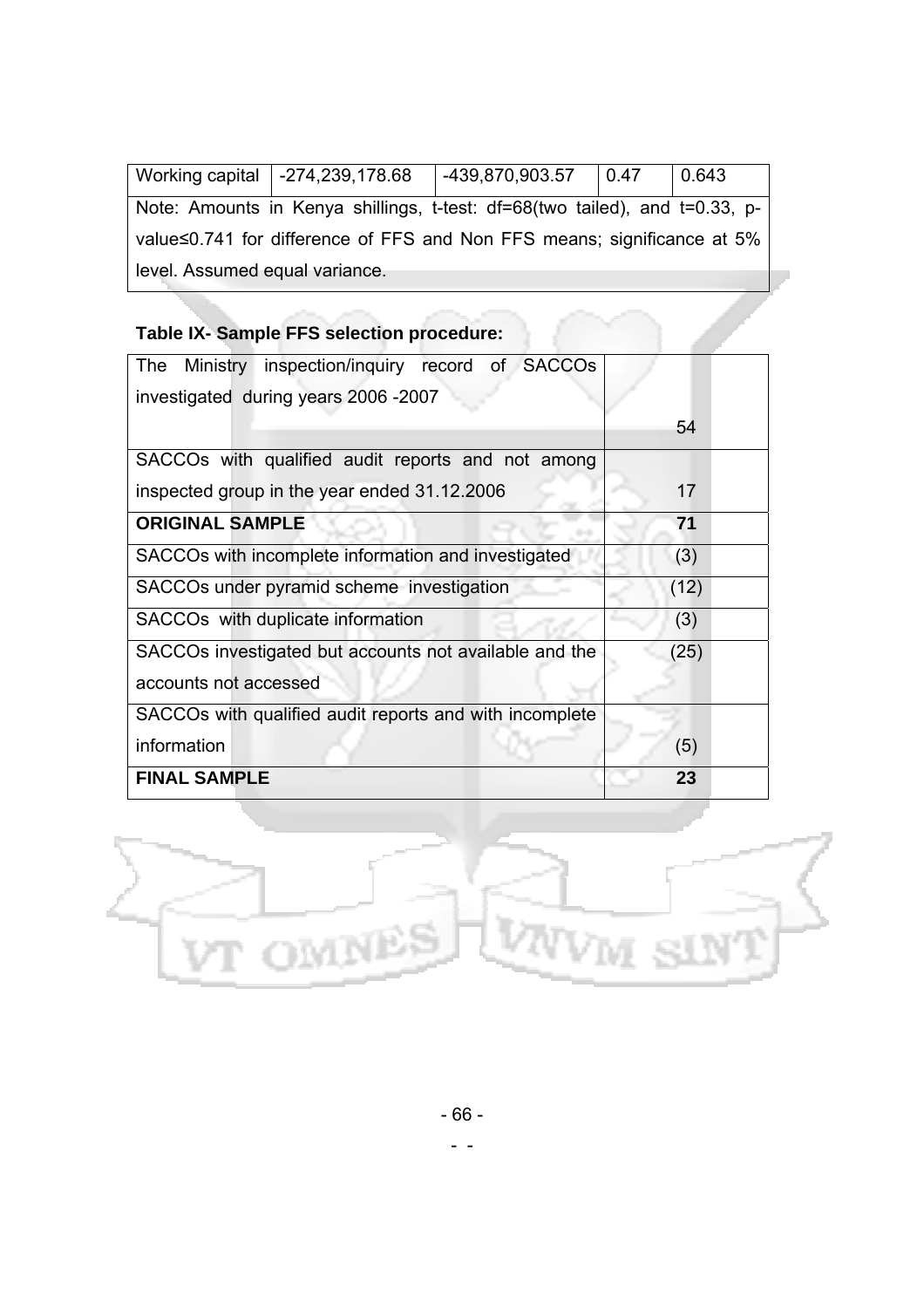| Working capital | -274,239,178.68 | -439,870,903.57 | 0.47 | 0.643 |
|---|---|---|---|---|

Note: Amounts in Kenya shillings, t-test: df=68(two tailed), and t=0.33, p-value≤0.741 for difference of FFS and Non FFS means; significance at 5% level. Assumed equal variance.

**Table IX- Sample FFS selection procedure:**

| | |
|---|---|
| The Ministry inspection/inquiry record of SACCOs investigated during years 2006 -2007 | 54 |
| SACCOs with qualified audit reports and not among inspected group in the year ended 31.12.2006 | 17 |
| **ORIGINAL SAMPLE** | **71** |
| SACCOs with incomplete information and investigated | (3) |
| SACCOs under pyramid scheme investigation | (12) |
| SACCOs with duplicate information | (3) |
| SACCOs investigated but accounts not available and the accounts not accessed | (25) |
| SACCOs with qualified audit reports and with incomplete information | (5) |
| **FINAL SAMPLE** | **23** |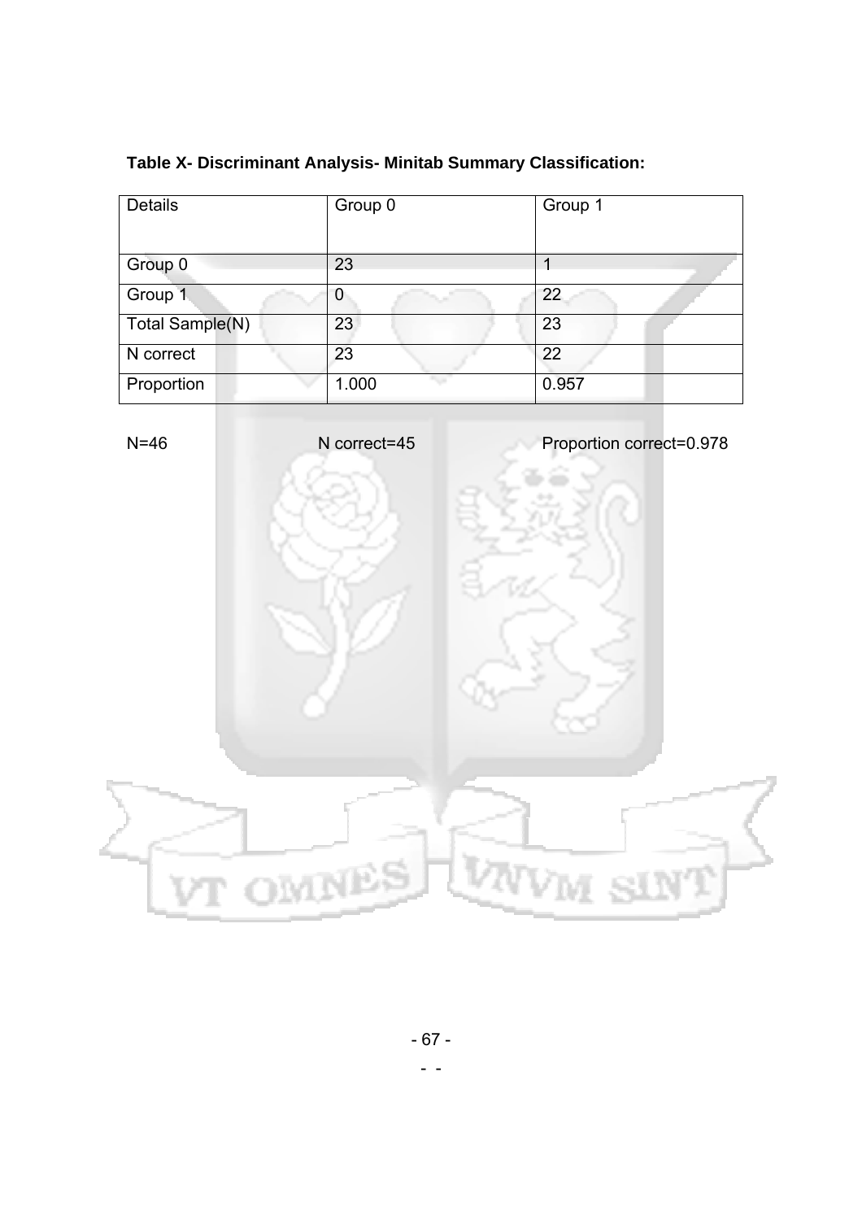**Table X- Discriminant Analysis- Minitab Summary Classification:**

| Details | Group 0 | Group 1 |
|---|---|---|
| Group 0 | 23 | 1 |
| Group 1 | 0 | 22 |
| Total Sample(N) | 23 | 23 |
| N correct | 23 | 22 |
| Proportion | 1.000 | 0.957 |

N=46 N correct=45 Proportion correct=0.978